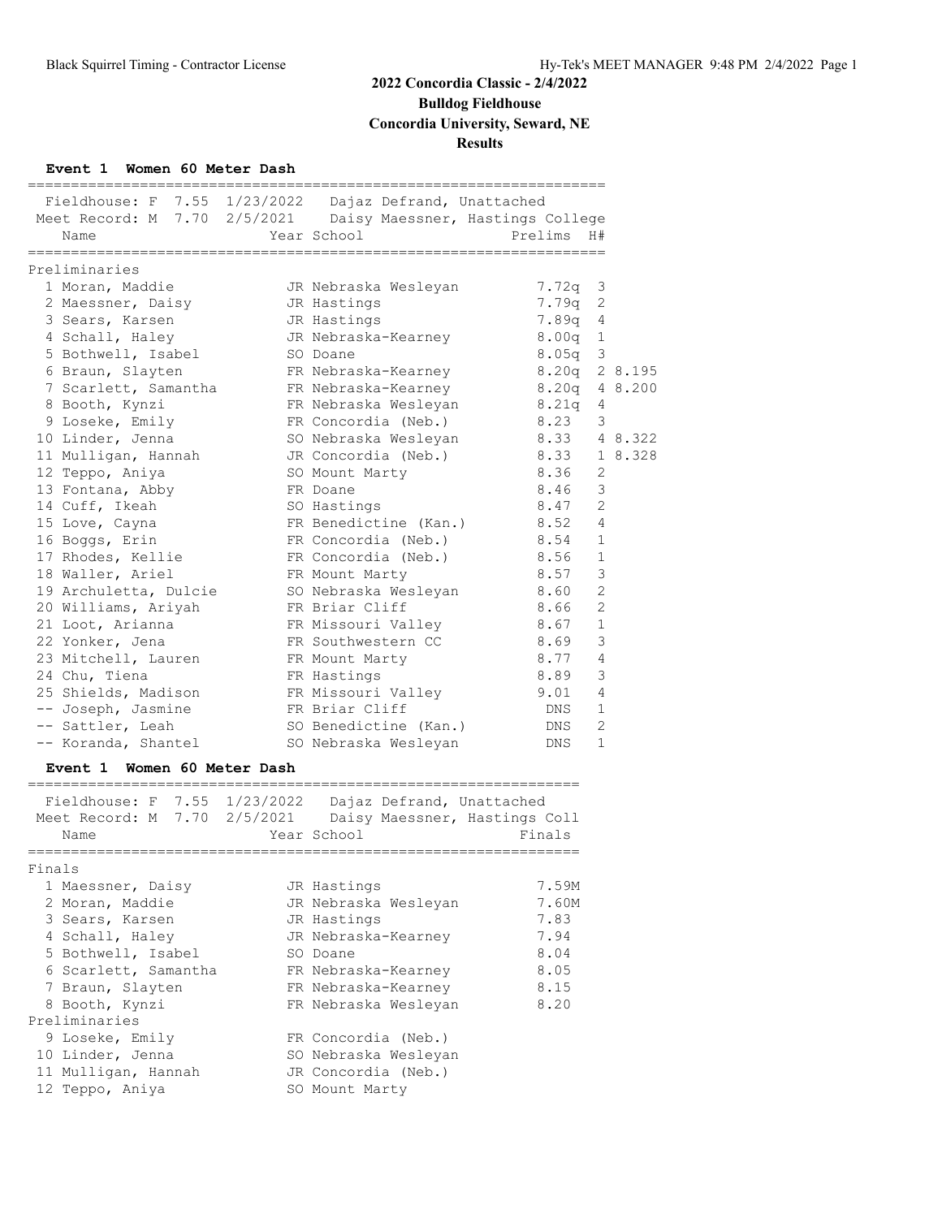# 2022 Concordia Classic - 2/4/2022

**Bulldog Fieldhouse**

**Concordia University, Seward, NE**

**Results**

### Event 1 Women 60 Meter Dash

Fieldhouse: F 7.55 1/23/2022 Dajaz Defrand, Unattached
Meet Record: M 7.70 2/5/2021 Daisy Maessner, Hastings College

**Preliminaries**

| Place | Name | Year | School | Prelims | H# | |
|---|---|---|---|---|---|---|
| 1 | Moran, Maddie | JR | Nebraska Wesleyan | 7.72q | 3 | |
| 2 | Maessner, Daisy | JR | Hastings | 7.79q | 2 | |
| 3 | Sears, Karsen | JR | Hastings | 7.89q | 4 | |
| 4 | Schall, Haley | JR | Nebraska-Kearney | 8.00q | 1 | |
| 5 | Bothwell, Isabel | SO | Doane | 8.05q | 3 | |
| 6 | Braun, Slayten | FR | Nebraska-Kearney | 8.20q | 2 | 8.195 |
| 7 | Scarlett, Samantha | FR | Nebraska-Kearney | 8.20q | 4 | 8.200 |
| 8 | Booth, Kynzi | FR | Nebraska Wesleyan | 8.21q | 4 | |
| 9 | Loseke, Emily | FR | Concordia (Neb.) | 8.23 | 3 | |
| 10 | Linder, Jenna | SO | Nebraska Wesleyan | 8.33 | 4 | 8.322 |
| 11 | Mulligan, Hannah | JR | Concordia (Neb.) | 8.33 | 1 | 8.328 |
| 12 | Teppo, Aniya | SO | Mount Marty | 8.36 | 2 | |
| 13 | Fontana, Abby | FR | Doane | 8.46 | 3 | |
| 14 | Cuff, Ikeah | SO | Hastings | 8.47 | 2 | |
| 15 | Love, Cayna | FR | Benedictine (Kan.) | 8.52 | 4 | |
| 16 | Boggs, Erin | FR | Concordia (Neb.) | 8.54 | 1 | |
| 17 | Rhodes, Kellie | FR | Concordia (Neb.) | 8.56 | 1 | |
| 18 | Waller, Ariel | FR | Mount Marty | 8.57 | 3 | |
| 19 | Archuletta, Dulcie | SO | Nebraska Wesleyan | 8.60 | 2 | |
| 20 | Williams, Ariyah | FR | Briar Cliff | 8.66 | 2 | |
| 21 | Loot, Arianna | FR | Missouri Valley | 8.67 | 1 | |
| 22 | Yonker, Jena | FR | Southwestern CC | 8.69 | 3 | |
| 23 | Mitchell, Lauren | FR | Mount Marty | 8.77 | 4 | |
| 24 | Chu, Tiena | FR | Hastings | 8.89 | 3 | |
| 25 | Shields, Madison | FR | Missouri Valley | 9.01 | 4 | |
| -- | Joseph, Jasmine | FR | Briar Cliff | DNS | 1 | |
| -- | Sattler, Leah | SO | Benedictine (Kan.) | DNS | 2 | |
| -- | Koranda, Shantel | SO | Nebraska Wesleyan | DNS | 1 | |

### Event 1 Women 60 Meter Dash

Fieldhouse: F 7.55 1/23/2022 Dajaz Defrand, Unattached
Meet Record: M 7.70 2/5/2021 Daisy Maessner, Hastings Coll

**Finals**

| Place | Name | Year | School | Finals |
|---|---|---|---|---|
| 1 | Maessner, Daisy | JR | Hastings | 7.59M |
| 2 | Moran, Maddie | JR | Nebraska Wesleyan | 7.60M |
| 3 | Sears, Karsen | JR | Hastings | 7.83 |
| 4 | Schall, Haley | JR | Nebraska-Kearney | 7.94 |
| 5 | Bothwell, Isabel | SO | Doane | 8.04 |
| 6 | Scarlett, Samantha | FR | Nebraska-Kearney | 8.05 |
| 7 | Braun, Slayten | FR | Nebraska-Kearney | 8.15 |
| 8 | Booth, Kynzi | FR | Nebraska Wesleyan | 8.20 |

**Preliminaries**

| Place | Name | Year | School | Finals |
|---|---|---|---|---|
| 9 | Loseke, Emily | FR | Concordia (Neb.) | |
| 10 | Linder, Jenna | SO | Nebraska Wesleyan | |
| 11 | Mulligan, Hannah | JR | Concordia (Neb.) | |
| 12 | Teppo, Aniya | SO | Mount Marty | |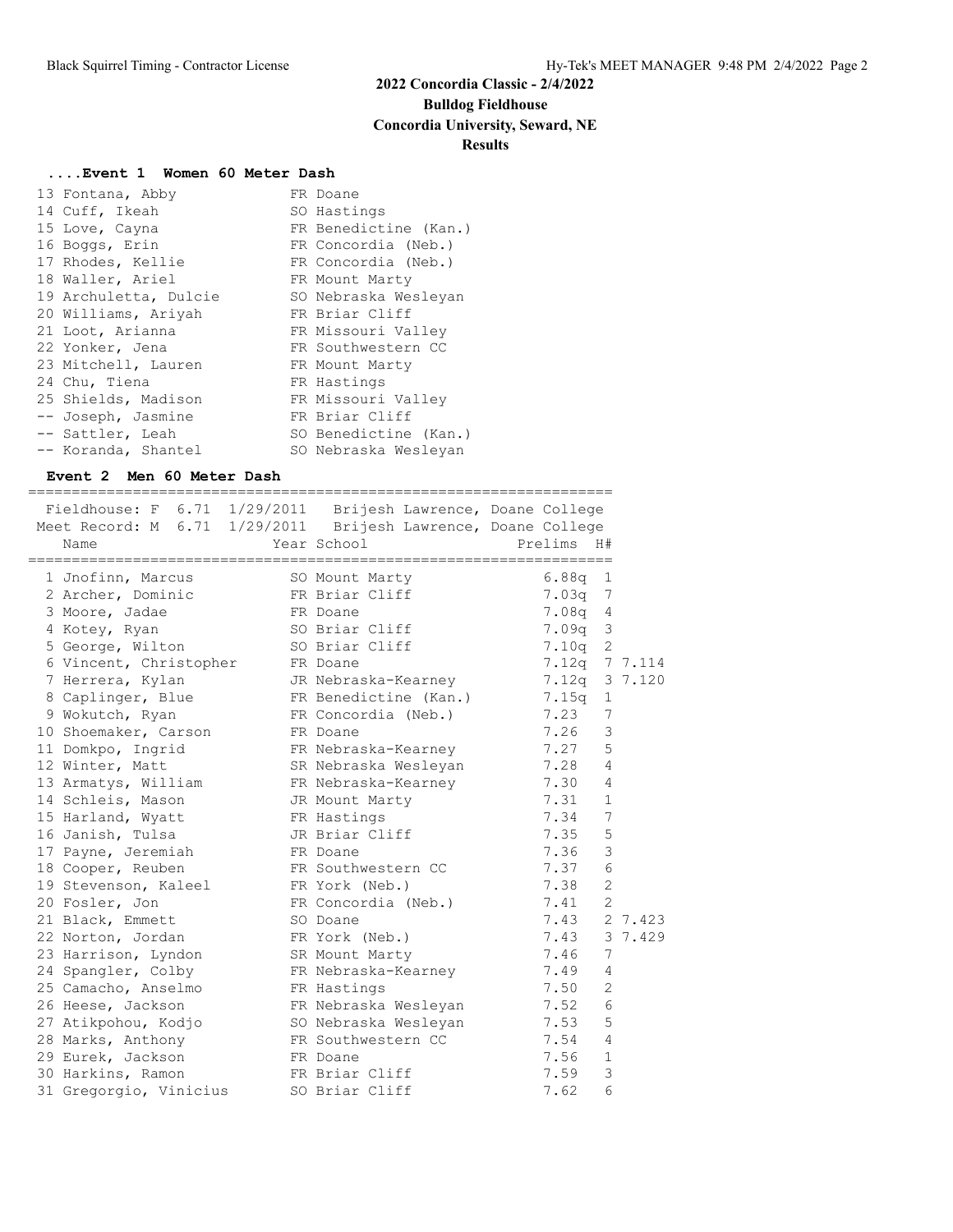# 2022 Concordia Classic - 2/4/2022

**Bulldog Fieldhouse**

**Concordia University, Seward, NE**

**Results**

### ....Event 1 Women 60 Meter Dash

| Place | Name | Year | School |
|---|---|---|---|
| 13 | Fontana, Abby | FR | Doane |
| 14 | Cuff, Ikeah | SO | Hastings |
| 15 | Love, Cayna | FR | Benedictine (Kan.) |
| 16 | Boggs, Erin | FR | Concordia (Neb.) |
| 17 | Rhodes, Kellie | FR | Concordia (Neb.) |
| 18 | Waller, Ariel | FR | Mount Marty |
| 19 | Archuletta, Dulcie | SO | Nebraska Wesleyan |
| 20 | Williams, Ariyah | FR | Briar Cliff |
| 21 | Loot, Arianna | FR | Missouri Valley |
| 22 | Yonker, Jena | FR | Southwestern CC |
| 23 | Mitchell, Lauren | FR | Mount Marty |
| 24 | Chu, Tiena | FR | Hastings |
| 25 | Shields, Madison | FR | Missouri Valley |
| -- | Joseph, Jasmine | FR | Briar Cliff |
| -- | Sattler, Leah | SO | Benedictine (Kan.) |
| -- | Koranda, Shantel | SO | Nebraska Wesleyan |

### Event 2 Men 60 Meter Dash

Fieldhouse: F 6.71 1/29/2011 Brijesh Lawrence, Doane College
Meet Record: M 6.71 1/29/2011 Brijesh Lawrence, Doane College

| Place | Name | Year | School | Prelims | H# | |
|---|---|---|---|---|---|---|
| 1 | Jnofinn, Marcus | SO | Mount Marty | 6.88q | 1 | |
| 2 | Archer, Dominic | FR | Briar Cliff | 7.03q | 7 | |
| 3 | Moore, Jadae | FR | Doane | 7.08q | 4 | |
| 4 | Kotey, Ryan | SO | Briar Cliff | 7.09q | 3 | |
| 5 | George, Wilton | SO | Briar Cliff | 7.10q | 2 | |
| 6 | Vincent, Christopher | FR | Doane | 7.12q | 7 | 7.114 |
| 7 | Herrera, Kylan | JR | Nebraska-Kearney | 7.12q | 3 | 7.120 |
| 8 | Caplinger, Blue | FR | Benedictine (Kan.) | 7.15q | 1 | |
| 9 | Wokutch, Ryan | FR | Concordia (Neb.) | 7.23 | 7 | |
| 10 | Shoemaker, Carson | FR | Doane | 7.26 | 3 | |
| 11 | Domkpo, Ingrid | FR | Nebraska-Kearney | 7.27 | 5 | |
| 12 | Winter, Matt | SR | Nebraska Wesleyan | 7.28 | 4 | |
| 13 | Armatys, William | FR | Nebraska-Kearney | 7.30 | 4 | |
| 14 | Schleis, Mason | JR | Mount Marty | 7.31 | 1 | |
| 15 | Harland, Wyatt | FR | Hastings | 7.34 | 7 | |
| 16 | Janish, Tulsa | JR | Briar Cliff | 7.35 | 5 | |
| 17 | Payne, Jeremiah | FR | Doane | 7.36 | 3 | |
| 18 | Cooper, Reuben | FR | Southwestern CC | 7.37 | 6 | |
| 19 | Stevenson, Kaleel | FR | York (Neb.) | 7.38 | 2 | |
| 20 | Fosler, Jon | FR | Concordia (Neb.) | 7.41 | 2 | |
| 21 | Black, Emmett | SO | Doane | 7.43 | 2 | 7.423 |
| 22 | Norton, Jordan | FR | York (Neb.) | 7.43 | 3 | 7.429 |
| 23 | Harrison, Lyndon | SR | Mount Marty | 7.46 | 7 | |
| 24 | Spangler, Colby | FR | Nebraska-Kearney | 7.49 | 4 | |
| 25 | Camacho, Anselmo | FR | Hastings | 7.50 | 2 | |
| 26 | Heese, Jackson | FR | Nebraska Wesleyan | 7.52 | 6 | |
| 27 | Atikpohou, Kodjo | SO | Nebraska Wesleyan | 7.53 | 5 | |
| 28 | Marks, Anthony | FR | Southwestern CC | 7.54 | 4 | |
| 29 | Eurek, Jackson | FR | Doane | 7.56 | 1 | |
| 30 | Harkins, Ramon | FR | Briar Cliff | 7.59 | 3 | |
| 31 | Gregorgio, Vinicius | SO | Briar Cliff | 7.62 | 6 | |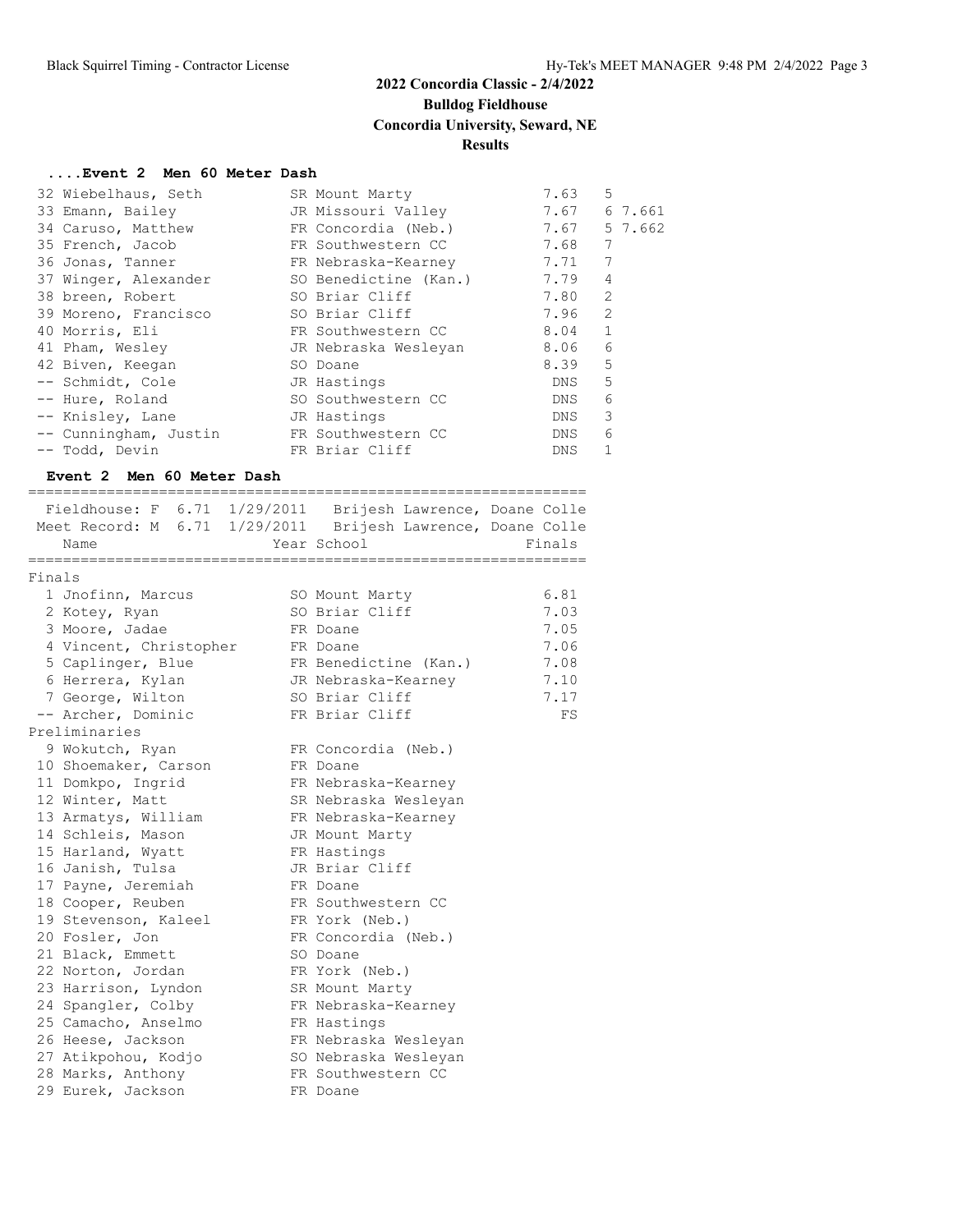## 2022 Concordia Classic - 2/4/2022

**Bulldog Fieldhouse**

**Concordia University, Seward, NE**

**Results**

### ....Event 2 Men 60 Meter Dash

| Place | Name | Year | School | Prelims | H# | Tiebreak |
|---|---|---|---|---|---|---|
| 32 | Wiebelhaus, Seth | SR | Mount Marty | 7.63 | 5 | |
| 33 | Emann, Bailey | JR | Missouri Valley | 7.67 | 6 | 7.661 |
| 34 | Caruso, Matthew | FR | Concordia (Neb.) | 7.67 | 5 | 7.662 |
| 35 | French, Jacob | FR | Southwestern CC | 7.68 | 7 | |
| 36 | Jonas, Tanner | FR | Nebraska-Kearney | 7.71 | 7 | |
| 37 | Winger, Alexander | SO | Benedictine (Kan.) | 7.79 | 4 | |
| 38 | breen, Robert | SO | Briar Cliff | 7.80 | 2 | |
| 39 | Moreno, Francisco | SO | Briar Cliff | 7.96 | 2 | |
| 40 | Morris, Eli | FR | Southwestern CC | 8.04 | 1 | |
| 41 | Pham, Wesley | JR | Nebraska Wesleyan | 8.06 | 6 | |
| 42 | Biven, Keegan | SO | Doane | 8.39 | 5 | |
| -- | Schmidt, Cole | JR | Hastings | DNS | 5 | |
| -- | Hure, Roland | SO | Southwestern CC | DNS | 6 | |
| -- | Knisley, Lane | JR | Hastings | DNS | 3 | |
| -- | Cunningham, Justin | FR | Southwestern CC | DNS | 6 | |
| -- | Todd, Devin | FR | Briar Cliff | DNS | 1 | |

### Event 2 Men 60 Meter Dash

Fieldhouse: F 6.71 1/29/2011 Brijesh Lawrence, Doane Colle

Meet Record: M 6.71 1/29/2011 Brijesh Lawrence, Doane Colle

**Finals**

| Place | Name | Year | School | Finals |
|---|---|---|---|---|
| 1 | Jnofinn, Marcus | SO | Mount Marty | 6.81 |
| 2 | Kotey, Ryan | SO | Briar Cliff | 7.03 |
| 3 | Moore, Jadae | FR | Doane | 7.05 |
| 4 | Vincent, Christopher | FR | Doane | 7.06 |
| 5 | Caplinger, Blue | FR | Benedictine (Kan.) | 7.08 |
| 6 | Herrera, Kylan | JR | Nebraska-Kearney | 7.10 |
| 7 | George, Wilton | SO | Briar Cliff | 7.17 |
| -- | Archer, Dominic | FR | Briar Cliff | FS |

**Preliminaries**

| Place | Name | Year | School |
|---|---|---|---|
| 9 | Wokutch, Ryan | FR | Concordia (Neb.) |
| 10 | Shoemaker, Carson | FR | Doane |
| 11 | Domkpo, Ingrid | FR | Nebraska-Kearney |
| 12 | Winter, Matt | SR | Nebraska Wesleyan |
| 13 | Armatys, William | FR | Nebraska-Kearney |
| 14 | Schleis, Mason | JR | Mount Marty |
| 15 | Harland, Wyatt | FR | Hastings |
| 16 | Janish, Tulsa | JR | Briar Cliff |
| 17 | Payne, Jeremiah | FR | Doane |
| 18 | Cooper, Reuben | FR | Southwestern CC |
| 19 | Stevenson, Kaleel | FR | York (Neb.) |
| 20 | Fosler, Jon | FR | Concordia (Neb.) |
| 21 | Black, Emmett | SO | Doane |
| 22 | Norton, Jordan | FR | York (Neb.) |
| 23 | Harrison, Lyndon | SR | Mount Marty |
| 24 | Spangler, Colby | FR | Nebraska-Kearney |
| 25 | Camacho, Anselmo | FR | Hastings |
| 26 | Heese, Jackson | FR | Nebraska Wesleyan |
| 27 | Atikpohou, Kodjo | SO | Nebraska Wesleyan |
| 28 | Marks, Anthony | FR | Southwestern CC |
| 29 | Eurek, Jackson | FR | Doane |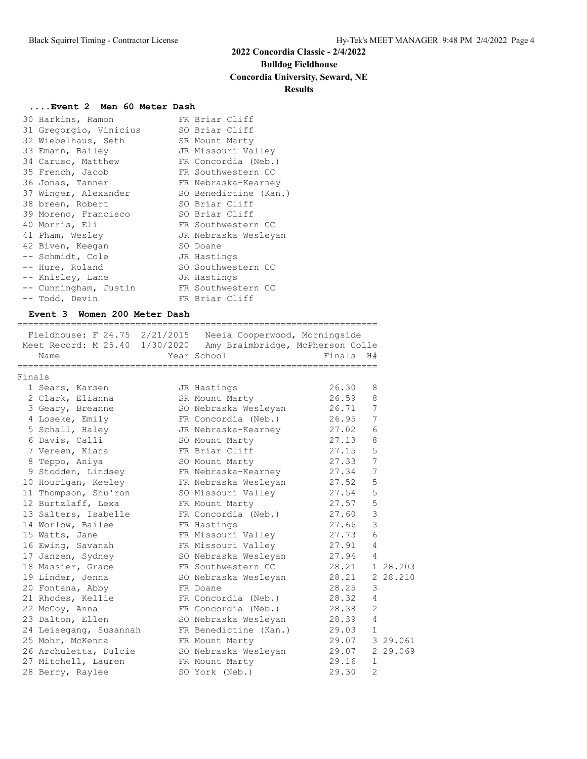# 2022 Concordia Classic - 2/4/2022

**Bulldog Fieldhouse**

**Concordia University, Seward, NE**

**Results**

### ....Event 2 Men 60 Meter Dash

| Place | Name | Year | School |
|---|---|---|---|
| 30 | Harkins, Ramon | FR | Briar Cliff |
| 31 | Gregorgio, Vinicius | SO | Briar Cliff |
| 32 | Wiebelhaus, Seth | SR | Mount Marty |
| 33 | Emann, Bailey | JR | Missouri Valley |
| 34 | Caruso, Matthew | FR | Concordia (Neb.) |
| 35 | French, Jacob | FR | Southwestern CC |
| 36 | Jonas, Tanner | FR | Nebraska-Kearney |
| 37 | Winger, Alexander | SO | Benedictine (Kan.) |
| 38 | breen, Robert | SO | Briar Cliff |
| 39 | Moreno, Francisco | SO | Briar Cliff |
| 40 | Morris, Eli | FR | Southwestern CC |
| 41 | Pham, Wesley | JR | Nebraska Wesleyan |
| 42 | Biven, Keegan | SO | Doane |
| -- | Schmidt, Cole | JR | Hastings |
| -- | Hure, Roland | SO | Southwestern CC |
| -- | Knisley, Lane | JR | Hastings |
| -- | Cunningham, Justin | FR | Southwestern CC |
| -- | Todd, Devin | FR | Briar Cliff |

### Event 3 Women 200 Meter Dash

Fieldhouse: F 24.75 2/21/2015 Neeia Cooperwood, Morningside

Meet Record: M 25.40 1/30/2020 Amy Braimbridge, McPherson Colle

Finals

| Place | Name | Year | School | Finals | H# | |
|---|---|---|---|---|---|---|
| 1 | Sears, Karsen | JR | Hastings | 26.30 | 8 | |
| 2 | Clark, Elianna | SR | Mount Marty | 26.59 | 8 | |
| 3 | Geary, Breanne | SO | Nebraska Wesleyan | 26.71 | 7 | |
| 4 | Loseke, Emily | FR | Concordia (Neb.) | 26.95 | 7 | |
| 5 | Schall, Haley | JR | Nebraska-Kearney | 27.02 | 6 | |
| 6 | Davis, Calli | SO | Mount Marty | 27.13 | 8 | |
| 7 | Vereen, Kiana | FR | Briar Cliff | 27.15 | 5 | |
| 8 | Teppo, Aniya | SO | Mount Marty | 27.33 | 7 | |
| 9 | Stodden, Lindsey | FR | Nebraska-Kearney | 27.34 | 7 | |
| 10 | Hourigan, Keeley | FR | Nebraska Wesleyan | 27.52 | 5 | |
| 11 | Thompson, Shu'ron | SO | Missouri Valley | 27.54 | 5 | |
| 12 | Burtzlaff, Lexa | FR | Mount Marty | 27.57 | 5 | |
| 13 | Salters, Isabelle | FR | Concordia (Neb.) | 27.60 | 3 | |
| 14 | Worlow, Bailee | FR | Hastings | 27.66 | 3 | |
| 15 | Watts, Jane | FR | Missouri Valley | 27.73 | 6 | |
| 16 | Ewing, Savanah | FR | Missouri Valley | 27.91 | 4 | |
| 17 | Janzen, Sydney | SO | Nebraska Wesleyan | 27.94 | 4 | |
| 18 | Massier, Grace | FR | Southwestern CC | 28.21 | 1 | 28.203 |
| 19 | Linder, Jenna | SO | Nebraska Wesleyan | 28.21 | 2 | 28.210 |
| 20 | Fontana, Abby | FR | Doane | 28.25 | 3 | |
| 21 | Rhodes, Kellie | FR | Concordia (Neb.) | 28.32 | 4 | |
| 22 | McCoy, Anna | FR | Concordia (Neb.) | 28.38 | 2 | |
| 23 | Dalton, Ellen | SO | Nebraska Wesleyan | 28.39 | 4 | |
| 24 | Leisegang, Susannah | FR | Benedictine (Kan.) | 29.03 | 1 | |
| 25 | Mohr, McKenna | FR | Mount Marty | 29.07 | 3 | 29.061 |
| 26 | Archuletta, Dulcie | SO | Nebraska Wesleyan | 29.07 | 2 | 29.069 |
| 27 | Mitchell, Lauren | FR | Mount Marty | 29.16 | 1 | |
| 28 | Berry, Raylee | SO | York (Neb.) | 29.30 | 2 | |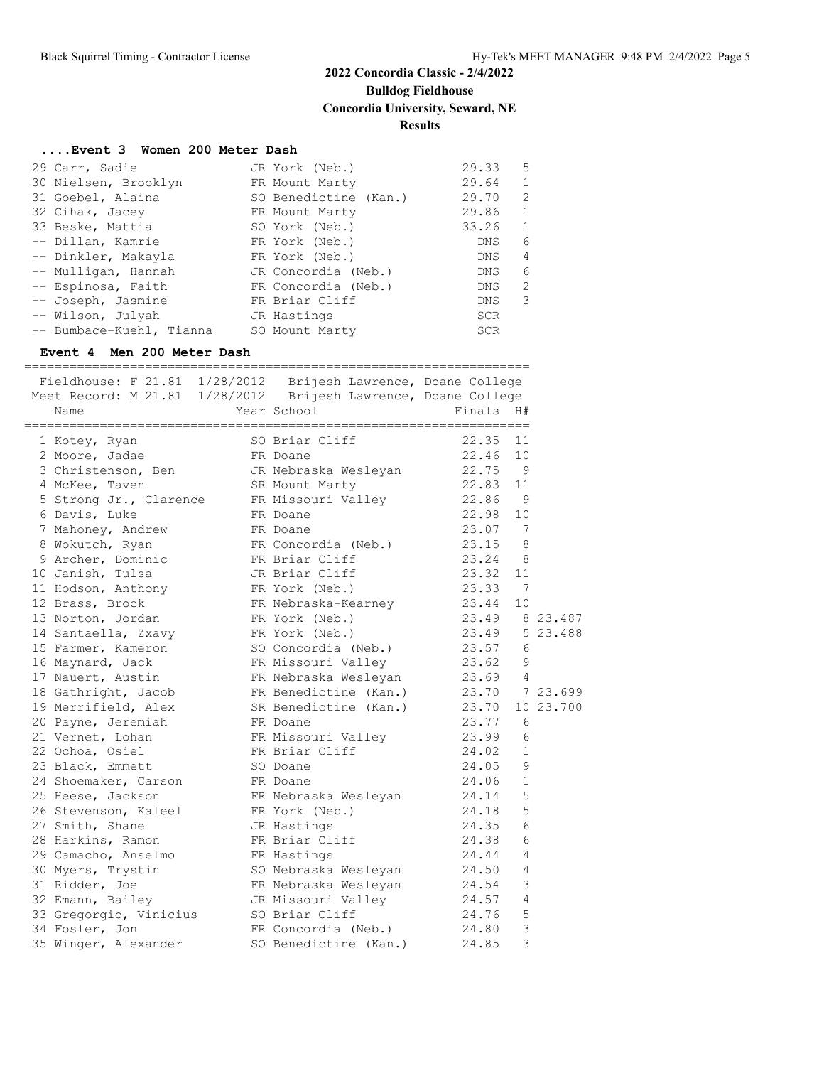# 2022 Concordia Classic - 2/4/2022

## Bulldog Fieldhouse

## Concordia University, Seward, NE

## Results

### ....Event 3 Women 200 Meter Dash

| Place | Name | Year | School | Finals | H# |
|---|---|---|---|---|---|
| 29 | Carr, Sadie | JR | York (Neb.) | 29.33 | 5 |
| 30 | Nielsen, Brooklyn | FR | Mount Marty | 29.64 | 1 |
| 31 | Goebel, Alaina | SO | Benedictine (Kan.) | 29.70 | 2 |
| 32 | Cihak, Jacey | FR | Mount Marty | 29.86 | 1 |
| 33 | Beske, Mattia | SO | York (Neb.) | 33.26 | 1 |
| -- | Dillan, Kamrie | FR | York (Neb.) | DNS | 6 |
| -- | Dinkler, Makayla | FR | York (Neb.) | DNS | 4 |
| -- | Mulligan, Hannah | JR | Concordia (Neb.) | DNS | 6 |
| -- | Espinosa, Faith | FR | Concordia (Neb.) | DNS | 2 |
| -- | Joseph, Jasmine | FR | Briar Cliff | DNS | 3 |
| -- | Wilson, Julyah | JR | Hastings | SCR | |
| -- | Bumbace-Kuehl, Tianna | SO | Mount Marty | SCR | |

### Event 4 Men 200 Meter Dash

Fieldhouse: F 21.81 1/28/2012 Brijesh Lawrence, Doane College
Meet Record: M 21.81 1/28/2012 Brijesh Lawrence, Doane College

| Place | Name | Year | School | Finals | H# | |
|---|---|---|---|---|---|---|
| 1 | Kotey, Ryan | SO | Briar Cliff | 22.35 | 11 | |
| 2 | Moore, Jadae | FR | Doane | 22.46 | 10 | |
| 3 | Christenson, Ben | JR | Nebraska Wesleyan | 22.75 | 9 | |
| 4 | McKee, Taven | SR | Mount Marty | 22.83 | 11 | |
| 5 | Strong Jr., Clarence | FR | Missouri Valley | 22.86 | 9 | |
| 6 | Davis, Luke | FR | Doane | 22.98 | 10 | |
| 7 | Mahoney, Andrew | FR | Doane | 23.07 | 7 | |
| 8 | Wokutch, Ryan | FR | Concordia (Neb.) | 23.15 | 8 | |
| 9 | Archer, Dominic | FR | Briar Cliff | 23.24 | 8 | |
| 10 | Janish, Tulsa | JR | Briar Cliff | 23.32 | 11 | |
| 11 | Hodson, Anthony | FR | York (Neb.) | 23.33 | 7 | |
| 12 | Brass, Brock | FR | Nebraska-Kearney | 23.44 | 10 | |
| 13 | Norton, Jordan | FR | York (Neb.) | 23.49 | 8 | 23.487 |
| 14 | Santaella, Zxavy | FR | York (Neb.) | 23.49 | 5 | 23.488 |
| 15 | Farmer, Kameron | SO | Concordia (Neb.) | 23.57 | 6 | |
| 16 | Maynard, Jack | FR | Missouri Valley | 23.62 | 9 | |
| 17 | Nauert, Austin | FR | Nebraska Wesleyan | 23.69 | 4 | |
| 18 | Gathright, Jacob | FR | Benedictine (Kan.) | 23.70 | 7 | 23.699 |
| 19 | Merrifield, Alex | SR | Benedictine (Kan.) | 23.70 | 10 | 23.700 |
| 20 | Payne, Jeremiah | FR | Doane | 23.77 | 6 | |
| 21 | Vernet, Lohan | FR | Missouri Valley | 23.99 | 6 | |
| 22 | Ochoa, Osiel | FR | Briar Cliff | 24.02 | 1 | |
| 23 | Black, Emmett | SO | Doane | 24.05 | 9 | |
| 24 | Shoemaker, Carson | FR | Doane | 24.06 | 1 | |
| 25 | Heese, Jackson | FR | Nebraska Wesleyan | 24.14 | 5 | |
| 26 | Stevenson, Kaleel | FR | York (Neb.) | 24.18 | 5 | |
| 27 | Smith, Shane | JR | Hastings | 24.35 | 6 | |
| 28 | Harkins, Ramon | FR | Briar Cliff | 24.38 | 6 | |
| 29 | Camacho, Anselmo | FR | Hastings | 24.44 | 4 | |
| 30 | Myers, Trystin | SO | Nebraska Wesleyan | 24.50 | 4 | |
| 31 | Ridder, Joe | FR | Nebraska Wesleyan | 24.54 | 3 | |
| 32 | Emann, Bailey | JR | Missouri Valley | 24.57 | 4 | |
| 33 | Gregorgio, Vinicius | SO | Briar Cliff | 24.76 | 5 | |
| 34 | Fosler, Jon | FR | Concordia (Neb.) | 24.80 | 3 | |
| 35 | Winger, Alexander | SO | Benedictine (Kan.) | 24.85 | 3 | |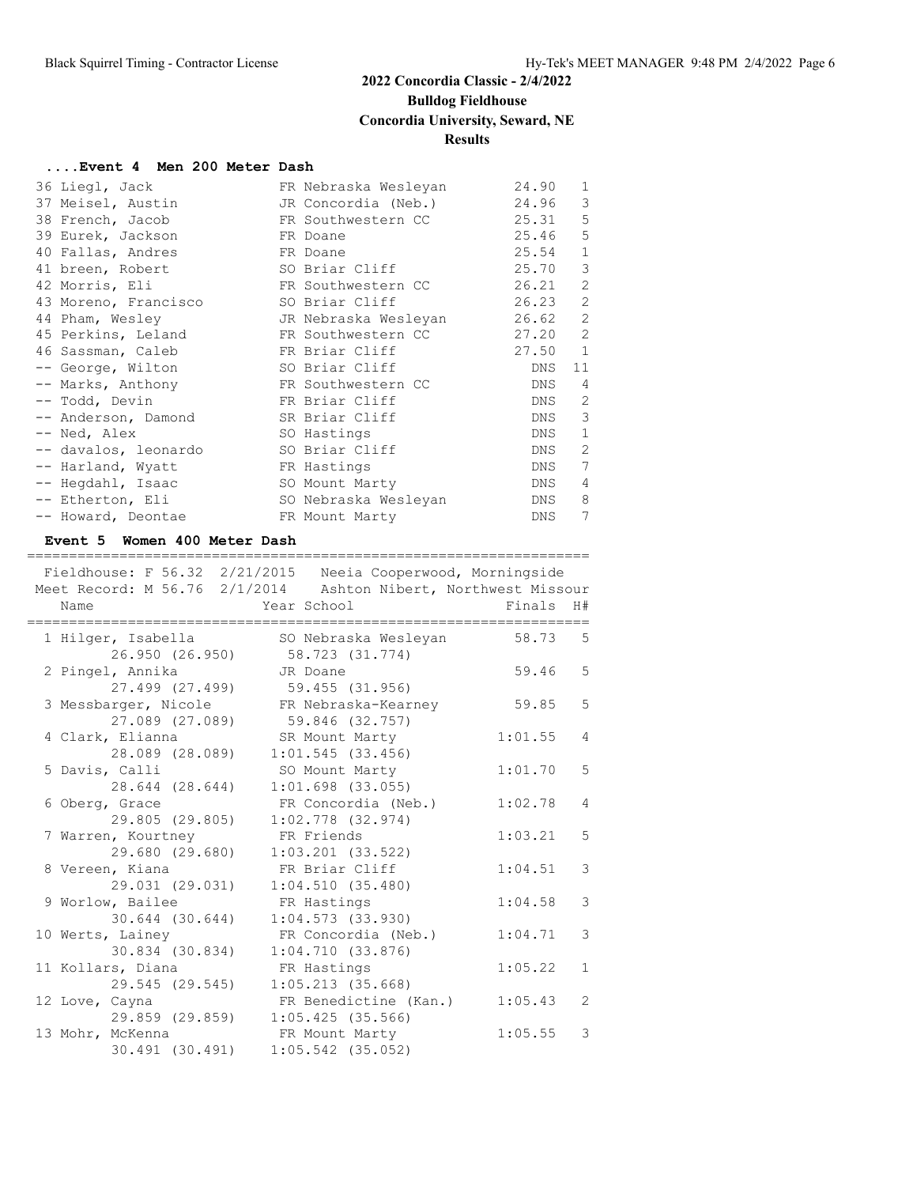## 2022 Concordia Classic - 2/4/2022
**Bulldog Fieldhouse**
**Concordia University, Seward, NE**
**Results**

### ....Event 4 Men 200 Meter Dash

| Place | Name | Year | School | Finals | H# |
|---|---|---|---|---|---|
| 36 | Liegl, Jack | FR | Nebraska Wesleyan | 24.90 | 1 |
| 37 | Meisel, Austin | JR | Concordia (Neb.) | 24.96 | 3 |
| 38 | French, Jacob | FR | Southwestern CC | 25.31 | 5 |
| 39 | Eurek, Jackson | FR | Doane | 25.46 | 5 |
| 40 | Fallas, Andres | FR | Doane | 25.54 | 1 |
| 41 | breen, Robert | SO | Briar Cliff | 25.70 | 3 |
| 42 | Morris, Eli | FR | Southwestern CC | 26.21 | 2 |
| 43 | Moreno, Francisco | SO | Briar Cliff | 26.23 | 2 |
| 44 | Pham, Wesley | JR | Nebraska Wesleyan | 26.62 | 2 |
| 45 | Perkins, Leland | FR | Southwestern CC | 27.20 | 2 |
| 46 | Sassman, Caleb | FR | Briar Cliff | 27.50 | 1 |
| -- | George, Wilton | SO | Briar Cliff | DNS | 11 |
| -- | Marks, Anthony | FR | Southwestern CC | DNS | 4 |
| -- | Todd, Devin | FR | Briar Cliff | DNS | 2 |
| -- | Anderson, Damond | SR | Briar Cliff | DNS | 3 |
| -- | Ned, Alex | SO | Hastings | DNS | 1 |
| -- | davalos, leonardo | SO | Briar Cliff | DNS | 2 |
| -- | Harland, Wyatt | FR | Hastings | DNS | 7 |
| -- | Hegdahl, Isaac | SO | Mount Marty | DNS | 4 |
| -- | Etherton, Eli | SO | Nebraska Wesleyan | DNS | 8 |
| -- | Howard, Deontae | FR | Mount Marty | DNS | 7 |

### Event 5 Women 400 Meter Dash

Fieldhouse: F 56.32 2/21/2015 Neeia Cooperwood, Morningside
Meet Record: M 56.76 2/1/2014 Ashton Nibert, Northwest Missour

| Place | Name | Year | School | Finals | H# | Splits |
|---|---|---|---|---|---|---|
| 1 | Hilger, Isabella | SO | Nebraska Wesleyan | 58.73 | 5 | 26.950 (26.950) 58.723 (31.774) |
| 2 | Pingel, Annika | JR | Doane | 59.46 | 5 | 27.499 (27.499) 59.455 (31.956) |
| 3 | Messbarger, Nicole | FR | Nebraska-Kearney | 59.85 | 5 | 27.089 (27.089) 59.846 (32.757) |
| 4 | Clark, Elianna | SR | Mount Marty | 1:01.55 | 4 | 28.089 (28.089) 1:01.545 (33.456) |
| 5 | Davis, Calli | SO | Mount Marty | 1:01.70 | 5 | 28.644 (28.644) 1:01.698 (33.055) |
| 6 | Oberg, Grace | FR | Concordia (Neb.) | 1:02.78 | 4 | 29.805 (29.805) 1:02.778 (32.974) |
| 7 | Warren, Kourtney | FR | Friends | 1:03.21 | 5 | 29.680 (29.680) 1:03.201 (33.522) |
| 8 | Vereen, Kiana | FR | Briar Cliff | 1:04.51 | 3 | 29.031 (29.031) 1:04.510 (35.480) |
| 9 | Worlow, Bailee | FR | Hastings | 1:04.58 | 3 | 30.644 (30.644) 1:04.573 (33.930) |
| 10 | Werts, Lainey | FR | Concordia (Neb.) | 1:04.71 | 3 | 30.834 (30.834) 1:04.710 (33.876) |
| 11 | Kollars, Diana | FR | Hastings | 1:05.22 | 1 | 29.545 (29.545) 1:05.213 (35.668) |
| 12 | Love, Cayna | FR | Benedictine (Kan.) | 1:05.43 | 2 | 29.859 (29.859) 1:05.425 (35.566) |
| 13 | Mohr, McKenna | FR | Mount Marty | 1:05.55 | 3 | 30.491 (30.491) 1:05.542 (35.052) |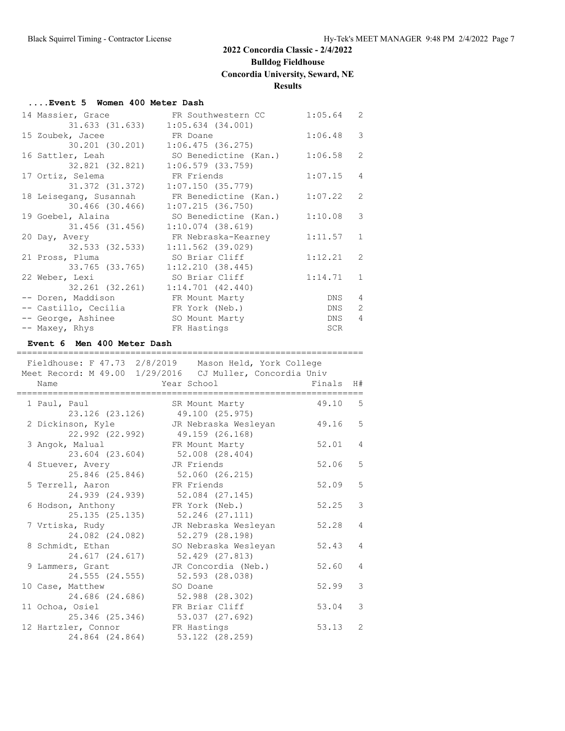# 2022 Concordia Classic - 2/4/2022

**Bulldog Fieldhouse**

**Concordia University, Seward, NE**

**Results**

### ....Event 5 Women 400 Meter Dash

| Place | Name | Year | School | Finals | H# |
|---|---|---|---|---|---|
| 14 | Massier, Grace | FR | Southwestern CC | 1:05.64 | 2 |
| | 31.633 (31.633) | | 1:05.634 (34.001) | | |
| 15 | Zoubek, Jacee | FR | Doane | 1:06.48 | 3 |
| | 30.201 (30.201) | | 1:06.475 (36.275) | | |
| 16 | Sattler, Leah | SO | Benedictine (Kan.) | 1:06.58 | 2 |
| | 32.821 (32.821) | | 1:06.579 (33.759) | | |
| 17 | Ortiz, Selema | FR | Friends | 1:07.15 | 4 |
| | 31.372 (31.372) | | 1:07.150 (35.779) | | |
| 18 | Leisegang, Susannah | FR | Benedictine (Kan.) | 1:07.22 | 2 |
| | 30.466 (30.466) | | 1:07.215 (36.750) | | |
| 19 | Goebel, Alaina | SO | Benedictine (Kan.) | 1:10.08 | 3 |
| | 31.456 (31.456) | | 1:10.074 (38.619) | | |
| 20 | Day, Avery | FR | Nebraska-Kearney | 1:11.57 | 1 |
| | 32.533 (32.533) | | 1:11.562 (39.029) | | |
| 21 | Pross, Pluma | SO | Briar Cliff | 1:12.21 | 2 |
| | 33.765 (33.765) | | 1:12.210 (38.445) | | |
| 22 | Weber, Lexi | SO | Briar Cliff | 1:14.71 | 1 |
| | 32.261 (32.261) | | 1:14.701 (42.440) | | |
| -- | Doren, Maddison | FR | Mount Marty | DNS | 4 |
| -- | Castillo, Cecilia | FR | York (Neb.) | DNS | 2 |
| -- | George, Ashinee | SO | Mount Marty | DNS | 4 |
| -- | Maxey, Rhys | FR | Hastings | SCR | |

### Event 6 Men 400 Meter Dash

Fieldhouse: F 47.73 2/8/2019 Mason Held, York College
Meet Record: M 49.00 1/29/2016 CJ Muller, Concordia Univ

| Place | Name | Year | School | Finals | H# |
|---|---|---|---|---|---|
| 1 | Paul, Paul | SR | Mount Marty | 49.10 | 5 |
| | 23.126 (23.126) | | 49.100 (25.975) | | |
| 2 | Dickinson, Kyle | JR | Nebraska Wesleyan | 49.16 | 5 |
| | 22.992 (22.992) | | 49.159 (26.168) | | |
| 3 | Angok, Malual | FR | Mount Marty | 52.01 | 4 |
| | 23.604 (23.604) | | 52.008 (28.404) | | |
| 4 | Stuever, Avery | JR | Friends | 52.06 | 5 |
| | 25.846 (25.846) | | 52.060 (26.215) | | |
| 5 | Terrell, Aaron | FR | Friends | 52.09 | 5 |
| | 24.939 (24.939) | | 52.084 (27.145) | | |
| 6 | Hodson, Anthony | FR | York (Neb.) | 52.25 | 3 |
| | 25.135 (25.135) | | 52.246 (27.111) | | |
| 7 | Vrtiska, Rudy | JR | Nebraska Wesleyan | 52.28 | 4 |
| | 24.082 (24.082) | | 52.279 (28.198) | | |
| 8 | Schmidt, Ethan | SO | Nebraska Wesleyan | 52.43 | 4 |
| | 24.617 (24.617) | | 52.429 (27.813) | | |
| 9 | Lammers, Grant | JR | Concordia (Neb.) | 52.60 | 4 |
| | 24.555 (24.555) | | 52.593 (28.038) | | |
| 10 | Case, Matthew | SO | Doane | 52.99 | 3 |
| | 24.686 (24.686) | | 52.988 (28.302) | | |
| 11 | Ochoa, Osiel | FR | Briar Cliff | 53.04 | 3 |
| | 25.346 (25.346) | | 53.037 (27.692) | | |
| 12 | Hartzler, Connor | FR | Hastings | 53.13 | 2 |
| | 24.864 (24.864) | | 53.122 (28.259) | | |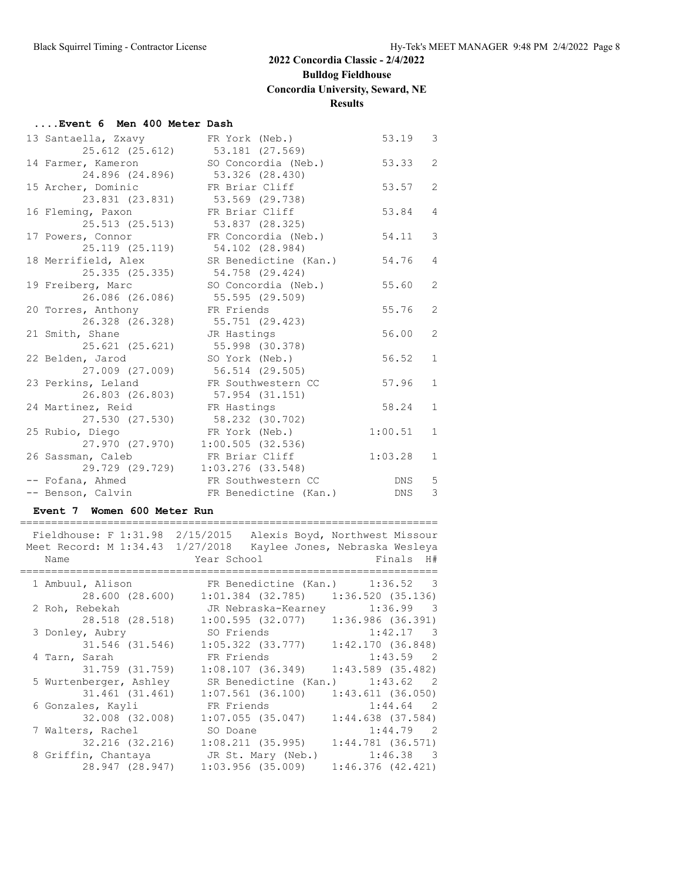# 2022 Concordia Classic - 2/4/2022

**Bulldog Fieldhouse**

**Concordia University, Seward, NE**

**Results**

### ....Event 6 Men 400 Meter Dash

| Place | Name | Year | School | Finals | H# |
|---|---|---|---|---|---|
| 13 | Santaella, Zxavy | FR | York (Neb.) | 53.19 | 3 |
| | 25.612 (25.612) 53.181 (27.569) | | | | |
| 14 | Farmer, Kameron | SO | Concordia (Neb.) | 53.33 | 2 |
| | 24.896 (24.896) 53.326 (28.430) | | | | |
| 15 | Archer, Dominic | FR | Briar Cliff | 53.57 | 2 |
| | 23.831 (23.831) 53.569 (29.738) | | | | |
| 16 | Fleming, Paxon | FR | Briar Cliff | 53.84 | 4 |
| | 25.513 (25.513) 53.837 (28.325) | | | | |
| 17 | Powers, Connor | FR | Concordia (Neb.) | 54.11 | 3 |
| | 25.119 (25.119) 54.102 (28.984) | | | | |
| 18 | Merrifield, Alex | SR | Benedictine (Kan.) | 54.76 | 4 |
| | 25.335 (25.335) 54.758 (29.424) | | | | |
| 19 | Freiberg, Marc | SO | Concordia (Neb.) | 55.60 | 2 |
| | 26.086 (26.086) 55.595 (29.509) | | | | |
| 20 | Torres, Anthony | FR | Friends | 55.76 | 2 |
| | 26.328 (26.328) 55.751 (29.423) | | | | |
| 21 | Smith, Shane | JR | Hastings | 56.00 | 2 |
| | 25.621 (25.621) 55.998 (30.378) | | | | |
| 22 | Belden, Jarod | SO | York (Neb.) | 56.52 | 1 |
| | 27.009 (27.009) 56.514 (29.505) | | | | |
| 23 | Perkins, Leland | FR | Southwestern CC | 57.96 | 1 |
| | 26.803 (26.803) 57.954 (31.151) | | | | |
| 24 | Martinez, Reid | FR | Hastings | 58.24 | 1 |
| | 27.530 (27.530) 58.232 (30.702) | | | | |
| 25 | Rubio, Diego | FR | York (Neb.) | 1:00.51 | 1 |
| | 27.970 (27.970) 1:00.505 (32.536) | | | | |
| 26 | Sassman, Caleb | FR | Briar Cliff | 1:03.28 | 1 |
| | 29.729 (29.729) 1:03.276 (33.548) | | | | |
| -- | Fofana, Ahmed | FR | Southwestern CC | DNS | 5 |
| -- | Benson, Calvin | FR | Benedictine (Kan.) | DNS | 3 |

### Event 7 Women 600 Meter Run

Fieldhouse: F 1:31.98 2/15/2015 Alexis Boyd, Northwest Missour
Meet Record: M 1:34.43 1/27/2018 Kaylee Jones, Nebraska Wesleya

| Place | Name | Year | School | Finals | H# |
|---|---|---|---|---|---|
| 1 | Ambuul, Alison | FR | Benedictine (Kan.) | 1:36.52 | 3 |
| | 28.600 (28.600) 1:01.384 (32.785) 1:36.520 (35.136) | | | | |
| 2 | Roh, Rebekah | JR | Nebraska-Kearney | 1:36.99 | 3 |
| | 28.518 (28.518) 1:00.595 (32.077) 1:36.986 (36.391) | | | | |
| 3 | Donley, Aubry | SO | Friends | 1:42.17 | 3 |
| | 31.546 (31.546) 1:05.322 (33.777) 1:42.170 (36.848) | | | | |
| 4 | Tarn, Sarah | FR | Friends | 1:43.59 | 2 |
| | 31.759 (31.759) 1:08.107 (36.349) 1:43.589 (35.482) | | | | |
| 5 | Wurtenberger, Ashley | SR | Benedictine (Kan.) | 1:43.62 | 2 |
| | 31.461 (31.461) 1:07.561 (36.100) 1:43.611 (36.050) | | | | |
| 6 | Gonzales, Kayli | FR | Friends | 1:44.64 | 2 |
| | 32.008 (32.008) 1:07.055 (35.047) 1:44.638 (37.584) | | | | |
| 7 | Walters, Rachel | SO | Doane | 1:44.79 | 2 |
| | 32.216 (32.216) 1:08.211 (35.995) 1:44.781 (36.571) | | | | |
| 8 | Griffin, Chantaya | JR | St. Mary (Neb.) | 1:46.38 | 3 |
| | 28.947 (28.947) 1:03.956 (35.009) 1:46.376 (42.421) | | | | |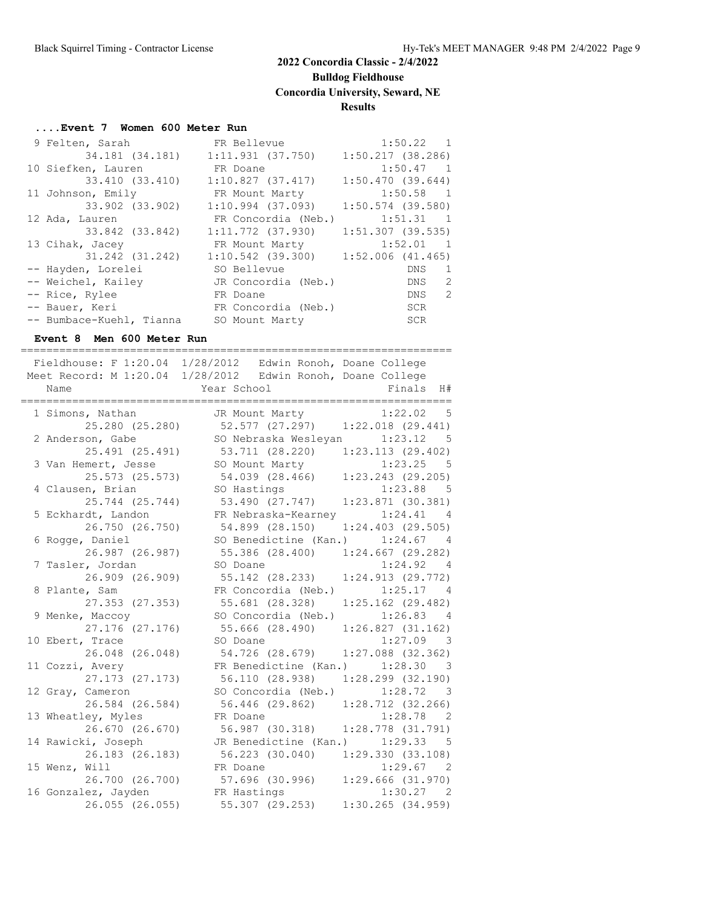## 2022 Concordia Classic - 2/4/2022
## Bulldog Fieldhouse
## Concordia University, Seward, NE
## Results

### ....Event 7 Women 600 Meter Run

| Place | Name | Year School | Finals | H# |
|---|---|---|---|---|
| 9 | Felten, Sarah | FR Bellevue | 1:50.22 | 1 |
| | 34.181 (34.181) | 1:11.931 (37.750) | 1:50.217 (38.286) | |
| 10 | Siefken, Lauren | FR Doane | 1:50.47 | 1 |
| | 33.410 (33.410) | 1:10.827 (37.417) | 1:50.470 (39.644) | |
| 11 | Johnson, Emily | FR Mount Marty | 1:50.58 | 1 |
| | 33.902 (33.902) | 1:10.994 (37.093) | 1:50.574 (39.580) | |
| 12 | Ada, Lauren | FR Concordia (Neb.) | 1:51.31 | 1 |
| | 33.842 (33.842) | 1:11.772 (37.930) | 1:51.307 (39.535) | |
| 13 | Cihak, Jacey | FR Mount Marty | 1:52.01 | 1 |
| | 31.242 (31.242) | 1:10.542 (39.300) | 1:52.006 (41.465) | |
| -- | Hayden, Lorelei | SO Bellevue | DNS | 1 |
| -- | Weichel, Kailey | JR Concordia (Neb.) | DNS | 2 |
| -- | Rice, Rylee | FR Doane | DNS | 2 |
| -- | Bauer, Keri | FR Concordia (Neb.) | SCR | |
| -- | Bumbace-Kuehl, Tianna | SO Mount Marty | SCR | |

### Event 8 Men 600 Meter Run

Fieldhouse: F 1:20.04 1/28/2012 Edwin Ronoh, Doane College
Meet Record: M 1:20.04 1/28/2012 Edwin Ronoh, Doane College

| Place | Name | Year School | Finals | H# |
|---|---|---|---|---|
| 1 | Simons, Nathan | JR Mount Marty | 1:22.02 | 5 |
| | 25.280 (25.280) | 52.577 (27.297) | 1:22.018 (29.441) | |
| 2 | Anderson, Gabe | SO Nebraska Wesleyan | 1:23.12 | 5 |
| | 25.491 (25.491) | 53.711 (28.220) | 1:23.113 (29.402) | |
| 3 | Van Hemert, Jesse | SO Mount Marty | 1:23.25 | 5 |
| | 25.573 (25.573) | 54.039 (28.466) | 1:23.243 (29.205) | |
| 4 | Clausen, Brian | SO Hastings | 1:23.88 | 5 |
| | 25.744 (25.744) | 53.490 (27.747) | 1:23.871 (30.381) | |
| 5 | Eckhardt, Landon | FR Nebraska-Kearney | 1:24.41 | 4 |
| | 26.750 (26.750) | 54.899 (28.150) | 1:24.403 (29.505) | |
| 6 | Rogge, Daniel | SO Benedictine (Kan.) | 1:24.67 | 4 |
| | 26.987 (26.987) | 55.386 (28.400) | 1:24.667 (29.282) | |
| 7 | Tasler, Jordan | SO Doane | 1:24.92 | 4 |
| | 26.909 (26.909) | 55.142 (28.233) | 1:24.913 (29.772) | |
| 8 | Plante, Sam | FR Concordia (Neb.) | 1:25.17 | 4 |
| | 27.353 (27.353) | 55.681 (28.328) | 1:25.162 (29.482) | |
| 9 | Menke, Maccoy | SO Concordia (Neb.) | 1:26.83 | 4 |
| | 27.176 (27.176) | 55.666 (28.490) | 1:26.827 (31.162) | |
| 10 | Ebert, Trace | SO Doane | 1:27.09 | 3 |
| | 26.048 (26.048) | 54.726 (28.679) | 1:27.088 (32.362) | |
| 11 | Cozzi, Avery | FR Benedictine (Kan.) | 1:28.30 | 3 |
| | 27.173 (27.173) | 56.110 (28.938) | 1:28.299 (32.190) | |
| 12 | Gray, Cameron | SO Concordia (Neb.) | 1:28.72 | 3 |
| | 26.584 (26.584) | 56.446 (29.862) | 1:28.712 (32.266) | |
| 13 | Wheatley, Myles | FR Doane | 1:28.78 | 2 |
| | 26.670 (26.670) | 56.987 (30.318) | 1:28.778 (31.791) | |
| 14 | Rawicki, Joseph | JR Benedictine (Kan.) | 1:29.33 | 5 |
| | 26.183 (26.183) | 56.223 (30.040) | 1:29.330 (33.108) | |
| 15 | Wenz, Will | FR Doane | 1:29.67 | 2 |
| | 26.700 (26.700) | 57.696 (30.996) | 1:29.666 (31.970) | |
| 16 | Gonzalez, Jayden | FR Hastings | 1:30.27 | 2 |
| | 26.055 (26.055) | 55.307 (29.253) | 1:30.265 (34.959) | |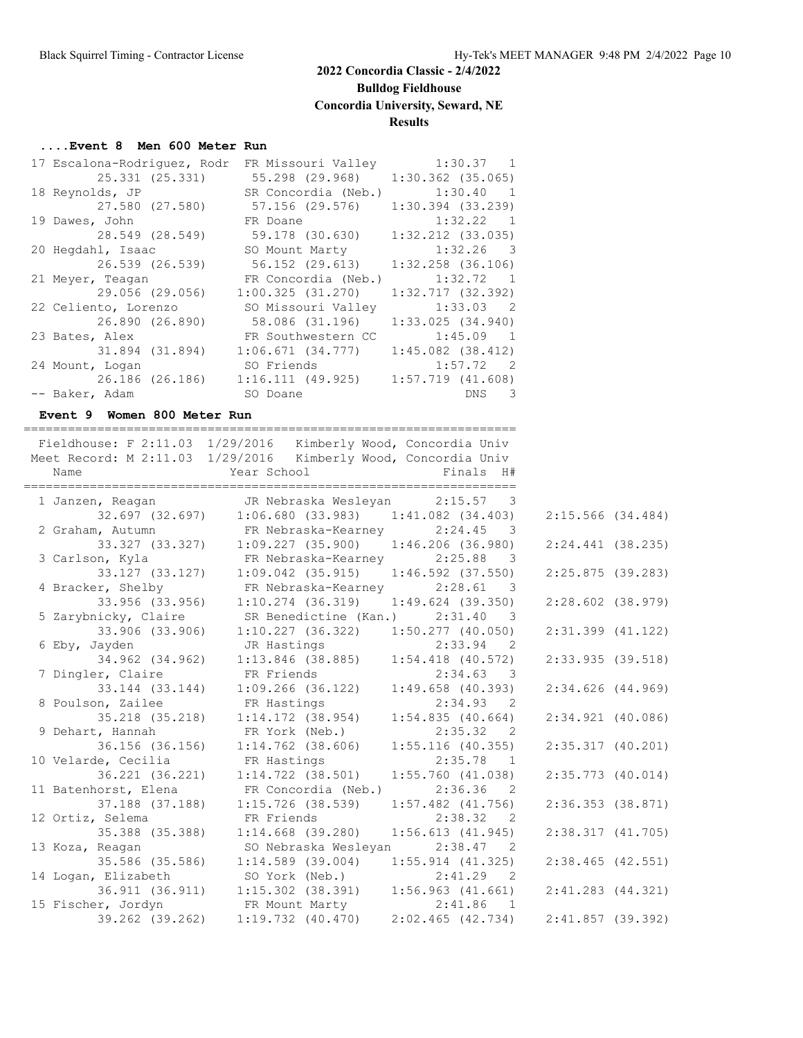# 2022 Concordia Classic - 2/4/2022

**Bulldog Fieldhouse**

**Concordia University, Seward, NE**

**Results**

### ....Event 8 Men 600 Meter Run

```
 17 Escalona-Rodriguez, Rodr  FR Missouri Valley       1:30.37  1 
        25.331 (25.331)      55.298 (29.968)    1:30.362 (35.065)
 18 Reynolds, JP              SR Concordia (Neb.)      1:30.40  1 
        27.580 (27.580)      57.156 (29.576)    1:30.394 (33.239)
 19 Dawes, John               FR Doane                 1:32.22  1 
        28.549 (28.549)      59.178 (30.630)    1:32.212 (33.035)
 20 Hegdahl, Isaac            SO Mount Marty           1:32.26  3 
        26.539 (26.539)      56.152 (29.613)    1:32.258 (36.106)
 21 Meyer, Teagan             FR Concordia (Neb.)      1:32.72  1 
        29.056 (29.056)    1:00.325 (31.270)    1:32.717 (32.392)
 22 Celiento, Lorenzo         SO Missouri Valley       1:33.03  2 
        26.890 (26.890)      58.086 (31.196)    1:33.025 (34.940)
 23 Bates, Alex               FR Southwestern CC       1:45.09  1 
        31.894 (31.894)    1:06.671 (34.777)    1:45.082 (38.412)
 24 Mount, Logan              SO Friends               1:57.72  2 
        26.186 (26.186)    1:16.111 (49.925)    1:57.719 (41.608)
 -- Baker, Adam               SO Doane                     DNS  3 
```

### Event 9 Women 800 Meter Run

```
===================================================================
  Fieldhouse: F 2:11.03  1/29/2016   Kimberly Wood, Concordia Univ   
  Meet Record: M 2:11.03  1/29/2016   Kimberly Wood, Concordia Univ  
    Name                    Year School                  Finals  H# 
===================================================================
  1 Janzen, Reagan          JR Nebraska Wesleyan        2:15.57  3 
        32.697 (32.697)    1:06.680 (33.983)    1:41.082 (34.403)    2:15.566 (34.484)
  2 Graham, Autumn          FR Nebraska-Kearney         2:24.45  3 
        33.327 (33.327)    1:09.227 (35.900)    1:46.206 (36.980)    2:24.441 (38.235)
  3 Carlson, Kyla           FR Nebraska-Kearney         2:25.88  3 
        33.127 (33.127)    1:09.042 (35.915)    1:46.592 (37.550)    2:25.875 (39.283)
  4 Bracker, Shelby         FR Nebraska-Kearney         2:28.61  3 
        33.956 (33.956)    1:10.274 (36.319)    1:49.624 (39.350)    2:28.602 (38.979)
  5 Zarybnicky, Claire      SR Benedictine (Kan.)       2:31.40  3 
        33.906 (33.906)    1:10.227 (36.322)    1:50.277 (40.050)    2:31.399 (41.122)
  6 Eby, Jayden             JR Hastings                 2:33.94  2 
        34.962 (34.962)    1:13.846 (38.885)    1:54.418 (40.572)    2:33.935 (39.518)
  7 Dingler, Claire         FR Friends                  2:34.63  3 
        33.144 (33.144)    1:09.266 (36.122)    1:49.658 (40.393)    2:34.626 (44.969)
  8 Poulson, Zailee         FR Hastings                 2:34.93  2 
        35.218 (35.218)    1:14.172 (38.954)    1:54.835 (40.664)    2:34.921 (40.086)
  9 Dehart, Hannah          FR York (Neb.)              2:35.32  2 
        36.156 (36.156)    1:14.762 (38.606)    1:55.116 (40.355)    2:35.317 (40.201)
 10 Velarde, Cecilia        FR Hastings                 2:35.78  1 
        36.221 (36.221)    1:14.722 (38.501)    1:55.760 (41.038)    2:35.773 (40.014)
 11 Batenhorst, Elena       FR Concordia (Neb.)         2:36.36  2 
        37.188 (37.188)    1:15.726 (38.539)    1:57.482 (41.756)    2:36.353 (38.871)
 12 Ortiz, Selema           FR Friends                  2:38.32  2 
        35.388 (35.388)    1:14.668 (39.280)    1:56.613 (41.945)    2:38.317 (41.705)
 13 Koza, Reagan            SO Nebraska Wesleyan        2:38.47  2 
        35.586 (35.586)    1:14.589 (39.004)    1:55.914 (41.325)    2:38.465 (42.551)
 14 Logan, Elizabeth        SO York (Neb.)              2:41.29  2 
        36.911 (36.911)    1:15.302 (38.391)    1:56.963 (41.661)    2:41.283 (44.321)
 15 Fischer, Jordyn         FR Mount Marty              2:41.86  1 
        39.262 (39.262)    1:19.732 (40.470)    2:02.465 (42.734)    2:41.857 (39.392)
```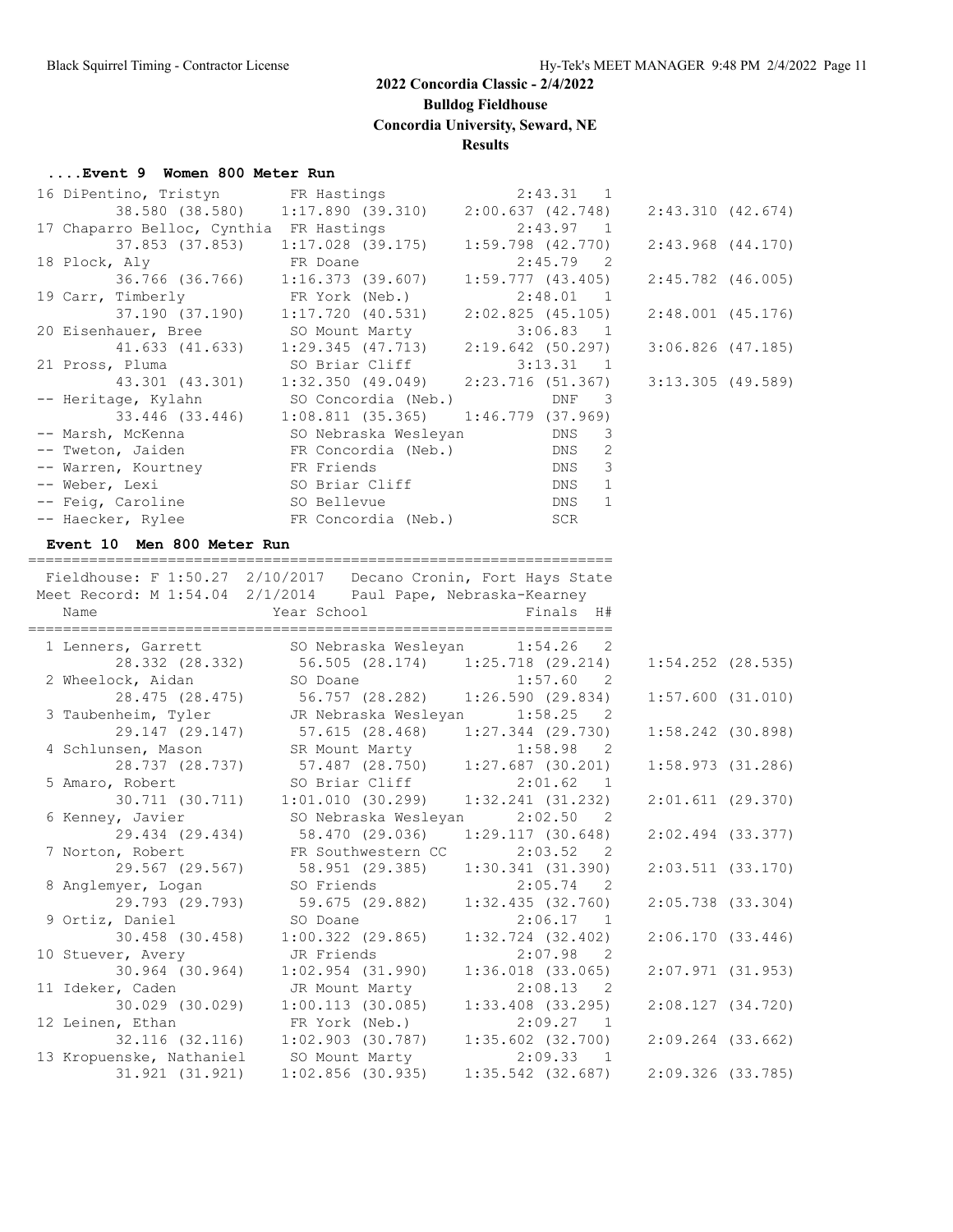## 2022 Concordia Classic - 2/4/2022

**Bulldog Fieldhouse**

**Concordia University, Seward, NE**

**Results**

### ....Event 9 Women 800 Meter Run

| Place | Name | Year | School | Finals | H# |
|---|---|---|---|---|---|
| 16 | DiPentino, Tristyn | FR | Hastings | 2:43.31 | 1 |
| | 38.580 (38.580) | 1:17.890 (39.310) | 2:00.637 (42.748) | 2:43.310 (42.674) | |
| 17 | Chaparro Belloc, Cynthia | FR | Hastings | 2:43.97 | 1 |
| | 37.853 (37.853) | 1:17.028 (39.175) | 1:59.798 (42.770) | 2:43.968 (44.170) | |
| 18 | Plock, Aly | FR | Doane | 2:45.79 | 2 |
| | 36.766 (36.766) | 1:16.373 (39.607) | 1:59.777 (43.405) | 2:45.782 (46.005) | |
| 19 | Carr, Timberly | FR | York (Neb.) | 2:48.01 | 1 |
| | 37.190 (37.190) | 1:17.720 (40.531) | 2:02.825 (45.105) | 2:48.001 (45.176) | |
| 20 | Eisenhauer, Bree | SO | Mount Marty | 3:06.83 | 1 |
| | 41.633 (41.633) | 1:29.345 (47.713) | 2:19.642 (50.297) | 3:06.826 (47.185) | |
| 21 | Pross, Pluma | SO | Briar Cliff | 3:13.31 | 1 |
| | 43.301 (43.301) | 1:32.350 (49.049) | 2:23.716 (51.367) | 3:13.305 (49.589) | |
| -- | Heritage, Kylahn | SO | Concordia (Neb.) | DNF | 3 |
| | 33.446 (33.446) | 1:08.811 (35.365) | 1:46.779 (37.969) | | |
| -- | Marsh, McKenna | SO | Nebraska Wesleyan | DNS | 3 |
| -- | Tweton, Jaiden | FR | Concordia (Neb.) | DNS | 2 |
| -- | Warren, Kourtney | FR | Friends | DNS | 3 |
| -- | Weber, Lexi | SO | Briar Cliff | DNS | 1 |
| -- | Feig, Caroline | SO | Bellevue | DNS | 1 |
| -- | Haecker, Rylee | FR | Concordia (Neb.) | SCR | |

### Event 10 Men 800 Meter Run

Fieldhouse: F 1:50.27 2/10/2017 Decano Cronin, Fort Hays State
Meet Record: M 1:54.04 2/1/2014 Paul Pape, Nebraska-Kearney

| Place | Name | Year | School | Finals | H# |
|---|---|---|---|---|---|
| 1 | Lenners, Garrett | SO | Nebraska Wesleyan | 1:54.26 | 2 |
| | 28.332 (28.332) | 56.505 (28.174) | 1:25.718 (29.214) | 1:54.252 (28.535) | |
| 2 | Wheelock, Aidan | SO | Doane | 1:57.60 | 2 |
| | 28.475 (28.475) | 56.757 (28.282) | 1:26.590 (29.834) | 1:57.600 (31.010) | |
| 3 | Taubenheim, Tyler | JR | Nebraska Wesleyan | 1:58.25 | 2 |
| | 29.147 (29.147) | 57.615 (28.468) | 1:27.344 (29.730) | 1:58.242 (30.898) | |
| 4 | Schlunsen, Mason | SR | Mount Marty | 1:58.98 | 2 |
| | 28.737 (28.737) | 57.487 (28.750) | 1:27.687 (30.201) | 1:58.973 (31.286) | |
| 5 | Amaro, Robert | SO | Briar Cliff | 2:01.62 | 1 |
| | 30.711 (30.711) | 1:01.010 (30.299) | 1:32.241 (31.232) | 2:01.611 (29.370) | |
| 6 | Kenney, Javier | SO | Nebraska Wesleyan | 2:02.50 | 2 |
| | 29.434 (29.434) | 58.470 (29.036) | 1:29.117 (30.648) | 2:02.494 (33.377) | |
| 7 | Norton, Robert | FR | Southwestern CC | 2:03.52 | 2 |
| | 29.567 (29.567) | 58.951 (29.385) | 1:30.341 (31.390) | 2:03.511 (33.170) | |
| 8 | Anglemyer, Logan | SO | Friends | 2:05.74 | 2 |
| | 29.793 (29.793) | 59.675 (29.882) | 1:32.435 (32.760) | 2:05.738 (33.304) | |
| 9 | Ortiz, Daniel | SO | Doane | 2:06.17 | 1 |
| | 30.458 (30.458) | 1:00.322 (29.865) | 1:32.724 (32.402) | 2:06.170 (33.446) | |
| 10 | Stuever, Avery | JR | Friends | 2:07.98 | 2 |
| | 30.964 (30.964) | 1:02.954 (31.990) | 1:36.018 (33.065) | 2:07.971 (31.953) | |
| 11 | Ideker, Caden | JR | Mount Marty | 2:08.13 | 2 |
| | 30.029 (30.029) | 1:00.113 (30.085) | 1:33.408 (33.295) | 2:08.127 (34.720) | |
| 12 | Leinen, Ethan | FR | York (Neb.) | 2:09.27 | 1 |
| | 32.116 (32.116) | 1:02.903 (30.787) | 1:35.602 (32.700) | 2:09.264 (33.662) | |
| 13 | Kropuenske, Nathaniel | SO | Mount Marty | 2:09.33 | 1 |
| | 31.921 (31.921) | 1:02.856 (30.935) | 1:35.542 (32.687) | 2:09.326 (33.785) | |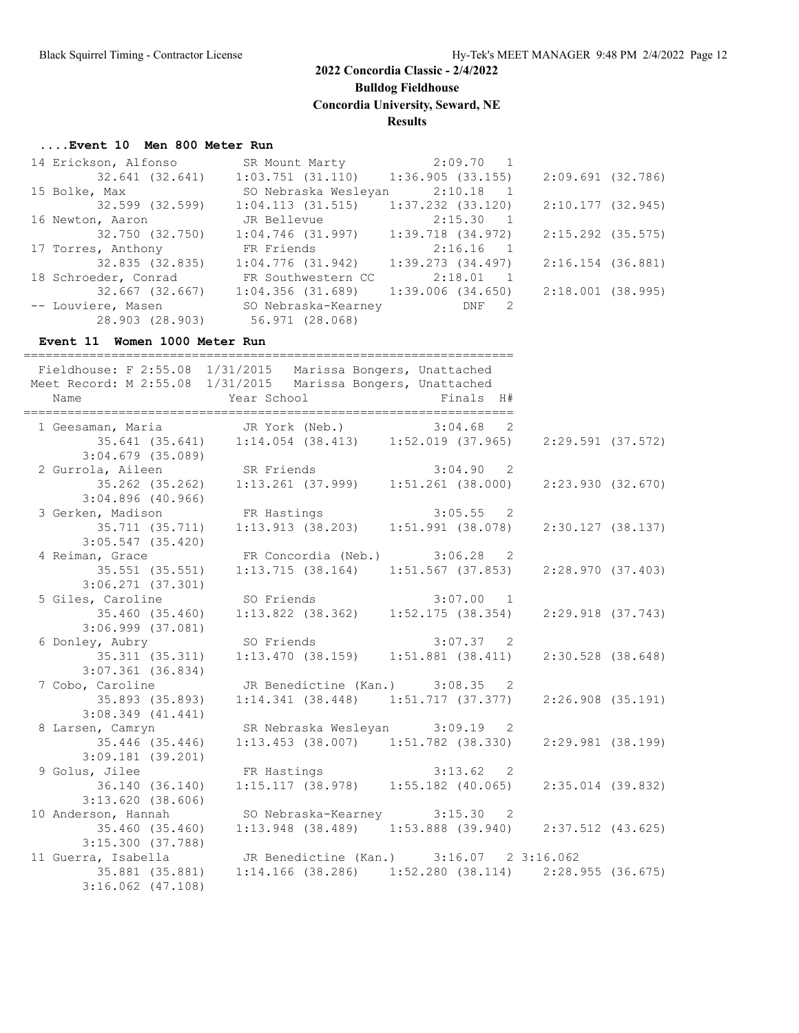# 2022 Concordia Classic - 2/4/2022

**Bulldog Fieldhouse**

**Concordia University, Seward, NE**

**Results**

### ....Event 10 Men 800 Meter Run

```
 14 Erickson, Alfonso         SR Mount Marty            2:09.70   1
         32.641 (32.641)     1:03.751 (31.110)     1:36.905 (33.155)     2:09.691 (32.786)
 15 Bolke, Max                SO Nebraska Wesleyan      2:10.18   1
         32.599 (32.599)     1:04.113 (31.515)     1:37.232 (33.120)     2:10.177 (32.945)
 16 Newton, Aaron             JR Bellevue               2:15.30   1
         32.750 (32.750)     1:04.746 (31.997)     1:39.718 (34.972)     2:15.292 (35.575)
 17 Torres, Anthony           FR Friends                2:16.16   1
         32.835 (32.835)     1:04.776 (31.942)     1:39.273 (34.497)     2:16.154 (36.881)
 18 Schroeder, Conrad         FR Southwestern CC        2:18.01   1
         32.667 (32.667)     1:04.356 (31.689)     1:39.006 (34.650)     2:18.001 (38.995)
 -- Louviere, Masen           SO Nebraska-Kearney           DNF   2
         28.903 (28.903)       56.971 (28.068)
```

### Event 11 Women 1000 Meter Run

```
===================================================================
 Fieldhouse: F 2:55.08  1/31/2015   Marissa Bongers, Unattached
 Meet Record: M 2:55.08  1/31/2015   Marissa Bongers, Unattached
    Name                    Year School                 Finals  H#
===================================================================
  1 Geesaman, Maria           JR York (Neb.)            3:04.68   2
         35.641 (35.641)     1:14.054 (38.413)     1:52.019 (37.965)     2:29.591 (37.572)
       3:04.679 (35.089)
  2 Gurrola, Aileen           SR Friends                3:04.90   2
         35.262 (35.262)     1:13.261 (37.999)     1:51.261 (38.000)     2:23.930 (32.670)
       3:04.896 (40.966)
  3 Gerken, Madison           FR Hastings               3:05.55   2
         35.711 (35.711)     1:13.913 (38.203)     1:51.991 (38.078)     2:30.127 (38.137)
       3:05.547 (35.420)
  4 Reiman, Grace             FR Concordia (Neb.)       3:06.28   2
         35.551 (35.551)     1:13.715 (38.164)     1:51.567 (37.853)     2:28.970 (37.403)
       3:06.271 (37.301)
  5 Giles, Caroline           SO Friends                3:07.00   1
         35.460 (35.460)     1:13.822 (38.362)     1:52.175 (38.354)     2:29.918 (37.743)
       3:06.999 (37.081)
  6 Donley, Aubry             SO Friends                3:07.37   2
         35.311 (35.311)     1:13.470 (38.159)     1:51.881 (38.411)     2:30.528 (38.648)
       3:07.361 (36.834)
  7 Cobo, Caroline            JR Benedictine (Kan.)     3:08.35   2
         35.893 (35.893)     1:14.341 (38.448)     1:51.717 (37.377)     2:26.908 (35.191)
       3:08.349 (41.441)
  8 Larsen, Camryn            SR Nebraska Wesleyan      3:09.19   2
         35.446 (35.446)     1:13.453 (38.007)     1:51.782 (38.330)     2:29.981 (38.199)
       3:09.181 (39.201)
  9 Golus, Jilee              FR Hastings               3:13.62   2
         36.140 (36.140)     1:15.117 (38.978)     1:55.182 (40.065)     2:35.014 (39.832)
       3:13.620 (38.606)
 10 Anderson, Hannah          SO Nebraska-Kearney       3:15.30   2
         35.460 (35.460)     1:13.948 (38.489)     1:53.888 (39.940)     2:37.512 (43.625)
       3:15.300 (37.788)
 11 Guerra, Isabella          JR Benedictine (Kan.)     3:16.07   2 3:16.062
         35.881 (35.881)     1:14.166 (38.286)     1:52.280 (38.114)     2:28.955 (36.675)
       3:16.062 (47.108)
```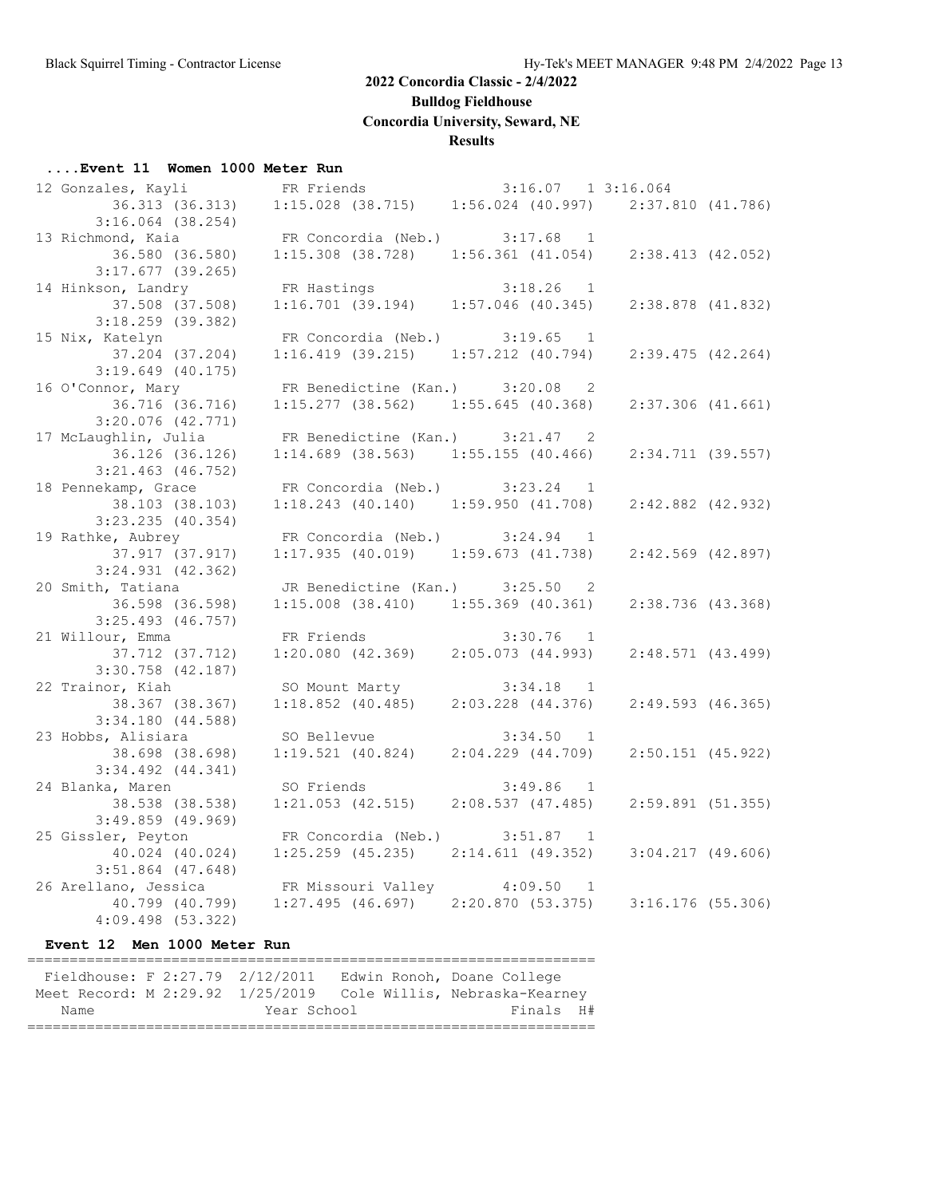# 2022 Concordia Classic - 2/4/2022

**Bulldog Fieldhouse**

**Concordia University, Seward, NE**

**Results**

### ....Event 11 Women 1000 Meter Run

```
 12 Gonzales, Kayli          FR Friends                 3:16.07   1 3:16.064 
         36.313 (36.313)    1:15.028 (38.715)    1:56.024 (40.997)    2:37.810 (41.786)
       3:16.064 (38.254)
 13 Richmond, Kaia           FR Concordia (Neb.)        3:17.68   1 
         36.580 (36.580)    1:15.308 (38.728)    1:56.361 (41.054)    2:38.413 (42.052)
       3:17.677 (39.265)
 14 Hinkson, Landry          FR Hastings                3:18.26   1 
         37.508 (37.508)    1:16.701 (39.194)    1:57.046 (40.345)    2:38.878 (41.832)
       3:18.259 (39.382)
 15 Nix, Katelyn             FR Concordia (Neb.)        3:19.65   1 
         37.204 (37.204)    1:16.419 (39.215)    1:57.212 (40.794)    2:39.475 (42.264)
       3:19.649 (40.175)
 16 O'Connor, Mary           FR Benedictine (Kan.)      3:20.08   2 
         36.716 (36.716)    1:15.277 (38.562)    1:55.645 (40.368)    2:37.306 (41.661)
       3:20.076 (42.771)
 17 McLaughlin, Julia        FR Benedictine (Kan.)      3:21.47   2 
         36.126 (36.126)    1:14.689 (38.563)    1:55.155 (40.466)    2:34.711 (39.557)
       3:21.463 (46.752)
 18 Pennekamp, Grace         FR Concordia (Neb.)        3:23.24   1 
         38.103 (38.103)    1:18.243 (40.140)    1:59.950 (41.708)    2:42.882 (42.932)
       3:23.235 (40.354)
 19 Rathke, Aubrey           FR Concordia (Neb.)        3:24.94   1 
         37.917 (37.917)    1:17.935 (40.019)    1:59.673 (41.738)    2:42.569 (42.897)
       3:24.931 (42.362)
 20 Smith, Tatiana           JR Benedictine (Kan.)      3:25.50   2 
         36.598 (36.598)    1:15.008 (38.410)    1:55.369 (40.361)    2:38.736 (43.368)
       3:25.493 (46.757)
 21 Willour, Emma            FR Friends                 3:30.76   1 
         37.712 (37.712)    1:20.080 (42.369)    2:05.073 (44.993)    2:48.571 (43.499)
       3:30.758 (42.187)
 22 Trainor, Kiah            SO Mount Marty             3:34.18   1 
         38.367 (38.367)    1:18.852 (40.485)    2:03.228 (44.376)    2:49.593 (46.365)
       3:34.180 (44.588)
 23 Hobbs, Alisiara          SO Bellevue                3:34.50   1 
         38.698 (38.698)    1:19.521 (40.824)    2:04.229 (44.709)    2:50.151 (45.922)
       3:34.492 (44.341)
 24 Blanka, Maren            SO Friends                 3:49.86   1 
         38.538 (38.538)    1:21.053 (42.515)    2:08.537 (47.485)    2:59.891 (51.355)
       3:49.859 (49.969)
 25 Gissler, Peyton          FR Concordia (Neb.)        3:51.87   1 
         40.024 (40.024)    1:25.259 (45.235)    2:14.611 (49.352)    3:04.217 (49.606)
       3:51.864 (47.648)
 26 Arellano, Jessica        FR Missouri Valley         4:09.50   1 
         40.799 (40.799)    1:27.495 (46.697)    2:20.870 (53.375)    3:16.176 (55.306)
       4:09.498 (53.322)
```

### Event 12 Men 1000 Meter Run

```
=================================================================
 Fieldhouse: F 2:27.79  2/12/2011   Edwin Ronoh, Doane College
 Meet Record: M 2:29.92  1/25/2019   Cole Willis, Nebraska-Kearney
    Name                    Year School                  Finals  H#
=================================================================
```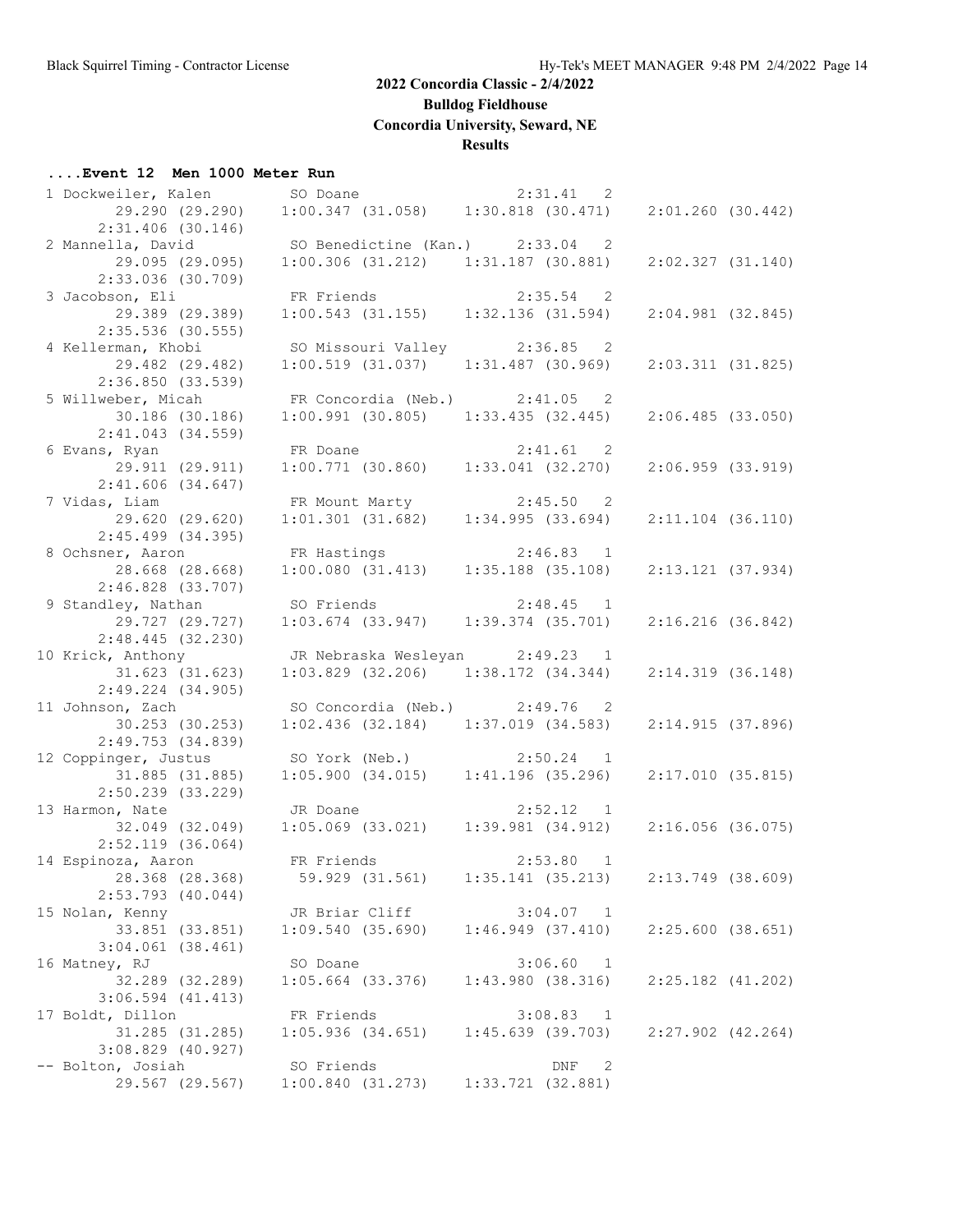# 2022 Concordia Classic - 2/4/2022

**Bulldog Fieldhouse**

**Concordia University, Seward, NE**

**Results**

### ....Event 12 Men 1000 Meter Run

| Place | Name | Year | School | Finals | H# |
|---|---|---|---|---|---|
| 1 | Dockweiler, Kalen | SO | Doane | 2:31.41 | 2 |
| | 29.290 (29.290) | 1:00.347 (31.058) | 1:30.818 (30.471) | 2:01.260 (30.442) | 2:31.406 (30.146) |
| 2 | Mannella, David | SO | Benedictine (Kan.) | 2:33.04 | 2 |
| | 29.095 (29.095) | 1:00.306 (31.212) | 1:31.187 (30.881) | 2:02.327 (31.140) | 2:33.036 (30.709) |
| 3 | Jacobson, Eli | FR | Friends | 2:35.54 | 2 |
| | 29.389 (29.389) | 1:00.543 (31.155) | 1:32.136 (31.594) | 2:04.981 (32.845) | 2:35.536 (30.555) |
| 4 | Kellerman, Khobi | SO | Missouri Valley | 2:36.85 | 2 |
| | 29.482 (29.482) | 1:00.519 (31.037) | 1:31.487 (30.969) | 2:03.311 (31.825) | 2:36.850 (33.539) |
| 5 | Willweber, Micah | FR | Concordia (Neb.) | 2:41.05 | 2 |
| | 30.186 (30.186) | 1:00.991 (30.805) | 1:33.435 (32.445) | 2:06.485 (33.050) | 2:41.043 (34.559) |
| 6 | Evans, Ryan | FR | Doane | 2:41.61 | 2 |
| | 29.911 (29.911) | 1:00.771 (30.860) | 1:33.041 (32.270) | 2:06.959 (33.919) | 2:41.606 (34.647) |
| 7 | Vidas, Liam | FR | Mount Marty | 2:45.50 | 2 |
| | 29.620 (29.620) | 1:01.301 (31.682) | 1:34.995 (33.694) | 2:11.104 (36.110) | 2:45.499 (34.395) |
| 8 | Ochsner, Aaron | FR | Hastings | 2:46.83 | 1 |
| | 28.668 (28.668) | 1:00.080 (31.413) | 1:35.188 (35.108) | 2:13.121 (37.934) | 2:46.828 (33.707) |
| 9 | Standley, Nathan | SO | Friends | 2:48.45 | 1 |
| | 29.727 (29.727) | 1:03.674 (33.947) | 1:39.374 (35.701) | 2:16.216 (36.842) | 2:48.445 (32.230) |
| 10 | Krick, Anthony | JR | Nebraska Wesleyan | 2:49.23 | 1 |
| | 31.623 (31.623) | 1:03.829 (32.206) | 1:38.172 (34.344) | 2:14.319 (36.148) | 2:49.224 (34.905) |
| 11 | Johnson, Zach | SO | Concordia (Neb.) | 2:49.76 | 2 |
| | 30.253 (30.253) | 1:02.436 (32.184) | 1:37.019 (34.583) | 2:14.915 (37.896) | 2:49.753 (34.839) |
| 12 | Coppinger, Justus | SO | York (Neb.) | 2:50.24 | 1 |
| | 31.885 (31.885) | 1:05.900 (34.015) | 1:41.196 (35.296) | 2:17.010 (35.815) | 2:50.239 (33.229) |
| 13 | Harmon, Nate | JR | Doane | 2:52.12 | 1 |
| | 32.049 (32.049) | 1:05.069 (33.021) | 1:39.981 (34.912) | 2:16.056 (36.075) | 2:52.119 (36.064) |
| 14 | Espinoza, Aaron | FR | Friends | 2:53.80 | 1 |
| | 28.368 (28.368) | 59.929 (31.561) | 1:35.141 (35.213) | 2:13.749 (38.609) | 2:53.793 (40.044) |
| 15 | Nolan, Kenny | JR | Briar Cliff | 3:04.07 | 1 |
| | 33.851 (33.851) | 1:09.540 (35.690) | 1:46.949 (37.410) | 2:25.600 (38.651) | 3:04.061 (38.461) |
| 16 | Matney, RJ | SO | Doane | 3:06.60 | 1 |
| | 32.289 (32.289) | 1:05.664 (33.376) | 1:43.980 (38.316) | 2:25.182 (41.202) | 3:06.594 (41.413) |
| 17 | Boldt, Dillon | FR | Friends | 3:08.83 | 1 |
| | 31.285 (31.285) | 1:05.936 (34.651) | 1:45.639 (39.703) | 2:27.902 (42.264) | 3:08.829 (40.927) |
| -- | Bolton, Josiah | SO | Friends | DNF | 2 |
| | 29.567 (29.567) | 1:00.840 (31.273) | 1:33.721 (32.881) | | |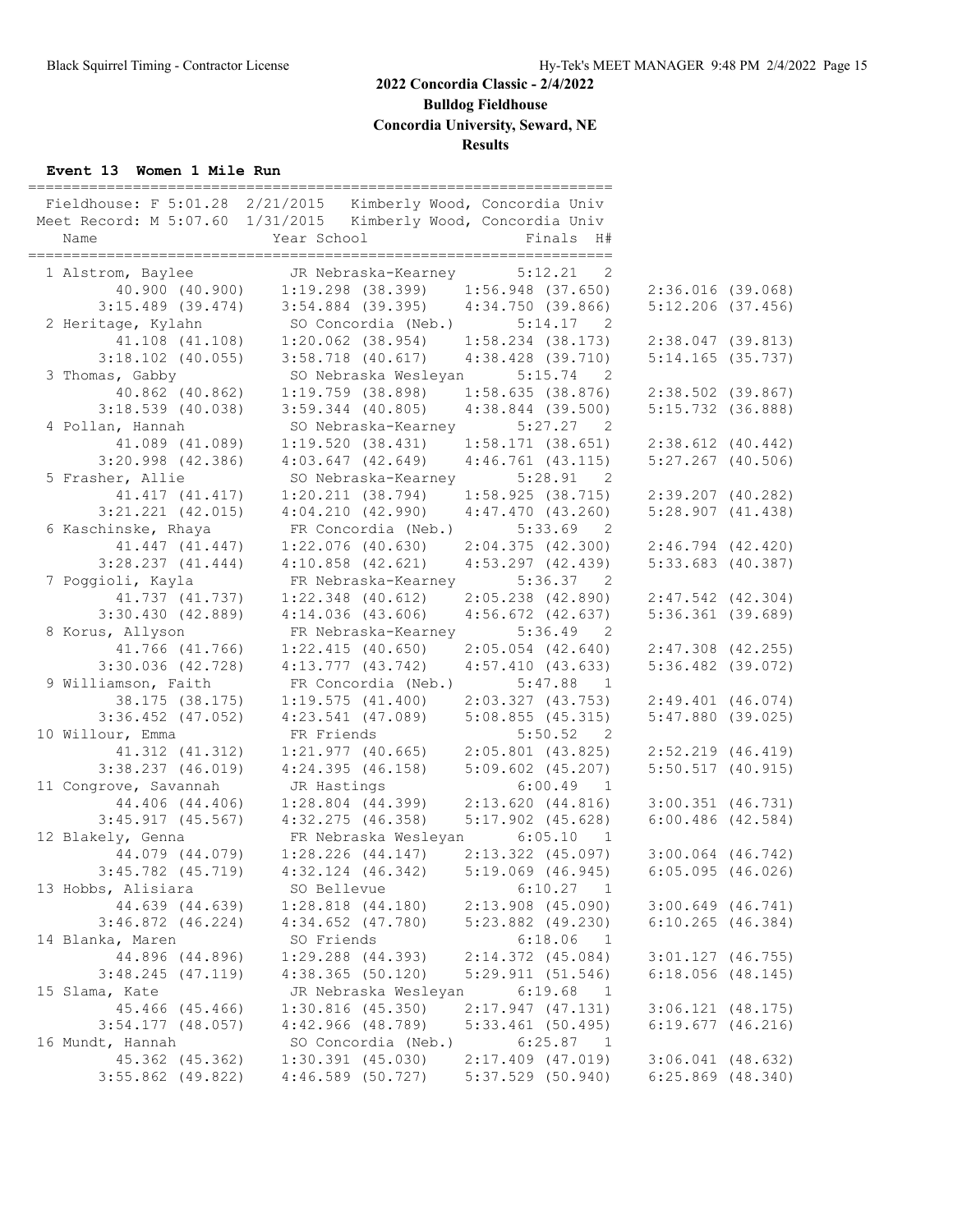# 2022 Concordia Classic - 2/4/2022

**Bulldog Fieldhouse**

**Concordia University, Seward, NE**

**Results**

### Event 13 Women 1 Mile Run

Fieldhouse: F 5:01.28 2/21/2015 Kimberly Wood, Concordia Univ
Meet Record: M 5:07.60 1/31/2015 Kimberly Wood, Concordia Univ

| Place | Name | Year | School | Finals | H# |
|---|---|---|---|---|---|
| 1 | Alstrom, Baylee | JR | Nebraska-Kearney | 5:12.21 | 2 |
| | 40.900 (40.900) | 1:19.298 (38.399) | 1:56.948 (37.650) | 2:36.016 (39.068) | |
| | 3:15.489 (39.474) | 3:54.884 (39.395) | 4:34.750 (39.866) | 5:12.206 (37.456) | |
| 2 | Heritage, Kylahn | SO | Concordia (Neb.) | 5:14.17 | 2 |
| | 41.108 (41.108) | 1:20.062 (38.954) | 1:58.234 (38.173) | 2:38.047 (39.813) | |
| | 3:18.102 (40.055) | 3:58.718 (40.617) | 4:38.428 (39.710) | 5:14.165 (35.737) | |
| 3 | Thomas, Gabby | SO | Nebraska Wesleyan | 5:15.74 | 2 |
| | 40.862 (40.862) | 1:19.759 (38.898) | 1:58.635 (38.876) | 2:38.502 (39.867) | |
| | 3:18.539 (40.038) | 3:59.344 (40.805) | 4:38.844 (39.500) | 5:15.732 (36.888) | |
| 4 | Pollan, Hannah | SO | Nebraska-Kearney | 5:27.27 | 2 |
| | 41.089 (41.089) | 1:19.520 (38.431) | 1:58.171 (38.651) | 2:38.612 (40.442) | |
| | 3:20.998 (42.386) | 4:03.647 (42.649) | 4:46.761 (43.115) | 5:27.267 (40.506) | |
| 5 | Frasher, Allie | SO | Nebraska-Kearney | 5:28.91 | 2 |
| | 41.417 (41.417) | 1:20.211 (38.794) | 1:58.925 (38.715) | 2:39.207 (40.282) | |
| | 3:21.221 (42.015) | 4:04.210 (42.990) | 4:47.470 (43.260) | 5:28.907 (41.438) | |
| 6 | Kaschinske, Rhaya | FR | Concordia (Neb.) | 5:33.69 | 2 |
| | 41.447 (41.447) | 1:22.076 (40.630) | 2:04.375 (42.300) | 2:46.794 (42.420) | |
| | 3:28.237 (41.444) | 4:10.858 (42.621) | 4:53.297 (42.439) | 5:33.683 (40.387) | |
| 7 | Poggioli, Kayla | FR | Nebraska-Kearney | 5:36.37 | 2 |
| | 41.737 (41.737) | 1:22.348 (40.612) | 2:05.238 (42.890) | 2:47.542 (42.304) | |
| | 3:30.430 (42.889) | 4:14.036 (43.606) | 4:56.672 (42.637) | 5:36.361 (39.689) | |
| 8 | Korus, Allyson | FR | Nebraska-Kearney | 5:36.49 | 2 |
| | 41.766 (41.766) | 1:22.415 (40.650) | 2:05.054 (42.640) | 2:47.308 (42.255) | |
| | 3:30.036 (42.728) | 4:13.777 (43.742) | 4:57.410 (43.633) | 5:36.482 (39.072) | |
| 9 | Williamson, Faith | FR | Concordia (Neb.) | 5:47.88 | 1 |
| | 38.175 (38.175) | 1:19.575 (41.400) | 2:03.327 (43.753) | 2:49.401 (46.074) | |
| | 3:36.452 (47.052) | 4:23.541 (47.089) | 5:08.855 (45.315) | 5:47.880 (39.025) | |
| 10 | Willour, Emma | FR | Friends | 5:50.52 | 2 |
| | 41.312 (41.312) | 1:21.977 (40.665) | 2:05.801 (43.825) | 2:52.219 (46.419) | |
| | 3:38.237 (46.019) | 4:24.395 (46.158) | 5:09.602 (45.207) | 5:50.517 (40.915) | |
| 11 | Congrove, Savannah | JR | Hastings | 6:00.49 | 1 |
| | 44.406 (44.406) | 1:28.804 (44.399) | 2:13.620 (44.816) | 3:00.351 (46.731) | |
| | 3:45.917 (45.567) | 4:32.275 (46.358) | 5:17.902 (45.628) | 6:00.486 (42.584) | |
| 12 | Blakely, Genna | FR | Nebraska Wesleyan | 6:05.10 | 1 |
| | 44.079 (44.079) | 1:28.226 (44.147) | 2:13.322 (45.097) | 3:00.064 (46.742) | |
| | 3:45.782 (45.719) | 4:32.124 (46.342) | 5:19.069 (46.945) | 6:05.095 (46.026) | |
| 13 | Hobbs, Alisiara | SO | Bellevue | 6:10.27 | 1 |
| | 44.639 (44.639) | 1:28.818 (44.180) | 2:13.908 (45.090) | 3:00.649 (46.741) | |
| | 3:46.872 (46.224) | 4:34.652 (47.780) | 5:23.882 (49.230) | 6:10.265 (46.384) | |
| 14 | Blanka, Maren | SO | Friends | 6:18.06 | 1 |
| | 44.896 (44.896) | 1:29.288 (44.393) | 2:14.372 (45.084) | 3:01.127 (46.755) | |
| | 3:48.245 (47.119) | 4:38.365 (50.120) | 5:29.911 (51.546) | 6:18.056 (48.145) | |
| 15 | Slama, Kate | JR | Nebraska Wesleyan | 6:19.68 | 1 |
| | 45.466 (45.466) | 1:30.816 (45.350) | 2:17.947 (47.131) | 3:06.121 (48.175) | |
| | 3:54.177 (48.057) | 4:42.966 (48.789) | 5:33.461 (50.495) | 6:19.677 (46.216) | |
| 16 | Mundt, Hannah | SO | Concordia (Neb.) | 6:25.87 | 1 |
| | 45.362 (45.362) | 1:30.391 (45.030) | 2:17.409 (47.019) | 3:06.041 (48.632) | |
| | 3:55.862 (49.822) | 4:46.589 (50.727) | 5:37.529 (50.940) | 6:25.869 (48.340) | |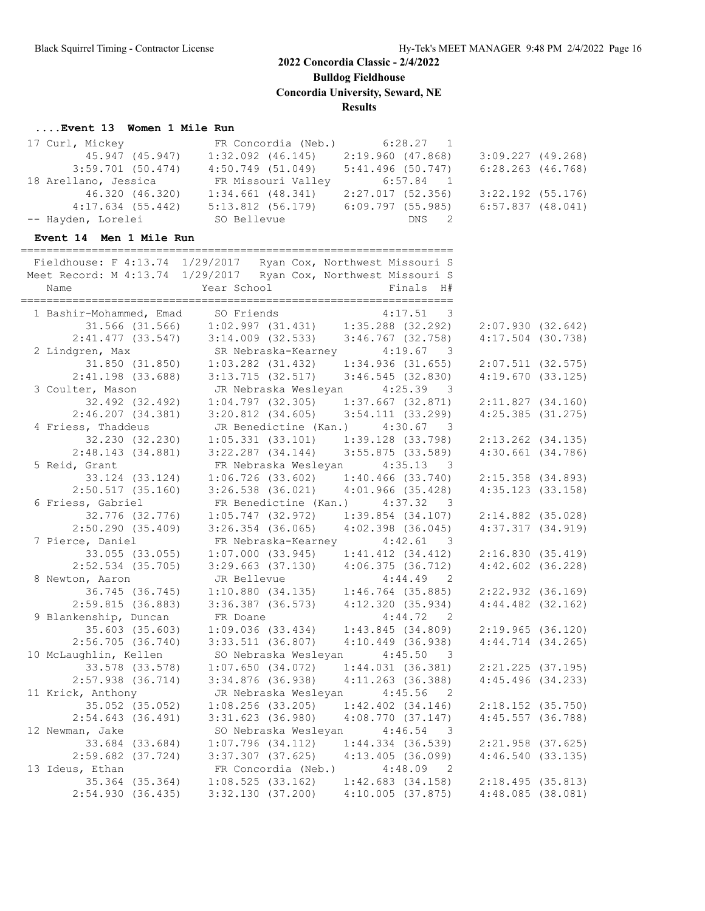## 2022 Concordia Classic - 2/4/2022

**Bulldog Fieldhouse**

**Concordia University, Seward, NE**

**Results**

### ....Event 13 Women 1 Mile Run

| Place | Name | Year | School | Finals | H# |
|---|---|---|---|---|---|
| 17 | Curl, Mickey | FR | Concordia (Neb.) | 6:28.27 | 1 |
| | 45.947 (45.947) | 1:32.092 (46.145) | 2:19.960 (47.868) | 3:09.227 (49.268) | |
| | 3:59.701 (50.474) | 4:50.749 (51.049) | 5:41.496 (50.747) | 6:28.263 (46.768) | |
| 18 | Arellano, Jessica | FR | Missouri Valley | 6:57.84 | 1 |
| | 46.320 (46.320) | 1:34.661 (48.341) | 2:27.017 (52.356) | 3:22.192 (55.176) | |
| | 4:17.634 (55.442) | 5:13.812 (56.179) | 6:09.797 (55.985) | 6:57.837 (48.041) | |
| -- | Hayden, Lorelei | SO | Bellevue | DNS | 2 |

### Event 14 Men 1 Mile Run

Fieldhouse: F 4:13.74 1/29/2017 Ryan Cox, Northwest Missouri S

Meet Record: M 4:13.74 1/29/2017 Ryan Cox, Northwest Missouri S

| Place | Name | Year | School | Finals | H# |
|---|---|---|---|---|---|
| 1 | Bashir-Mohammed, Emad | SO | Friends | 4:17.51 | 3 |
| | 31.566 (31.566) | 1:02.997 (31.431) | 1:35.288 (32.292) | 2:07.930 (32.642) | |
| | 2:41.477 (33.547) | 3:14.009 (32.533) | 3:46.767 (32.758) | 4:17.504 (30.738) | |
| 2 | Lindgren, Max | SR | Nebraska-Kearney | 4:19.67 | 3 |
| | 31.850 (31.850) | 1:03.282 (31.432) | 1:34.936 (31.655) | 2:07.511 (32.575) | |
| | 2:41.198 (33.688) | 3:13.715 (32.517) | 3:46.545 (32.830) | 4:19.670 (33.125) | |
| 3 | Coulter, Mason | JR | Nebraska Wesleyan | 4:25.39 | 3 |
| | 32.492 (32.492) | 1:04.797 (32.305) | 1:37.667 (32.871) | 2:11.827 (34.160) | |
| | 2:46.207 (34.381) | 3:20.812 (34.605) | 3:54.111 (33.299) | 4:25.385 (31.275) | |
| 4 | Friess, Thaddeus | JR | Benedictine (Kan.) | 4:30.67 | 3 |
| | 32.230 (32.230) | 1:05.331 (33.101) | 1:39.128 (33.798) | 2:13.262 (34.135) | |
| | 2:48.143 (34.881) | 3:22.287 (34.144) | 3:55.875 (33.589) | 4:30.661 (34.786) | |
| 5 | Reid, Grant | FR | Nebraska Wesleyan | 4:35.13 | 3 |
| | 33.124 (33.124) | 1:06.726 (33.602) | 1:40.466 (33.740) | 2:15.358 (34.893) | |
| | 2:50.517 (35.160) | 3:26.538 (36.021) | 4:01.966 (35.428) | 4:35.123 (33.158) | |
| 6 | Friess, Gabriel | FR | Benedictine (Kan.) | 4:37.32 | 3 |
| | 32.776 (32.776) | 1:05.747 (32.972) | 1:39.854 (34.107) | 2:14.882 (35.028) | |
| | 2:50.290 (35.409) | 3:26.354 (36.065) | 4:02.398 (36.045) | 4:37.317 (34.919) | |
| 7 | Pierce, Daniel | FR | Nebraska-Kearney | 4:42.61 | 3 |
| | 33.055 (33.055) | 1:07.000 (33.945) | 1:41.412 (34.412) | 2:16.830 (35.419) | |
| | 2:52.534 (35.705) | 3:29.663 (37.130) | 4:06.375 (36.712) | 4:42.602 (36.228) | |
| 8 | Newton, Aaron | JR | Bellevue | 4:44.49 | 2 |
| | 36.745 (36.745) | 1:10.880 (34.135) | 1:46.764 (35.885) | 2:22.932 (36.169) | |
| | 2:59.815 (36.883) | 3:36.387 (36.573) | 4:12.320 (35.934) | 4:44.482 (32.162) | |
| 9 | Blankenship, Duncan | FR | Doane | 4:44.72 | 2 |
| | 35.603 (35.603) | 1:09.036 (33.434) | 1:43.845 (34.809) | 2:19.965 (36.120) | |
| | 2:56.705 (36.740) | 3:33.511 (36.807) | 4:10.449 (36.938) | 4:44.714 (34.265) | |
| 10 | McLaughlin, Kellen | SO | Nebraska Wesleyan | 4:45.50 | 3 |
| | 33.578 (33.578) | 1:07.650 (34.072) | 1:44.031 (36.381) | 2:21.225 (37.195) | |
| | 2:57.938 (36.714) | 3:34.876 (36.938) | 4:11.263 (36.388) | 4:45.496 (34.233) | |
| 11 | Krick, Anthony | JR | Nebraska Wesleyan | 4:45.56 | 2 |
| | 35.052 (35.052) | 1:08.256 (33.205) | 1:42.402 (34.146) | 2:18.152 (35.750) | |
| | 2:54.643 (36.491) | 3:31.623 (36.980) | 4:08.770 (37.147) | 4:45.557 (36.788) | |
| 12 | Newman, Jake | SO | Nebraska Wesleyan | 4:46.54 | 3 |
| | 33.684 (33.684) | 1:07.796 (34.112) | 1:44.334 (36.539) | 2:21.958 (37.625) | |
| | 2:59.682 (37.724) | 3:37.307 (37.625) | 4:13.405 (36.099) | 4:46.540 (33.135) | |
| 13 | Ideus, Ethan | FR | Concordia (Neb.) | 4:48.09 | 2 |
| | 35.364 (35.364) | 1:08.525 (33.162) | 1:42.683 (34.158) | 2:18.495 (35.813) | |
| | 2:54.930 (36.435) | 3:32.130 (37.200) | 4:10.005 (37.875) | 4:48.085 (38.081) | |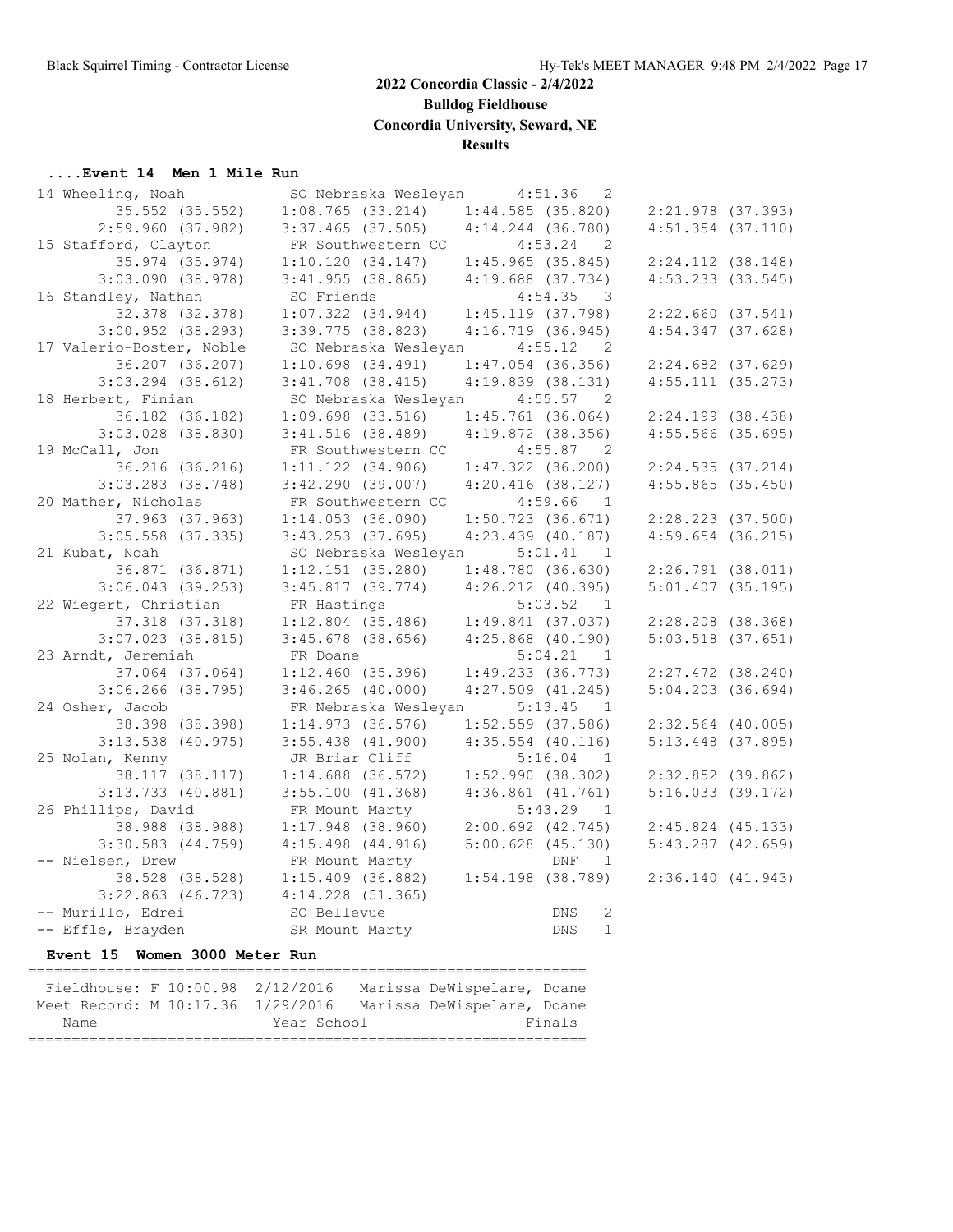# 2022 Concordia Classic - 2/4/2022

**Bulldog Fieldhouse**

**Concordia University, Seward, NE**

**Results**

### ....Event 14 Men 1 Mile Run

```
 14 Wheeling, Noah            SO Nebraska Wesleyan     4:51.36   2
        35.552 (35.552)    1:08.765 (33.214)    1:44.585 (35.820)    2:21.978 (37.393)
      2:59.960 (37.982)    3:37.465 (37.505)    4:14.244 (36.780)    4:51.354 (37.110)
 15 Stafford, Clayton         FR Southwestern CC       4:53.24   2
        35.974 (35.974)    1:10.120 (34.147)    1:45.965 (35.845)    2:24.112 (38.148)
      3:03.090 (38.978)    3:41.955 (38.865)    4:19.688 (37.734)    4:53.233 (33.545)
 16 Standley, Nathan          SO Friends               4:54.35   3
        32.378 (32.378)    1:07.322 (34.944)    1:45.119 (37.798)    2:22.660 (37.541)
      3:00.952 (38.293)    3:39.775 (38.823)    4:16.719 (36.945)    4:54.347 (37.628)
 17 Valerio-Boster, Noble     SO Nebraska Wesleyan     4:55.12   2
        36.207 (36.207)    1:10.698 (34.491)    1:47.054 (36.356)    2:24.682 (37.629)
      3:03.294 (38.612)    3:41.708 (38.415)    4:19.839 (38.131)    4:55.111 (35.273)
 18 Herbert, Finian           SO Nebraska Wesleyan     4:55.57   2
        36.182 (36.182)    1:09.698 (33.516)    1:45.761 (36.064)    2:24.199 (38.438)
      3:03.028 (38.830)    3:41.516 (38.489)    4:19.872 (38.356)    4:55.566 (35.695)
 19 McCall, Jon               FR Southwestern CC       4:55.87   2
        36.216 (36.216)    1:11.122 (34.906)    1:47.322 (36.200)    2:24.535 (37.214)
      3:03.283 (38.748)    3:42.290 (39.007)    4:20.416 (38.127)    4:55.865 (35.450)
 20 Mather, Nicholas          FR Southwestern CC       4:59.66   1
        37.963 (37.963)    1:14.053 (36.090)    1:50.723 (36.671)    2:28.223 (37.500)
      3:05.558 (37.335)    3:43.253 (37.695)    4:23.439 (40.187)    4:59.654 (36.215)
 21 Kubat, Noah               SO Nebraska Wesleyan     5:01.41   1
        36.871 (36.871)    1:12.151 (35.280)    1:48.780 (36.630)    2:26.791 (38.011)
      3:06.043 (39.253)    3:45.817 (39.774)    4:26.212 (40.395)    5:01.407 (35.195)
 22 Wiegert, Christian        FR Hastings              5:03.52   1
        37.318 (37.318)    1:12.804 (35.486)    1:49.841 (37.037)    2:28.208 (38.368)
      3:07.023 (38.815)    3:45.678 (38.656)    4:25.868 (40.190)    5:03.518 (37.651)
 23 Arndt, Jeremiah           FR Doane                 5:04.21   1
        37.064 (37.064)    1:12.460 (35.396)    1:49.233 (36.773)    2:27.472 (38.240)
      3:06.266 (38.795)    3:46.265 (40.000)    4:27.509 (41.245)    5:04.203 (36.694)
 24 Osher, Jacob              FR Nebraska Wesleyan     5:13.45   1
        38.398 (38.398)    1:14.973 (36.576)    1:52.559 (37.586)    2:32.564 (40.005)
      3:13.538 (40.975)    3:55.438 (41.900)    4:35.554 (40.116)    5:13.448 (37.895)
 25 Nolan, Kenny              JR Briar Cliff           5:16.04   1
        38.117 (38.117)    1:14.688 (36.572)    1:52.990 (38.302)    2:32.852 (39.862)
      3:13.733 (40.881)    3:55.100 (41.368)    4:36.861 (41.761)    5:16.033 (39.172)
 26 Phillips, David           FR Mount Marty           5:43.29   1
        38.988 (38.988)    1:17.948 (38.960)    2:00.692 (42.745)    2:45.824 (45.133)
      3:30.583 (44.759)    4:15.498 (44.916)    5:00.628 (45.130)    5:43.287 (42.659)
 -- Nielsen, Drew             FR Mount Marty               DNF   1
        38.528 (38.528)    1:15.409 (36.882)    1:54.198 (38.789)    2:36.140 (41.943)
      3:22.863 (46.723)    4:14.228 (51.365)
 -- Murillo, Edrei            SO Bellevue                  DNS   2
 -- Effle, Brayden            SR Mount Marty               DNS   1
```

### Event 15 Women 3000 Meter Run

```
===============================================================
   Fieldhouse: F 10:00.98  2/12/2016   Marissa DeWispelare, Doane
  Meet Record: M 10:17.36  1/29/2016   Marissa DeWispelare, Doane
    Name                    Year School                  Finals
===============================================================
```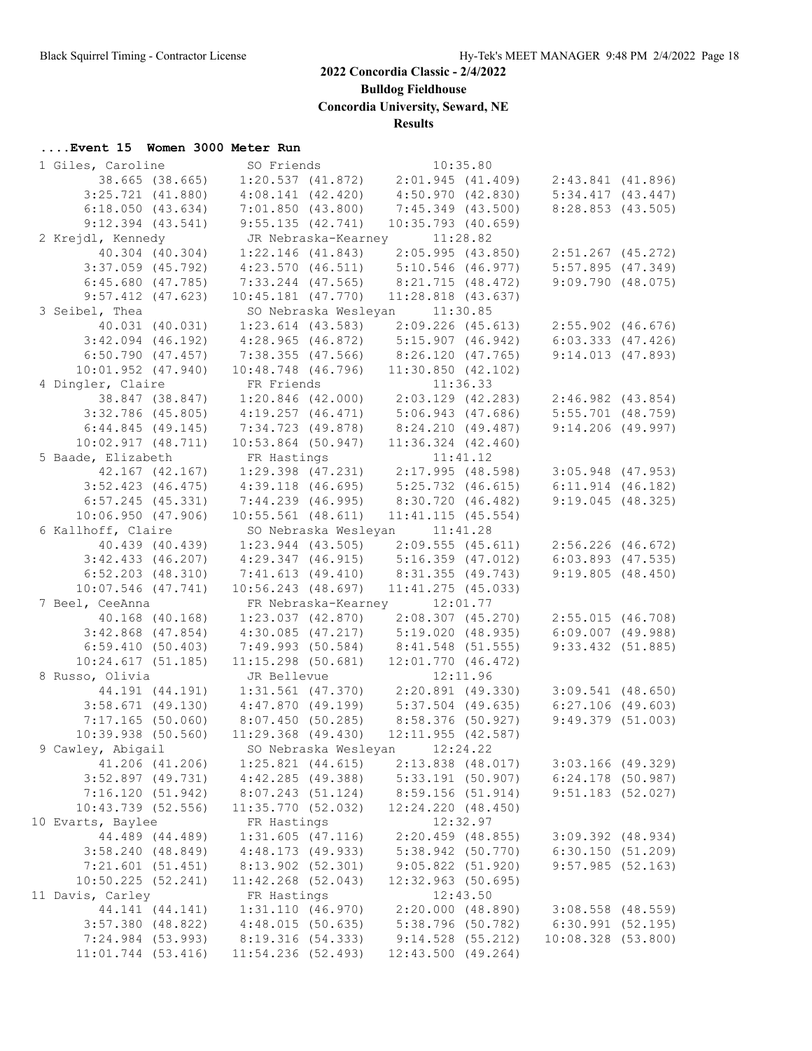# 2022 Concordia Classic - 2/4/2022

**Bulldog Fieldhouse**

**Concordia University, Seward, NE**

**Results**

### ....Event 15 Women 3000 Meter Run

```
 1 Giles, Caroline            SO Friends                  10:35.80
        38.665 (38.665)    1:20.537 (41.872)    2:01.945 (41.409)    2:43.841 (41.896)
      3:25.721 (41.880)    4:08.141 (42.420)    4:50.970 (42.830)    5:34.417 (43.447)
      6:18.050 (43.634)    7:01.850 (43.800)    7:45.349 (43.500)    8:28.853 (43.505)
      9:12.394 (43.541)    9:55.135 (42.741)   10:35.793 (40.659)
 2 Krejdl, Kennedy            JR Nebraska-Kearney         11:28.82
        40.304 (40.304)    1:22.146 (41.843)    2:05.995 (43.850)    2:51.267 (45.272)
      3:37.059 (45.792)    4:23.570 (46.511)    5:10.546 (46.977)    5:57.895 (47.349)
      6:45.680 (47.785)    7:33.244 (47.565)    8:21.715 (48.472)    9:09.790 (48.075)
      9:57.412 (47.623)   10:45.181 (47.770)   11:28.818 (43.637)
 3 Seibel, Thea               SO Nebraska Wesleyan        11:30.85
        40.031 (40.031)    1:23.614 (43.583)    2:09.226 (45.613)    2:55.902 (46.676)
      3:42.094 (46.192)    4:28.965 (46.872)    5:15.907 (46.942)    6:03.333 (47.426)
      6:50.790 (47.457)    7:38.355 (47.566)    8:26.120 (47.765)    9:14.013 (47.893)
     10:01.952 (47.940)   10:48.748 (46.796)   11:30.850 (42.102)
 4 Dingler, Claire            FR Friends                  11:36.33
        38.847 (38.847)    1:20.846 (42.000)    2:03.129 (42.283)    2:46.982 (43.854)
      3:32.786 (45.805)    4:19.257 (46.471)    5:06.943 (47.686)    5:55.701 (48.759)
      6:44.845 (49.145)    7:34.723 (49.878)    8:24.210 (49.487)    9:14.206 (49.997)
     10:02.917 (48.711)   10:53.864 (50.947)   11:36.324 (42.460)
 5 Baade, Elizabeth           FR Hastings                 11:41.12
        42.167 (42.167)    1:29.398 (47.231)    2:17.995 (48.598)    3:05.948 (47.953)
      3:52.423 (46.475)    4:39.118 (46.695)    5:25.732 (46.615)    6:11.914 (46.182)
      6:57.245 (45.331)    7:44.239 (46.995)    8:30.720 (46.482)    9:19.045 (48.325)
     10:06.950 (47.906)   10:55.561 (48.611)   11:41.115 (45.554)
 6 Kallhoff, Claire           SO Nebraska Wesleyan        11:41.28
        40.439 (40.439)    1:23.944 (43.505)    2:09.555 (45.611)    2:56.226 (46.672)
      3:42.433 (46.207)    4:29.347 (46.915)    5:16.359 (47.012)    6:03.893 (47.535)
      6:52.203 (48.310)    7:41.613 (49.410)    8:31.355 (49.743)    9:19.805 (48.450)
     10:07.546 (47.741)   10:56.243 (48.697)   11:41.275 (45.033)
 7 Beel, CeeAnna              FR Nebraska-Kearney         12:01.77
        40.168 (40.168)    1:23.037 (42.870)    2:08.307 (45.270)    2:55.015 (46.708)
      3:42.868 (47.854)    4:30.085 (47.217)    5:19.020 (48.935)    6:09.007 (49.988)
      6:59.410 (50.403)    7:49.993 (50.584)    8:41.548 (51.555)    9:33.432 (51.885)
     10:24.617 (51.185)   11:15.298 (50.681)   12:01.770 (46.472)
 8 Russo, Olivia              JR Bellevue                 12:11.96
        44.191 (44.191)    1:31.561 (47.370)    2:20.891 (49.330)    3:09.541 (48.650)
      3:58.671 (49.130)    4:47.870 (49.199)    5:37.504 (49.635)    6:27.106 (49.603)
      7:17.165 (50.060)    8:07.450 (50.285)    8:58.376 (50.927)    9:49.379 (51.003)
     10:39.938 (50.560)   11:29.368 (49.430)   12:11.955 (42.587)
 9 Cawley, Abigail            SO Nebraska Wesleyan        12:24.22
        41.206 (41.206)    1:25.821 (44.615)    2:13.838 (48.017)    3:03.166 (49.329)
      3:52.897 (49.731)    4:42.285 (49.388)    5:33.191 (50.907)    6:24.178 (50.987)
      7:16.120 (51.942)    8:07.243 (51.124)    8:59.156 (51.914)    9:51.183 (52.027)
     10:43.739 (52.556)   11:35.770 (52.032)   12:24.220 (48.450)
10 Evarts, Baylee             FR Hastings                 12:32.97
        44.489 (44.489)    1:31.605 (47.116)    2:20.459 (48.855)    3:09.392 (48.934)
      3:58.240 (48.849)    4:48.173 (49.933)    5:38.942 (50.770)    6:30.150 (51.209)
      7:21.601 (51.451)    8:13.902 (52.301)    9:05.822 (51.920)    9:57.985 (52.163)
     10:50.225 (52.241)   11:42.268 (52.043)   12:32.963 (50.695)
11 Davis, Carley              FR Hastings                 12:43.50
        44.141 (44.141)    1:31.110 (46.970)    2:20.000 (48.890)    3:08.558 (48.559)
      3:57.380 (48.822)    4:48.015 (50.635)    5:38.796 (50.782)    6:30.991 (52.195)
      7:24.984 (53.993)    8:19.316 (54.333)    9:14.528 (55.212)   10:08.328 (53.800)
     11:01.744 (53.416)   11:54.236 (52.493)   12:43.500 (49.264)
```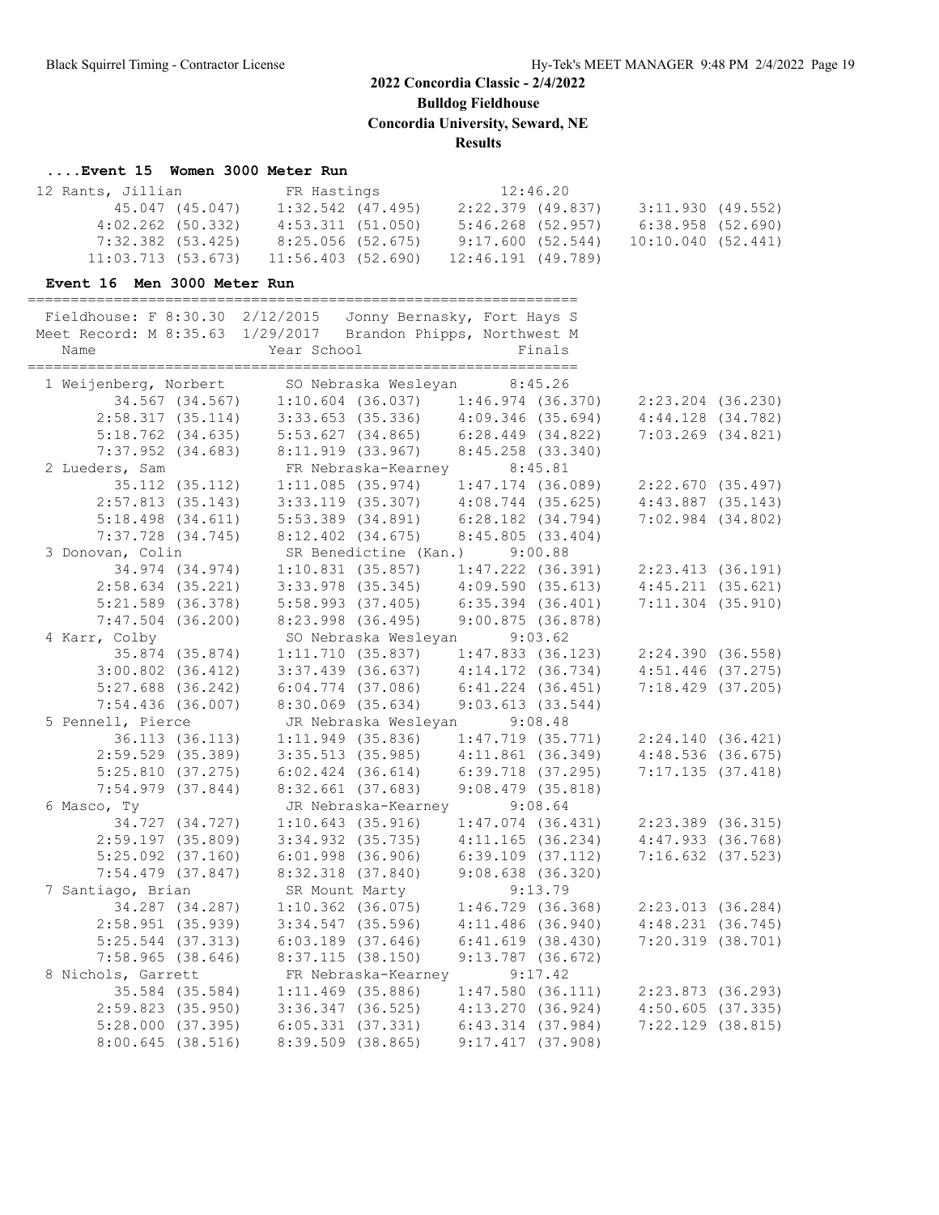# 2022 Concordia Classic - 2/4/2022

**Bulldog Fieldhouse**

**Concordia University, Seward, NE**

**Results**

### ....Event 15 Women 3000 Meter Run

```
 12 Rants, Jillian            FR Hastings              12:46.20
         45.047 (45.047)    1:32.542 (47.495)    2:22.379 (49.837)    3:11.930 (49.552)
       4:02.262 (50.332)    4:53.311 (51.050)    5:46.268 (52.957)    6:38.958 (52.690)
       7:32.382 (53.425)    8:25.056 (52.675)    9:17.600 (52.544)   10:10.040 (52.441)
      11:03.713 (53.673)   11:56.403 (52.690)   12:46.191 (49.789)
```

### Event 16 Men 3000 Meter Run

```
===================================================================
  Fieldhouse: F 8:30.30  2/12/2015   Jonny Bernasky, Fort Hays S
 Meet Record: M 8:35.63  1/29/2017   Brandon Phipps, Northwest M
    Name                    Year School                  Finals
===================================================================
  1 Weijenberg, Norbert        SO Nebraska Wesleyan      8:45.26
         34.567 (34.567)    1:10.604 (36.037)    1:46.974 (36.370)    2:23.204 (36.230)
       2:58.317 (35.114)    3:33.653 (35.336)    4:09.346 (35.694)    4:44.128 (34.782)
       5:18.762 (34.635)    5:53.627 (34.865)    6:28.449 (34.822)    7:03.269 (34.821)
       7:37.952 (34.683)    8:11.919 (33.967)    8:45.258 (33.340)
  2 Lueders, Sam               FR Nebraska-Kearney       8:45.81
         35.112 (35.112)    1:11.085 (35.974)    1:47.174 (36.089)    2:22.670 (35.497)
       2:57.813 (35.143)    3:33.119 (35.307)    4:08.744 (35.625)    4:43.887 (35.143)
       5:18.498 (34.611)    5:53.389 (34.891)    6:28.182 (34.794)    7:02.984 (34.802)
       7:37.728 (34.745)    8:12.402 (34.675)    8:45.805 (33.404)
  3 Donovan, Colin             SR Benedictine (Kan.)     9:00.88
         34.974 (34.974)    1:10.831 (35.857)    1:47.222 (36.391)    2:23.413 (36.191)
       2:58.634 (35.221)    3:33.978 (35.345)    4:09.590 (35.613)    4:45.211 (35.621)
       5:21.589 (36.378)    5:58.993 (37.405)    6:35.394 (36.401)    7:11.304 (35.910)
       7:47.504 (36.200)    8:23.998 (36.495)    9:00.875 (36.878)
  4 Karr, Colby                SO Nebraska Wesleyan      9:03.62
         35.874 (35.874)    1:11.710 (35.837)    1:47.833 (36.123)    2:24.390 (36.558)
       3:00.802 (36.412)    3:37.439 (36.637)    4:14.172 (36.734)    4:51.446 (37.275)
       5:27.688 (36.242)    6:04.774 (37.086)    6:41.224 (36.451)    7:18.429 (37.205)
       7:54.436 (36.007)    8:30.069 (35.634)    9:03.613 (33.544)
  5 Pennell, Pierce            JR Nebraska Wesleyan      9:08.48
         36.113 (36.113)    1:11.949 (35.836)    1:47.719 (35.771)    2:24.140 (36.421)
       2:59.529 (35.389)    3:35.513 (35.985)    4:11.861 (36.349)    4:48.536 (36.675)
       5:25.810 (37.275)    6:02.424 (36.614)    6:39.718 (37.295)    7:17.135 (37.418)
       7:54.979 (37.844)    8:32.661 (37.683)    9:08.479 (35.818)
  6 Masco, Ty                  JR Nebraska-Kearney       9:08.64
         34.727 (34.727)    1:10.643 (35.916)    1:47.074 (36.431)    2:23.389 (36.315)
       2:59.197 (35.809)    3:34.932 (35.735)    4:11.165 (36.234)    4:47.933 (36.768)
       5:25.092 (37.160)    6:01.998 (36.906)    6:39.109 (37.112)    7:16.632 (37.523)
       7:54.479 (37.847)    8:32.318 (37.840)    9:08.638 (36.320)
  7 Santiago, Brian            SR Mount Marty            9:13.79
         34.287 (34.287)    1:10.362 (36.075)    1:46.729 (36.368)    2:23.013 (36.284)
       2:58.951 (35.939)    3:34.547 (35.596)    4:11.486 (36.940)    4:48.231 (36.745)
       5:25.544 (37.313)    6:03.189 (37.646)    6:41.619 (38.430)    7:20.319 (38.701)
       7:58.965 (38.646)    8:37.115 (38.150)    9:13.787 (36.672)
  8 Nichols, Garrett           FR Nebraska-Kearney       9:17.42
         35.584 (35.584)    1:11.469 (35.886)    1:47.580 (36.111)    2:23.873 (36.293)
       2:59.823 (35.950)    3:36.347 (36.525)    4:13.270 (36.924)    4:50.605 (37.335)
       5:28.000 (37.395)    6:05.331 (37.331)    6:43.314 (37.984)    7:22.129 (38.815)
       8:00.645 (38.516)    8:39.509 (38.865)    9:17.417 (37.908)
```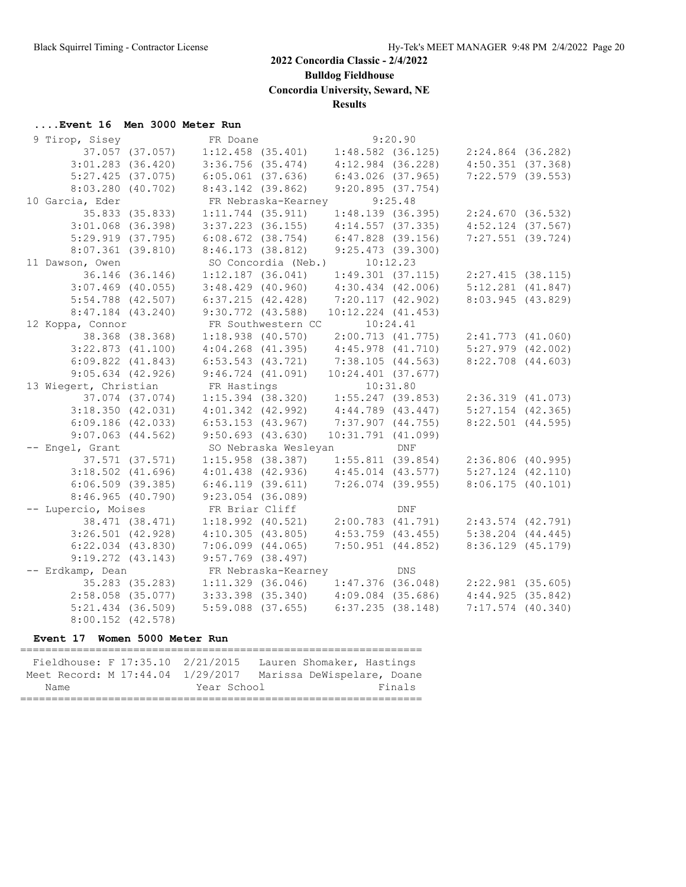# 2022 Concordia Classic - 2/4/2022

**Bulldog Fieldhouse**

**Concordia University, Seward, NE**

**Results**

### ....Event 16 Men 3000 Meter Run

```
  9 Tirop, Sisey               FR Doane                    9:20.90  
         37.057 (37.057)    1:12.458 (35.401)    1:48.582 (36.125)    2:24.864 (36.282)
       3:01.283 (36.420)    3:36.756 (35.474)    4:12.984 (36.228)    4:50.351 (37.368)
       5:27.425 (37.075)    6:05.061 (37.636)    6:43.026 (37.965)    7:22.579 (39.553)
       8:03.280 (40.702)    8:43.142 (39.862)    9:20.895 (37.754)
 10 Garcia, Eder               FR Nebraska-Kearney         9:25.48  
         35.833 (35.833)    1:11.744 (35.911)    1:48.139 (36.395)    2:24.670 (36.532)
       3:01.068 (36.398)    3:37.223 (36.155)    4:14.557 (37.335)    4:52.124 (37.567)
       5:29.919 (37.795)    6:08.672 (38.754)    6:47.828 (39.156)    7:27.551 (39.724)
       8:07.361 (39.810)    8:46.173 (38.812)    9:25.473 (39.300)
 11 Dawson, Owen               SO Concordia (Neb.)        10:12.23  
         36.146 (36.146)    1:12.187 (36.041)    1:49.301 (37.115)    2:27.415 (38.115)
       3:07.469 (40.055)    3:48.429 (40.960)    4:30.434 (42.006)    5:12.281 (41.847)
       5:54.788 (42.507)    6:37.215 (42.428)    7:20.117 (42.902)    8:03.945 (43.829)
       8:47.184 (43.240)    9:30.772 (43.588)   10:12.224 (41.453)
 12 Koppa, Connor              FR Southwestern CC         10:24.41  
         38.368 (38.368)    1:18.938 (40.570)    2:00.713 (41.775)    2:41.773 (41.060)
       3:22.873 (41.100)    4:04.268 (41.395)    4:45.978 (41.710)    5:27.979 (42.002)
       6:09.822 (41.843)    6:53.543 (43.721)    7:38.105 (44.563)    8:22.708 (44.603)
       9:05.634 (42.926)    9:46.724 (41.091)   10:24.401 (37.677)
 13 Wiegert, Christian         FR Hastings                10:31.80  
         37.074 (37.074)    1:15.394 (38.320)    1:55.247 (39.853)    2:36.319 (41.073)
       3:18.350 (42.031)    4:01.342 (42.992)    4:44.789 (43.447)    5:27.154 (42.365)
       6:09.186 (42.033)    6:53.153 (43.967)    7:37.907 (44.755)    8:22.501 (44.595)
       9:07.063 (44.562)    9:50.693 (43.630)   10:31.791 (41.099)
 -- Engel, Grant               SO Nebraska Wesleyan            DNF  
         37.571 (37.571)    1:15.958 (38.387)    1:55.811 (39.854)    2:36.806 (40.995)
       3:18.502 (41.696)    4:01.438 (42.936)    4:45.014 (43.577)    5:27.124 (42.110)
       6:06.509 (39.385)    6:46.119 (39.611)    7:26.074 (39.955)    8:06.175 (40.101)
       8:46.965 (40.790)    9:23.054 (36.089)
 -- Lupercio, Moises           FR Briar Cliff                  DNF  
         38.471 (38.471)    1:18.992 (40.521)    2:00.783 (41.791)    2:43.574 (42.791)
       3:26.501 (42.928)    4:10.305 (43.805)    4:53.759 (43.455)    5:38.204 (44.445)
       6:22.034 (43.830)    7:06.099 (44.065)    7:50.951 (44.852)    8:36.129 (45.179)
       9:19.272 (43.143)    9:57.769 (38.497)
 -- Erdkamp, Dean              FR Nebraska-Kearney             DNS  
         35.283 (35.283)    1:11.329 (36.046)    1:47.376 (36.048)    2:22.981 (35.605)
       2:58.058 (35.077)    3:33.398 (35.340)    4:09.084 (35.686)    4:44.925 (35.842)
       5:21.434 (36.509)    5:59.088 (37.655)    6:37.235 (38.148)    7:17.574 (40.340)
       8:00.152 (42.578)
```

### Event 17 Women 5000 Meter Run

```
================================================================
  Fieldhouse: F 17:35.10  2/21/2015   Lauren Shomaker, Hastings 
 Meet Record: M 17:44.04  1/29/2017   Marissa DeWispelare, Doane
    Name                    Year School                  Finals 
================================================================
```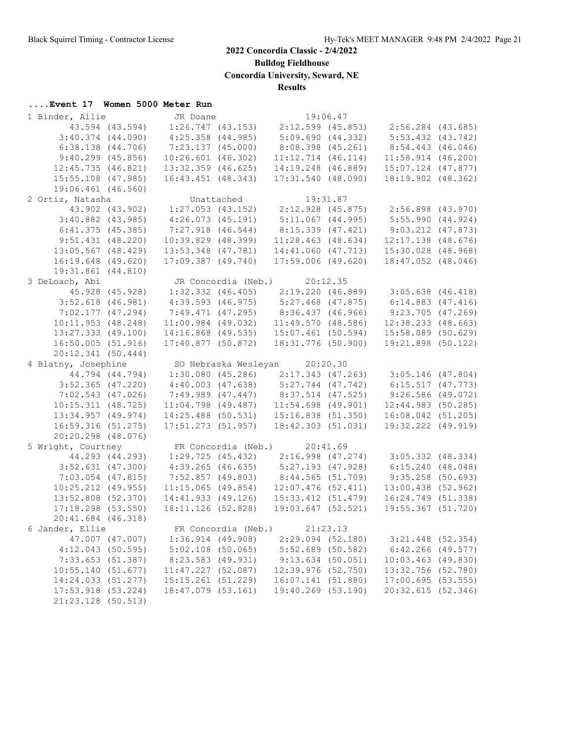# 2022 Concordia Classic - 2/4/2022

## Bulldog Fieldhouse

## Concordia University, Seward, NE

## Results

### ....Event 17 Women 5000 Meter Run

```
 1 Binder, Allie              JR Doane                   19:06.47  
        43.594 (43.594)    1:26.747 (43.153)    2:12.599 (45.853)    2:56.284 (43.685)
      3:40.374 (44.090)    4:25.358 (44.985)    5:09.690 (44.332)    5:53.432 (43.742)
      6:38.138 (44.706)    7:23.137 (45.000)    8:08.398 (45.261)    8:54.443 (46.046)
      9:40.299 (45.856)   10:26.601 (46.302)   11:12.714 (46.114)   11:58.914 (46.200)
     12:45.735 (46.821)   13:32.359 (46.625)   14:19.248 (46.889)   15:07.124 (47.877)
     15:55.108 (47.985)   16:43.451 (48.343)   17:31.540 (48.090)   18:19.902 (48.362)
     19:06.461 (46.560)
 2 Ortiz, Natasha                Unattached              19:31.87  
        43.902 (43.902)    1:27.053 (43.152)    2:12.928 (45.875)    2:56.898 (43.970)
      3:40.882 (43.985)    4:26.073 (45.191)    5:11.067 (44.995)    5:55.990 (44.924)
      6:41.375 (45.385)    7:27.918 (46.544)    8:15.339 (47.421)    9:03.212 (47.873)
      9:51.431 (48.220)   10:39.829 (48.399)   11:28.463 (48.634)   12:17.138 (48.676)
     13:05.567 (48.429)   13:53.348 (47.781)   14:41.060 (47.713)   15:30.028 (48.968)
     16:19.648 (49.620)   17:09.387 (49.740)   17:59.006 (49.620)   18:47.052 (48.046)
     19:31.861 (44.810)
 3 DeLoach, Abi               JR Concordia (Neb.)        20:12.35  
        45.928 (45.928)    1:32.332 (46.405)    2:19.220 (46.889)    3:05.638 (46.418)
      3:52.618 (46.981)    4:39.593 (46.975)    5:27.468 (47.875)    6:14.883 (47.416)
      7:02.177 (47.294)    7:49.471 (47.295)    8:36.437 (46.966)    9:23.705 (47.269)
     10:11.953 (48.248)   11:00.984 (49.032)   11:49.570 (48.586)   12:38.233 (48.663)
     13:27.333 (49.100)   14:16.868 (49.535)   15:07.461 (50.594)   15:58.089 (50.629)
     16:50.005 (51.916)   17:40.877 (50.872)   18:31.776 (50.900)   19:21.898 (50.122)
     20:12.341 (50.444)
 4 Blatny, Josephine          SO Nebraska Wesleyan       20:20.30  
        44.794 (44.794)    1:30.080 (45.286)    2:17.343 (47.263)    3:05.146 (47.804)
      3:52.365 (47.220)    4:40.003 (47.638)    5:27.744 (47.742)    6:15.517 (47.773)
      7:02.543 (47.026)    7:49.989 (47.447)    8:37.514 (47.525)    9:26.586 (49.072)
     10:15.311 (48.725)   11:04.798 (49.487)   11:54.698 (49.901)   12:44.983 (50.285)
     13:34.957 (49.974)   14:25.488 (50.531)   15:16.838 (51.350)   16:08.042 (51.205)
     16:59.316 (51.275)   17:51.273 (51.957)   18:42.303 (51.031)   19:32.222 (49.919)
     20:20.298 (48.076)
 5 Wright, Courtney           FR Concordia (Neb.)        20:41.69  
        44.293 (44.293)    1:29.725 (45.432)    2:16.998 (47.274)    3:05.332 (48.334)
      3:52.631 (47.300)    4:39.265 (46.635)    5:27.193 (47.928)    6:15.240 (48.048)
      7:03.054 (47.815)    7:52.857 (49.803)    8:44.565 (51.709)    9:35.258 (50.693)
     10:25.212 (49.955)   11:15.065 (49.854)   12:07.476 (52.411)   13:00.438 (52.962)
     13:52.808 (52.370)   14:41.933 (49.126)   15:33.412 (51.479)   16:24.749 (51.338)
     17:18.298 (53.550)   18:11.126 (52.828)   19:03.647 (52.521)   19:55.367 (51.720)
     20:41.684 (46.318)
 6 Jander, Ellie              FR Concordia (Neb.)        21:23.13  
        47.007 (47.007)    1:36.914 (49.908)    2:29.094 (52.180)    3:21.448 (52.354)
      4:12.043 (50.595)    5:02.108 (50.065)    5:52.689 (50.582)    6:42.266 (49.577)
      7:33.653 (51.387)    8:23.583 (49.931)    9:13.634 (50.051)   10:03.463 (49.830)
     10:55.140 (51.677)   11:47.227 (52.087)   12:39.976 (52.750)   13:32.756 (52.780)
     14:24.033 (51.277)   15:15.261 (51.229)   16:07.141 (51.880)   17:00.695 (53.555)
     17:53.918 (53.224)   18:47.079 (53.161)   19:40.269 (53.190)   20:32.615 (52.346)
     21:23.128 (50.513)
```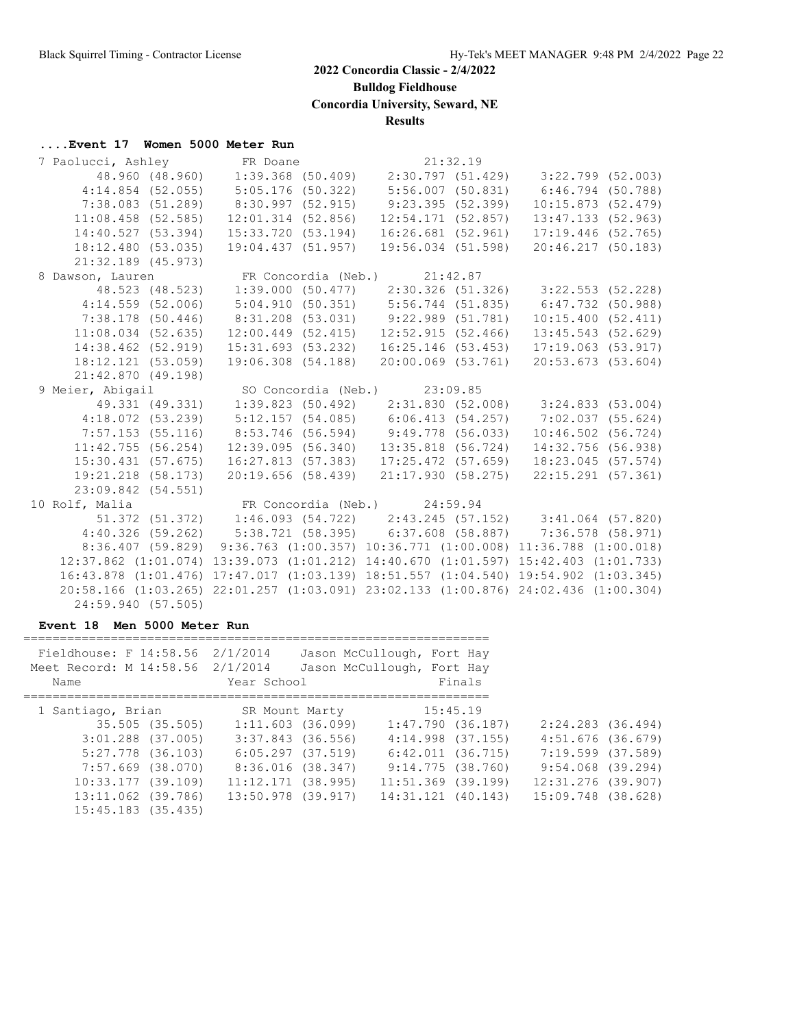# 2022 Concordia Classic - 2/4/2022

**Bulldog Fieldhouse**

**Concordia University, Seward, NE**

**Results**

### ....Event 17 Women 5000 Meter Run

```
  7 Paolucci, Ashley           FR Doane                     21:32.19  
         48.960 (48.960)     1:39.368 (50.409)     2:30.797 (51.429)     3:22.799 (52.003)
       4:14.854 (52.055)     5:05.176 (50.322)     5:56.007 (50.831)     6:46.794 (50.788)
       7:38.083 (51.289)     8:30.997 (52.915)     9:23.395 (52.399)    10:15.873 (52.479)
      11:08.458 (52.585)    12:01.314 (52.856)    12:54.171 (52.857)    13:47.133 (52.963)
      14:40.527 (53.394)    15:33.720 (53.194)    16:26.681 (52.961)    17:19.446 (52.765)
      18:12.480 (53.035)    19:04.437 (51.957)    19:56.034 (51.598)    20:46.217 (50.183)
      21:32.189 (45.973)
  8 Dawson, Lauren             FR Concordia (Neb.)          21:42.87  
         48.523 (48.523)     1:39.000 (50.477)     2:30.326 (51.326)     3:22.553 (52.228)
       4:14.559 (52.006)     5:04.910 (50.351)     5:56.744 (51.835)     6:47.732 (50.988)
       7:38.178 (50.446)     8:31.208 (53.031)     9:22.989 (51.781)    10:15.400 (52.411)
      11:08.034 (52.635)    12:00.449 (52.415)    12:52.915 (52.466)    13:45.543 (52.629)
      14:38.462 (52.919)    15:31.693 (53.232)    16:25.146 (53.453)    17:19.063 (53.917)
      18:12.121 (53.059)    19:06.308 (54.188)    20:00.069 (53.761)    20:53.673 (53.604)
      21:42.870 (49.198)
  9 Meier, Abigail             SO Concordia (Neb.)          23:09.85  
         49.331 (49.331)     1:39.823 (50.492)     2:31.830 (52.008)     3:24.833 (53.004)
       4:18.072 (53.239)     5:12.157 (54.085)     6:06.413 (54.257)     7:02.037 (55.624)
       7:57.153 (55.116)     8:53.746 (56.594)     9:49.778 (56.033)    10:46.502 (56.724)
      11:42.755 (56.254)    12:39.095 (56.340)    13:35.818 (56.724)    14:32.756 (56.938)
      15:30.431 (57.675)    16:27.813 (57.383)    17:25.472 (57.659)    18:23.045 (57.574)
      19:21.218 (58.173)    20:19.656 (58.439)    21:17.930 (58.275)    22:15.291 (57.361)
      23:09.842 (54.551)
 10 Rolf, Malia                FR Concordia (Neb.)          24:59.94  
         51.372 (51.372)     1:46.093 (54.722)     2:43.245 (57.152)     3:41.064 (57.820)
       4:40.326 (59.262)     5:38.721 (58.395)     6:37.608 (58.887)     7:36.578 (58.971)
       8:36.407 (59.829)   9:36.763 (1:00.357) 10:36.771 (1:00.008) 11:36.788 (1:00.018)
    12:37.862 (1:01.074) 13:39.073 (1:01.212) 14:40.670 (1:01.597) 15:42.403 (1:01.733)
    16:43.878 (1:01.476) 17:47.017 (1:03.139) 18:51.557 (1:04.540) 19:54.902 (1:03.345)
    20:58.166 (1:03.265) 22:01.257 (1:03.091) 23:02.133 (1:00.876) 24:02.436 (1:00.304)
      24:59.940 (57.505)
```

### Event 18 Men 5000 Meter Run

```
===================================================================
  Fieldhouse: F 14:58.56  2/1/2014    Jason McCullough, Fort Hay
 Meet Record: M 14:58.56  2/1/2014    Jason McCullough, Fort Hay
    Name                    Year School                  Finals
===================================================================
  1 Santiago, Brian            SR Mount Marty               15:45.19  
         35.505 (35.505)     1:11.603 (36.099)     1:47.790 (36.187)     2:24.283 (36.494)
       3:01.288 (37.005)     3:37.843 (36.556)     4:14.998 (37.155)     4:51.676 (36.679)
       5:27.778 (36.103)     6:05.297 (37.519)     6:42.011 (36.715)     7:19.599 (37.589)
       7:57.669 (38.070)     8:36.016 (38.347)     9:14.775 (38.760)     9:54.068 (39.294)
      10:33.177 (39.109)    11:12.171 (38.995)    11:51.369 (39.199)    12:31.276 (39.907)
      13:11.062 (39.786)    13:50.978 (39.917)    14:31.121 (40.143)    15:09.748 (38.628)
      15:45.183 (35.435)
```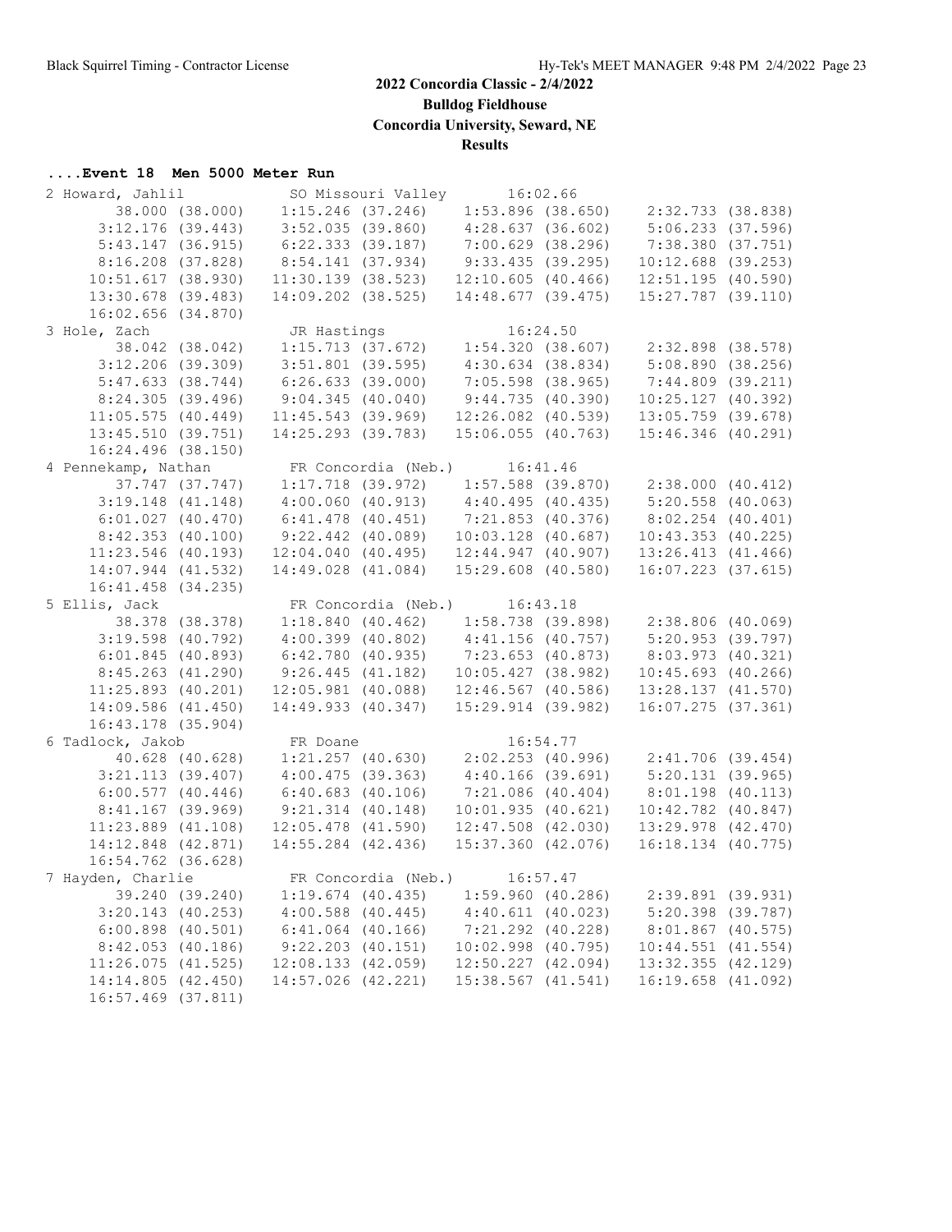# 2022 Concordia Classic - 2/4/2022

**Bulldog Fieldhouse**

**Concordia University, Seward, NE**

**Results**

### ....Event 18 Men 5000 Meter Run

```
 2 Howard, Jahlil           SO Missouri Valley       16:02.66
       38.000 (38.000)    1:15.246 (37.246)    1:53.896 (38.650)    2:32.733 (38.838)
     3:12.176 (39.443)    3:52.035 (39.860)    4:28.637 (36.602)    5:06.233 (37.596)
     5:43.147 (36.915)    6:22.333 (39.187)    7:00.629 (38.296)    7:38.380 (37.751)
     8:16.208 (37.828)    8:54.141 (37.934)    9:33.435 (39.295)   10:12.688 (39.253)
    10:51.617 (38.930)   11:30.139 (38.523)   12:10.605 (40.466)   12:51.195 (40.590)
    13:30.678 (39.483)   14:09.202 (38.525)   14:48.677 (39.475)   15:27.787 (39.110)
    16:02.656 (34.870)
 3 Hole, Zach               JR Hastings              16:24.50
       38.042 (38.042)    1:15.713 (37.672)    1:54.320 (38.607)    2:32.898 (38.578)
     3:12.206 (39.309)    3:51.801 (39.595)    4:30.634 (38.834)    5:08.890 (38.256)
     5:47.633 (38.744)    6:26.633 (39.000)    7:05.598 (38.965)    7:44.809 (39.211)
     8:24.305 (39.496)    9:04.345 (40.040)    9:44.735 (40.390)   10:25.127 (40.392)
    11:05.575 (40.449)   11:45.543 (39.969)   12:26.082 (40.539)   13:05.759 (39.678)
    13:45.510 (39.751)   14:25.293 (39.783)   15:06.055 (40.763)   15:46.346 (40.291)
    16:24.496 (38.150)
 4 Pennekamp, Nathan        FR Concordia (Neb.)      16:41.46
       37.747 (37.747)    1:17.718 (39.972)    1:57.588 (39.870)    2:38.000 (40.412)
     3:19.148 (41.148)    4:00.060 (40.913)    4:40.495 (40.435)    5:20.558 (40.063)
     6:01.027 (40.470)    6:41.478 (40.451)    7:21.853 (40.376)    8:02.254 (40.401)
     8:42.353 (40.100)    9:22.442 (40.089)   10:03.128 (40.687)   10:43.353 (40.225)
    11:23.546 (40.193)   12:04.040 (40.495)   12:44.947 (40.907)   13:26.413 (41.466)
    14:07.944 (41.532)   14:49.028 (41.084)   15:29.608 (40.580)   16:07.223 (37.615)
    16:41.458 (34.235)
 5 Ellis, Jack              FR Concordia (Neb.)      16:43.18
       38.378 (38.378)    1:18.840 (40.462)    1:58.738 (39.898)    2:38.806 (40.069)
     3:19.598 (40.792)    4:00.399 (40.802)    4:41.156 (40.757)    5:20.953 (39.797)
     6:01.845 (40.893)    6:42.780 (40.935)    7:23.653 (40.873)    8:03.973 (40.321)
     8:45.263 (41.290)    9:26.445 (41.182)   10:05.427 (38.982)   10:45.693 (40.266)
    11:25.893 (40.201)   12:05.981 (40.088)   12:46.567 (40.586)   13:28.137 (41.570)
    14:09.586 (41.450)   14:49.933 (40.347)   15:29.914 (39.982)   16:07.275 (37.361)
    16:43.178 (35.904)
 6 Tadlock, Jakob           FR Doane                 16:54.77
       40.628 (40.628)    1:21.257 (40.630)    2:02.253 (40.996)    2:41.706 (39.454)
     3:21.113 (39.407)    4:00.475 (39.363)    4:40.166 (39.691)    5:20.131 (39.965)
     6:00.577 (40.446)    6:40.683 (40.106)    7:21.086 (40.404)    8:01.198 (40.113)
     8:41.167 (39.969)    9:21.314 (40.148)   10:01.935 (40.621)   10:42.782 (40.847)
    11:23.889 (41.108)   12:05.478 (41.590)   12:47.508 (42.030)   13:29.978 (42.470)
    14:12.848 (42.871)   14:55.284 (42.436)   15:37.360 (42.076)   16:18.134 (40.775)
    16:54.762 (36.628)
 7 Hayden, Charlie          FR Concordia (Neb.)      16:57.47
       39.240 (39.240)    1:19.674 (40.435)    1:59.960 (40.286)    2:39.891 (39.931)
     3:20.143 (40.253)    4:00.588 (40.445)    4:40.611 (40.023)    5:20.398 (39.787)
     6:00.898 (40.501)    6:41.064 (40.166)    7:21.292 (40.228)    8:01.867 (40.575)
     8:42.053 (40.186)    9:22.203 (40.151)   10:02.998 (40.795)   10:44.551 (41.554)
    11:26.075 (41.525)   12:08.133 (42.059)   12:50.227 (42.094)   13:32.355 (42.129)
    14:14.805 (42.450)   14:57.026 (42.221)   15:38.567 (41.541)   16:19.658 (41.092)
    16:57.469 (37.811)
```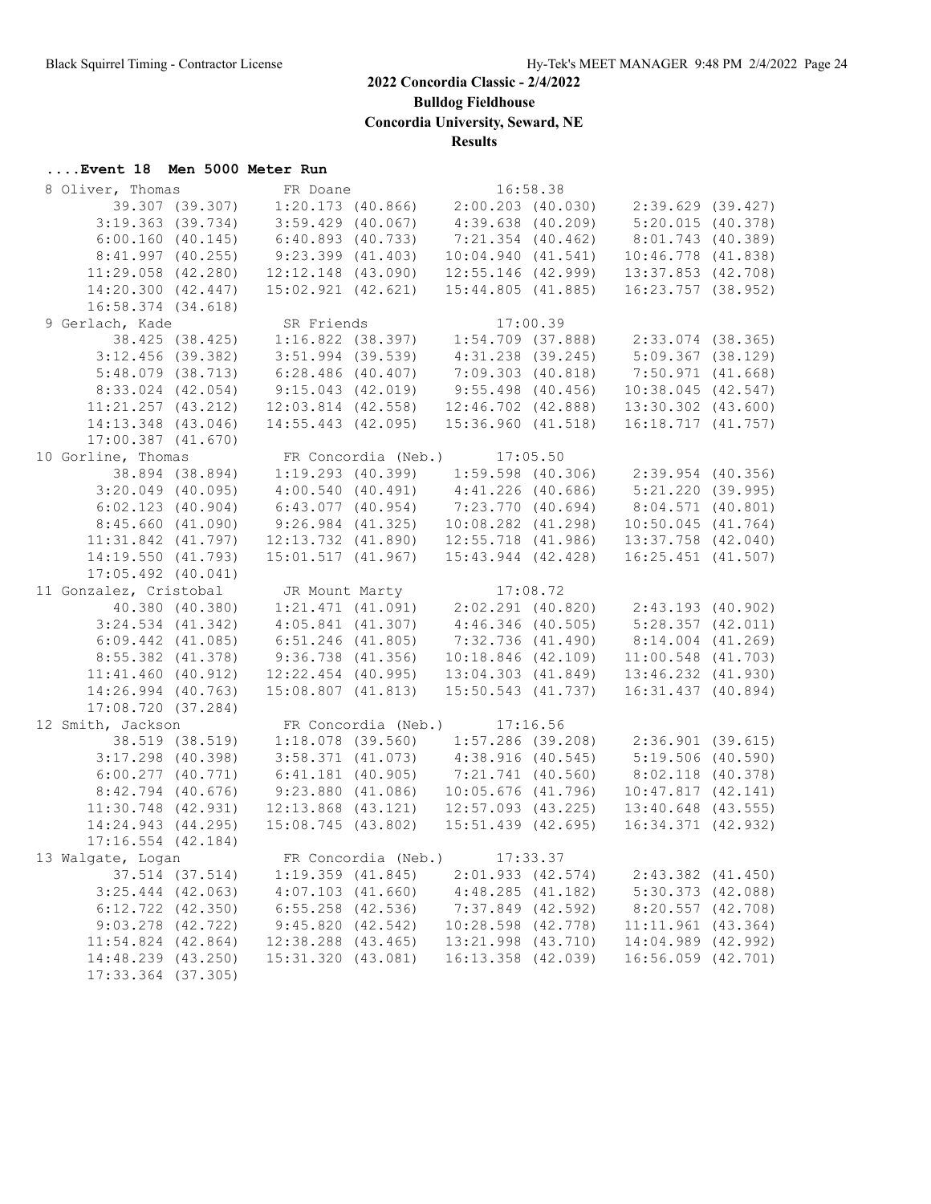## 2022 Concordia Classic - 2/4/2022

**Bulldog Fieldhouse**

**Concordia University, Seward, NE**

**Results**

### ....Event 18 Men 5000 Meter Run

```
  8 Oliver, Thomas             FR Doane                   16:58.38  
         39.307 (39.307)    1:20.173 (40.866)    2:00.203 (40.030)    2:39.629 (39.427)
       3:19.363 (39.734)    3:59.429 (40.067)    4:39.638 (40.209)    5:20.015 (40.378)
       6:00.160 (40.145)    6:40.893 (40.733)    7:21.354 (40.462)    8:01.743 (40.389)
       8:41.997 (40.255)    9:23.399 (41.403)   10:04.940 (41.541)   10:46.778 (41.838)
      11:29.058 (42.280)   12:12.148 (43.090)   12:55.146 (42.999)   13:37.853 (42.708)
      14:20.300 (42.447)   15:02.921 (42.621)   15:44.805 (41.885)   16:23.757 (38.952)
      16:58.374 (34.618)
  9 Gerlach, Kade              SR Friends                 17:00.39  
         38.425 (38.425)    1:16.822 (38.397)    1:54.709 (37.888)    2:33.074 (38.365)
       3:12.456 (39.382)    3:51.994 (39.539)    4:31.238 (39.245)    5:09.367 (38.129)
       5:48.079 (38.713)    6:28.486 (40.407)    7:09.303 (40.818)    7:50.971 (41.668)
       8:33.024 (42.054)    9:15.043 (42.019)    9:55.498 (40.456)   10:38.045 (42.547)
      11:21.257 (43.212)   12:03.814 (42.558)   12:46.702 (42.888)   13:30.302 (43.600)
      14:13.348 (43.046)   14:55.443 (42.095)   15:36.960 (41.518)   16:18.717 (41.757)
      17:00.387 (41.670)
 10 Gorline, Thomas            FR Concordia (Neb.)        17:05.50  
         38.894 (38.894)    1:19.293 (40.399)    1:59.598 (40.306)    2:39.954 (40.356)
       3:20.049 (40.095)    4:00.540 (40.491)    4:41.226 (40.686)    5:21.220 (39.995)
       6:02.123 (40.904)    6:43.077 (40.954)    7:23.770 (40.694)    8:04.571 (40.801)
       8:45.660 (41.090)    9:26.984 (41.325)   10:08.282 (41.298)   10:50.045 (41.764)
      11:31.842 (41.797)   12:13.732 (41.890)   12:55.718 (41.986)   13:37.758 (42.040)
      14:19.550 (41.793)   15:01.517 (41.967)   15:43.944 (42.428)   16:25.451 (41.507)
      17:05.492 (40.041)
 11 Gonzalez, Cristobal        JR Mount Marty             17:08.72  
         40.380 (40.380)    1:21.471 (41.091)    2:02.291 (40.820)    2:43.193 (40.902)
       3:24.534 (41.342)    4:05.841 (41.307)    4:46.346 (40.505)    5:28.357 (42.011)
       6:09.442 (41.085)    6:51.246 (41.805)    7:32.736 (41.490)    8:14.004 (41.269)
       8:55.382 (41.378)    9:36.738 (41.356)   10:18.846 (42.109)   11:00.548 (41.703)
      11:41.460 (40.912)   12:22.454 (40.995)   13:04.303 (41.849)   13:46.232 (41.930)
      14:26.994 (40.763)   15:08.807 (41.813)   15:50.543 (41.737)   16:31.437 (40.894)
      17:08.720 (37.284)
 12 Smith, Jackson             FR Concordia (Neb.)        17:16.56  
         38.519 (38.519)    1:18.078 (39.560)    1:57.286 (39.208)    2:36.901 (39.615)
       3:17.298 (40.398)    3:58.371 (41.073)    4:38.916 (40.545)    5:19.506 (40.590)
       6:00.277 (40.771)    6:41.181 (40.905)    7:21.741 (40.560)    8:02.118 (40.378)
       8:42.794 (40.676)    9:23.880 (41.086)   10:05.676 (41.796)   10:47.817 (42.141)
      11:30.748 (42.931)   12:13.868 (43.121)   12:57.093 (43.225)   13:40.648 (43.555)
      14:24.943 (44.295)   15:08.745 (43.802)   15:51.439 (42.695)   16:34.371 (42.932)
      17:16.554 (42.184)
 13 Walgate, Logan             FR Concordia (Neb.)        17:33.37  
         37.514 (37.514)    1:19.359 (41.845)    2:01.933 (42.574)    2:43.382 (41.450)
       3:25.444 (42.063)    4:07.103 (41.660)    4:48.285 (41.182)    5:30.373 (42.088)
       6:12.722 (42.350)    6:55.258 (42.536)    7:37.849 (42.592)    8:20.557 (42.708)
       9:03.278 (42.722)    9:45.820 (42.542)   10:28.598 (42.778)   11:11.961 (43.364)
      11:54.824 (42.864)   12:38.288 (43.465)   13:21.998 (43.710)   14:04.989 (42.992)
      14:48.239 (43.250)   15:31.320 (43.081)   16:13.358 (42.039)   16:56.059 (42.701)
      17:33.364 (37.305)
```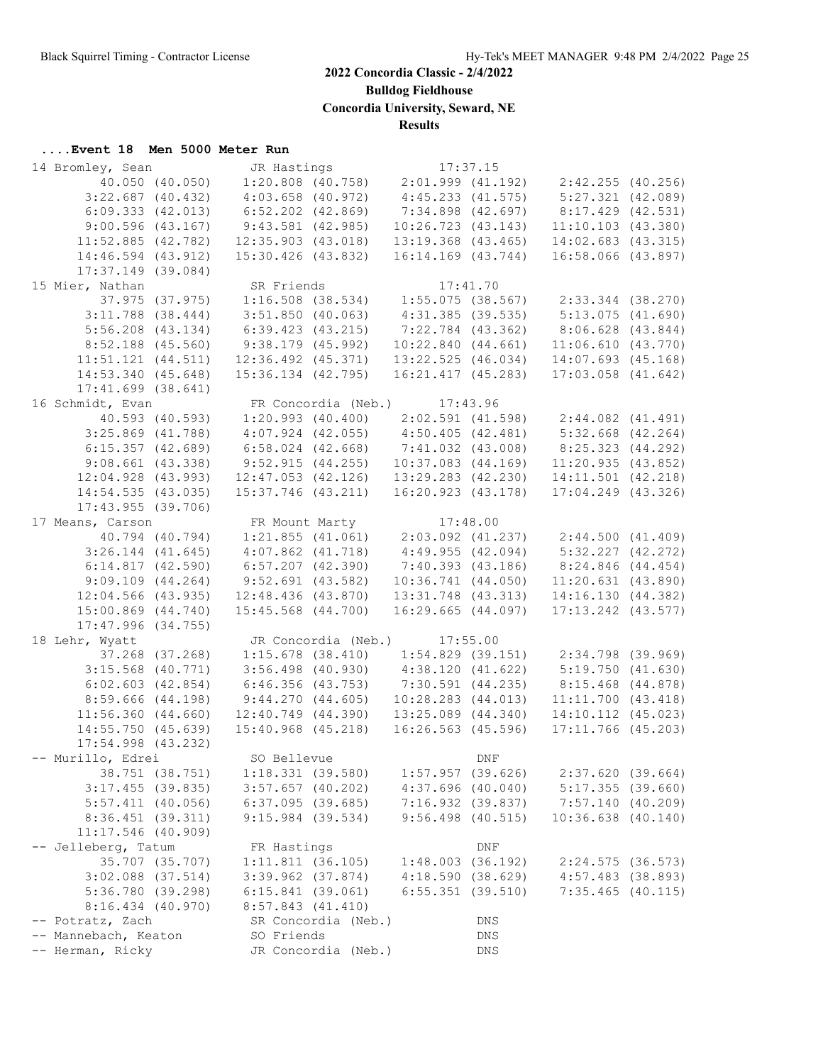2022 Concordia Classic - 2/4/2022

Bulldog Fieldhouse

Concordia University, Seward, NE

Results

### ....Event 18 Men 5000 Meter Run

```
 14 Bromley, Sean              JR Hastings              17:37.15  
         40.050 (40.050)    1:20.808 (40.758)    2:01.999 (41.192)    2:42.255 (40.256)
       3:22.687 (40.432)    4:03.658 (40.972)    4:45.233 (41.575)    5:27.321 (42.089)
       6:09.333 (42.013)    6:52.202 (42.869)    7:34.898 (42.697)    8:17.429 (42.531)
       9:00.596 (43.167)    9:43.581 (42.985)   10:26.723 (43.143)   11:10.103 (43.380)
      11:52.885 (42.782)   12:35.903 (43.018)   13:19.368 (43.465)   14:02.683 (43.315)
      14:46.594 (43.912)   15:30.426 (43.832)   16:14.169 (43.744)   16:58.066 (43.897)
      17:37.149 (39.084)
 15 Mier, Nathan               SR Friends               17:41.70  
         37.975 (37.975)    1:16.508 (38.534)    1:55.075 (38.567)    2:33.344 (38.270)
       3:11.788 (38.444)    3:51.850 (40.063)    4:31.385 (39.535)    5:13.075 (41.690)
       5:56.208 (43.134)    6:39.423 (43.215)    7:22.784 (43.362)    8:06.628 (43.844)
       8:52.188 (45.560)    9:38.179 (45.992)   10:22.840 (44.661)   11:06.610 (43.770)
      11:51.121 (44.511)   12:36.492 (45.371)   13:22.525 (46.034)   14:07.693 (45.168)
      14:53.340 (45.648)   15:36.134 (42.795)   16:21.417 (45.283)   17:03.058 (41.642)
      17:41.699 (38.641)
 16 Schmidt, Evan              FR Concordia (Neb.)      17:43.96  
         40.593 (40.593)    1:20.993 (40.400)    2:02.591 (41.598)    2:44.082 (41.491)
       3:25.869 (41.788)    4:07.924 (42.055)    4:50.405 (42.481)    5:32.668 (42.264)
       6:15.357 (42.689)    6:58.024 (42.668)    7:41.032 (43.008)    8:25.323 (44.292)
       9:08.661 (43.338)    9:52.915 (44.255)   10:37.083 (44.169)   11:20.935 (43.852)
      12:04.928 (43.993)   12:47.053 (42.126)   13:29.283 (42.230)   14:11.501 (42.218)
      14:54.535 (43.035)   15:37.746 (43.211)   16:20.923 (43.178)   17:04.249 (43.326)
      17:43.955 (39.706)
 17 Means, Carson              FR Mount Marty           17:48.00  
         40.794 (40.794)    1:21.855 (41.061)    2:03.092 (41.237)    2:44.500 (41.409)
       3:26.144 (41.645)    4:07.862 (41.718)    4:49.955 (42.094)    5:32.227 (42.272)
       6:14.817 (42.590)    6:57.207 (42.390)    7:40.393 (43.186)    8:24.846 (44.454)
       9:09.109 (44.264)    9:52.691 (43.582)   10:36.741 (44.050)   11:20.631 (43.890)
      12:04.566 (43.935)   12:48.436 (43.870)   13:31.748 (43.313)   14:16.130 (44.382)
      15:00.869 (44.740)   15:45.568 (44.700)   16:29.665 (44.097)   17:13.242 (43.577)
      17:47.996 (34.755)
 18 Lehr, Wyatt                JR Concordia (Neb.)      17:55.00  
         37.268 (37.268)    1:15.678 (38.410)    1:54.829 (39.151)    2:34.798 (39.969)
       3:15.568 (40.771)    3:56.498 (40.930)    4:38.120 (41.622)    5:19.750 (41.630)
       6:02.603 (42.854)    6:46.356 (43.753)    7:30.591 (44.235)    8:15.468 (44.878)
       8:59.666 (44.198)    9:44.270 (44.605)   10:28.283 (44.013)   11:11.700 (43.418)
      11:56.360 (44.660)   12:40.749 (44.390)   13:25.089 (44.340)   14:10.112 (45.023)
      14:55.750 (45.639)   15:40.968 (45.218)   16:26.563 (45.596)   17:11.766 (45.203)
      17:54.998 (43.232)
 -- Murillo, Edrei             SO Bellevue                   DNF  
         38.751 (38.751)    1:18.331 (39.580)    1:57.957 (39.626)    2:37.620 (39.664)
       3:17.455 (39.835)    3:57.657 (40.202)    4:37.696 (40.040)    5:17.355 (39.660)
       5:57.411 (40.056)    6:37.095 (39.685)    7:16.932 (39.837)    7:57.140 (40.209)
       8:36.451 (39.311)    9:15.984 (39.534)    9:56.498 (40.515)   10:36.638 (40.140)
      11:17.546 (40.909)
 -- Jelleberg, Tatum           FR Hastings                   DNF  
         35.707 (35.707)    1:11.811 (36.105)    1:48.003 (36.192)    2:24.575 (36.573)
       3:02.088 (37.514)    3:39.962 (37.874)    4:18.590 (38.629)    4:57.483 (38.893)
       5:36.780 (39.298)    6:15.841 (39.061)    6:55.351 (39.510)    7:35.465 (40.115)
       8:16.434 (40.970)    8:57.843 (41.410)
 -- Potratz, Zach              SR Concordia (Neb.)           DNS  
 -- Mannebach, Keaton          SO Friends                    DNS  
 -- Herman, Ricky              JR Concordia (Neb.)           DNS  
```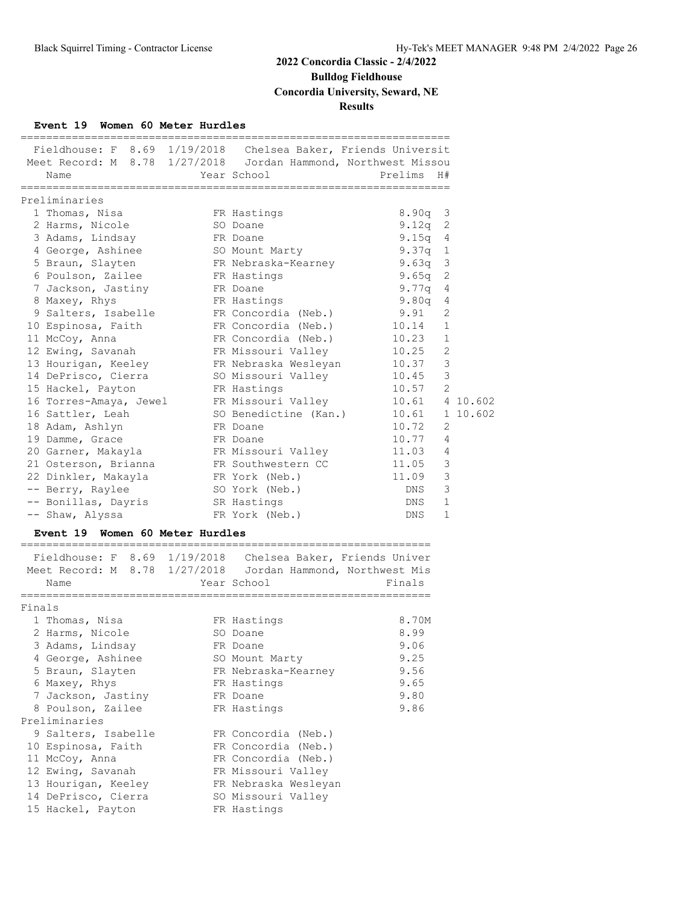## 2022 Concordia Classic - 2/4/2022

**Bulldog Fieldhouse**

**Concordia University, Seward, NE**

**Results**

### Event 19 Women 60 Meter Hurdles

Fieldhouse: F 8.69 1/19/2018 Chelsea Baker, Friends Universit
Meet Record: M 8.78 1/27/2018 Jordan Hammond, Northwest Missou

**Preliminaries**

| Place | Name | Year | School | Prelims | H# | |
|---|---|---|---|---|---|---|
| 1 | Thomas, Nisa | FR | Hastings | 8.90q | 3 | |
| 2 | Harms, Nicole | SO | Doane | 9.12q | 2 | |
| 3 | Adams, Lindsay | FR | Doane | 9.15q | 4 | |
| 4 | George, Ashinee | SO | Mount Marty | 9.37q | 1 | |
| 5 | Braun, Slayten | FR | Nebraska-Kearney | 9.63q | 3 | |
| 6 | Poulson, Zailee | FR | Hastings | 9.65q | 2 | |
| 7 | Jackson, Jastiny | FR | Doane | 9.77q | 4 | |
| 8 | Maxey, Rhys | FR | Hastings | 9.80q | 4 | |
| 9 | Salters, Isabelle | FR | Concordia (Neb.) | 9.91 | 2 | |
| 10 | Espinosa, Faith | FR | Concordia (Neb.) | 10.14 | 1 | |
| 11 | McCoy, Anna | FR | Concordia (Neb.) | 10.23 | 1 | |
| 12 | Ewing, Savanah | FR | Missouri Valley | 10.25 | 2 | |
| 13 | Hourigan, Keeley | FR | Nebraska Wesleyan | 10.37 | 3 | |
| 14 | DePrisco, Cierra | SO | Missouri Valley | 10.45 | 3 | |
| 15 | Hackel, Payton | FR | Hastings | 10.57 | 2 | |
| 16 | Torres-Amaya, Jewel | FR | Missouri Valley | 10.61 | 4 | 10.602 |
| 16 | Sattler, Leah | SO | Benedictine (Kan.) | 10.61 | 1 | 10.602 |
| 18 | Adam, Ashlyn | FR | Doane | 10.72 | 2 | |
| 19 | Damme, Grace | FR | Doane | 10.77 | 4 | |
| 20 | Garner, Makayla | FR | Missouri Valley | 11.03 | 4 | |
| 21 | Osterson, Brianna | FR | Southwestern CC | 11.05 | 3 | |
| 22 | Dinkler, Makayla | FR | York (Neb.) | 11.09 | 3 | |
| -- | Berry, Raylee | SO | York (Neb.) | DNS | 3 | |
| -- | Bonillas, Dayris | SR | Hastings | DNS | 1 | |
| -- | Shaw, Alyssa | FR | York (Neb.) | DNS | 1 | |

### Event 19 Women 60 Meter Hurdles

Fieldhouse: F 8.69 1/19/2018 Chelsea Baker, Friends Univer
Meet Record: M 8.78 1/27/2018 Jordan Hammond, Northwest Mis

**Finals**

| Place | Name | Year | School | Finals |
|---|---|---|---|---|
| 1 | Thomas, Nisa | FR | Hastings | 8.70M |
| 2 | Harms, Nicole | SO | Doane | 8.99 |
| 3 | Adams, Lindsay | FR | Doane | 9.06 |
| 4 | George, Ashinee | SO | Mount Marty | 9.25 |
| 5 | Braun, Slayten | FR | Nebraska-Kearney | 9.56 |
| 6 | Maxey, Rhys | FR | Hastings | 9.65 |
| 7 | Jackson, Jastiny | FR | Doane | 9.80 |
| 8 | Poulson, Zailee | FR | Hastings | 9.86 |

**Preliminaries**

| Place | Name | Year | School | Finals |
|---|---|---|---|---|
| 9 | Salters, Isabelle | FR | Concordia (Neb.) | |
| 10 | Espinosa, Faith | FR | Concordia (Neb.) | |
| 11 | McCoy, Anna | FR | Concordia (Neb.) | |
| 12 | Ewing, Savanah | FR | Missouri Valley | |
| 13 | Hourigan, Keeley | FR | Nebraska Wesleyan | |
| 14 | DePrisco, Cierra | SO | Missouri Valley | |
| 15 | Hackel, Payton | FR | Hastings | |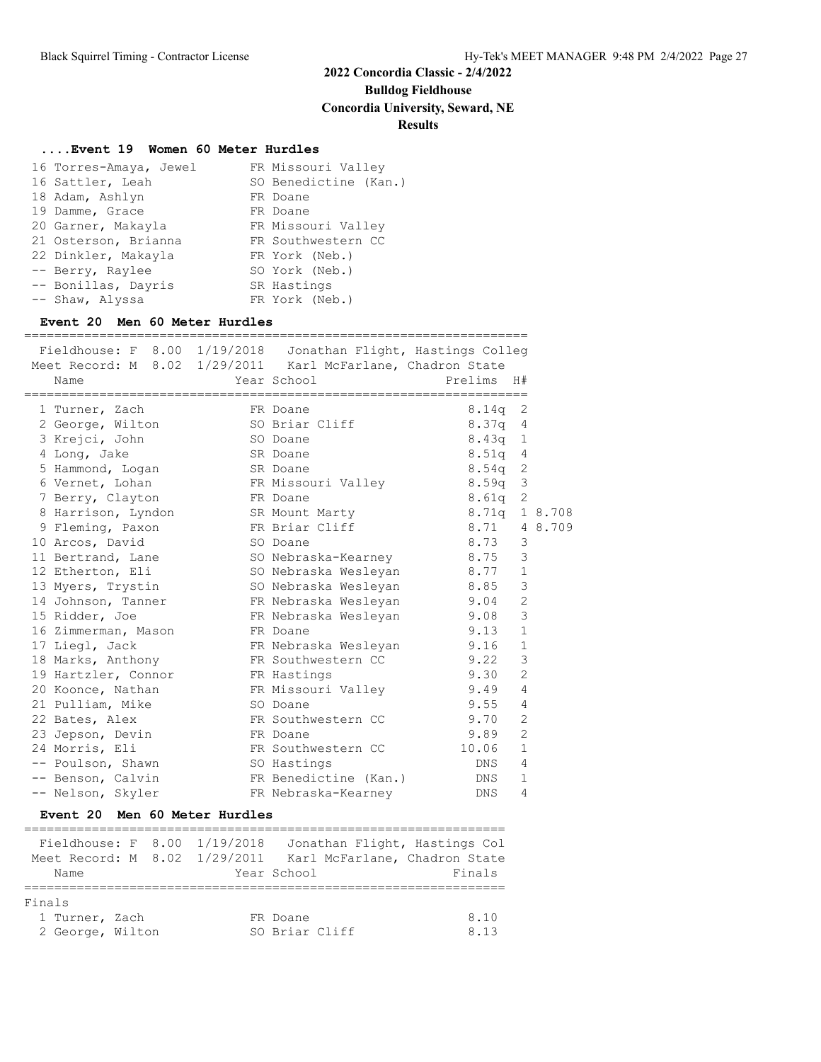# 2022 Concordia Classic - 2/4/2022
## Bulldog Fieldhouse
## Concordia University, Seward, NE
## Results

### ....Event 19 Women 60 Meter Hurdles

| Place | Name | Year | School |
|---|---|---|---|
| 16 | Torres-Amaya, Jewel | FR | Missouri Valley |
| 16 | Sattler, Leah | SO | Benedictine (Kan.) |
| 18 | Adam, Ashlyn | FR | Doane |
| 19 | Damme, Grace | FR | Doane |
| 20 | Garner, Makayla | FR | Missouri Valley |
| 21 | Osterson, Brianna | FR | Southwestern CC |
| 22 | Dinkler, Makayla | FR | York (Neb.) |
| -- | Berry, Raylee | SO | York (Neb.) |
| -- | Bonillas, Dayris | SR | Hastings |
| -- | Shaw, Alyssa | FR | York (Neb.) |

### Event 20 Men 60 Meter Hurdles

Fieldhouse: F 8.00 1/19/2018 Jonathan Flight, Hastings Colleg
Meet Record: M 8.02 1/29/2011 Karl McFarlane, Chadron State

| Place | Name | Year | School | Prelims | H# | |
|---|---|---|---|---|---|---|
| 1 | Turner, Zach | FR | Doane | 8.14q | 2 | |
| 2 | George, Wilton | SO | Briar Cliff | 8.37q | 4 | |
| 3 | Krejci, John | SO | Doane | 8.43q | 1 | |
| 4 | Long, Jake | SR | Doane | 8.51q | 4 | |
| 5 | Hammond, Logan | SR | Doane | 8.54q | 2 | |
| 6 | Vernet, Lohan | FR | Missouri Valley | 8.59q | 3 | |
| 7 | Berry, Clayton | FR | Doane | 8.61q | 2 | |
| 8 | Harrison, Lyndon | SR | Mount Marty | 8.71q | 1 | 8.708 |
| 9 | Fleming, Paxon | FR | Briar Cliff | 8.71 | 4 | 8.709 |
| 10 | Arcos, David | SO | Doane | 8.73 | 3 | |
| 11 | Bertrand, Lane | SO | Nebraska-Kearney | 8.75 | 3 | |
| 12 | Etherton, Eli | SO | Nebraska Wesleyan | 8.77 | 1 | |
| 13 | Myers, Trystin | SO | Nebraska Wesleyan | 8.85 | 3 | |
| 14 | Johnson, Tanner | FR | Nebraska Wesleyan | 9.04 | 2 | |
| 15 | Ridder, Joe | FR | Nebraska Wesleyan | 9.08 | 3 | |
| 16 | Zimmerman, Mason | FR | Doane | 9.13 | 1 | |
| 17 | Liegl, Jack | FR | Nebraska Wesleyan | 9.16 | 1 | |
| 18 | Marks, Anthony | FR | Southwestern CC | 9.22 | 3 | |
| 19 | Hartzler, Connor | FR | Hastings | 9.30 | 2 | |
| 20 | Koonce, Nathan | FR | Missouri Valley | 9.49 | 4 | |
| 21 | Pulliam, Mike | SO | Doane | 9.55 | 4 | |
| 22 | Bates, Alex | FR | Southwestern CC | 9.70 | 2 | |
| 23 | Jepson, Devin | FR | Doane | 9.89 | 2 | |
| 24 | Morris, Eli | FR | Southwestern CC | 10.06 | 1 | |
| -- | Poulson, Shawn | SO | Hastings | DNS | 4 | |
| -- | Benson, Calvin | FR | Benedictine (Kan.) | DNS | 1 | |
| -- | Nelson, Skyler | FR | Nebraska-Kearney | DNS | 4 | |

### Event 20 Men 60 Meter Hurdles

Fieldhouse: F 8.00 1/19/2018 Jonathan Flight, Hastings Col
Meet Record: M 8.02 1/29/2011 Karl McFarlane, Chadron State

Finals

| Place | Name | Year | School | Finals |
|---|---|---|---|---|
| 1 | Turner, Zach | FR | Doane | 8.10 |
| 2 | George, Wilton | SO | Briar Cliff | 8.13 |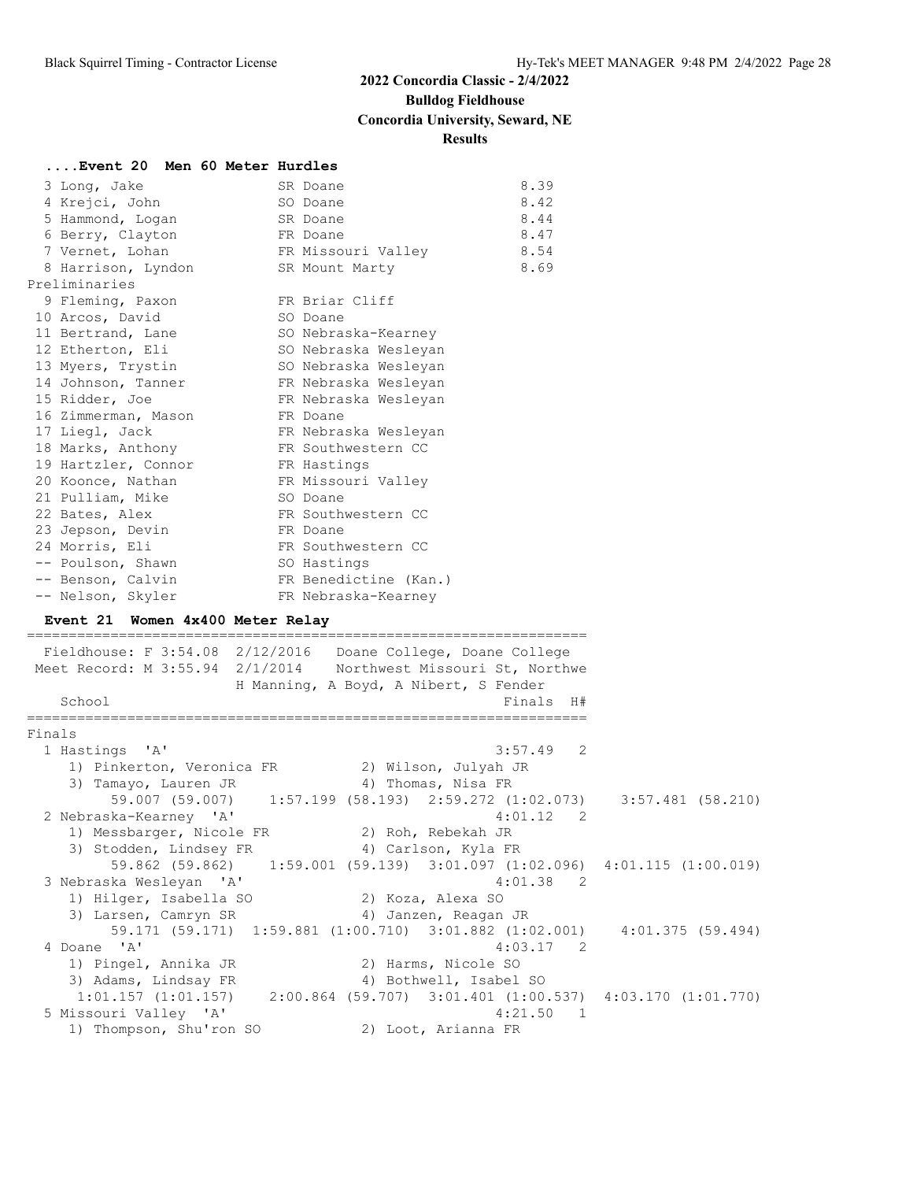## 2022 Concordia Classic - 2/4/2022

**Bulldog Fieldhouse**

**Concordia University, Seward, NE**

**Results**

### ....Event 20 Men 60 Meter Hurdles

| Place | Name | Year | School | Finals |
|---|---|---|---|---|
| 3 | Long, Jake | SR | Doane | 8.39 |
| 4 | Krejci, John | SO | Doane | 8.42 |
| 5 | Hammond, Logan | SR | Doane | 8.44 |
| 6 | Berry, Clayton | FR | Doane | 8.47 |
| 7 | Vernet, Lohan | FR | Missouri Valley | 8.54 |
| 8 | Harrison, Lyndon | SR | Mount Marty | 8.69 |

Preliminaries

| Place | Name | Year | School |
|---|---|---|---|
| 9 | Fleming, Paxon | FR | Briar Cliff |
| 10 | Arcos, David | SO | Doane |
| 11 | Bertrand, Lane | SO | Nebraska-Kearney |
| 12 | Etherton, Eli | SO | Nebraska Wesleyan |
| 13 | Myers, Trystin | SO | Nebraska Wesleyan |
| 14 | Johnson, Tanner | FR | Nebraska Wesleyan |
| 15 | Ridder, Joe | FR | Nebraska Wesleyan |
| 16 | Zimmerman, Mason | FR | Doane |
| 17 | Liegl, Jack | FR | Nebraska Wesleyan |
| 18 | Marks, Anthony | FR | Southwestern CC |
| 19 | Hartzler, Connor | FR | Hastings |
| 20 | Koonce, Nathan | FR | Missouri Valley |
| 21 | Pulliam, Mike | SO | Doane |
| 22 | Bates, Alex | FR | Southwestern CC |
| 23 | Jepson, Devin | FR | Doane |
| 24 | Morris, Eli | FR | Southwestern CC |
| -- | Poulson, Shawn | SO | Hastings |
| -- | Benson, Calvin | FR | Benedictine (Kan.) |
| -- | Nelson, Skyler | FR | Nebraska-Kearney |

### Event 21 Women 4x400 Meter Relay

Fieldhouse: F 3:54.08 2/12/2016 Doane College, Doane College
Meet Record: M 3:55.94 2/1/2014 Northwest Missouri St, Northwe
H Manning, A Boyd, A Nibert, S Fender

Finals

| Place | School | Finals | H# |
|---|---|---|---|
| 1 | Hastings 'A' | 3:57.49 | 2 |
| | 1) Pinkerton, Veronica FR; 2) Wilson, Julyah JR; 3) Tamayo, Lauren JR; 4) Thomas, Nisa FR | | |
| | 59.007 (59.007) 1:57.199 (58.193) 2:59.272 (1:02.073) 3:57.481 (58.210) | | |
| 2 | Nebraska-Kearney 'A' | 4:01.12 | 2 |
| | 1) Messbarger, Nicole FR; 2) Roh, Rebekah JR; 3) Stodden, Lindsey FR; 4) Carlson, Kyla FR | | |
| | 59.862 (59.862) 1:59.001 (59.139) 3:01.097 (1:02.096) 4:01.115 (1:00.019) | | |
| 3 | Nebraska Wesleyan 'A' | 4:01.38 | 2 |
| | 1) Hilger, Isabella SO; 2) Koza, Alexa SO; 3) Larsen, Camryn SR; 4) Janzen, Reagan JR | | |
| | 59.171 (59.171) 1:59.881 (1:00.710) 3:01.882 (1:02.001) 4:01.375 (59.494) | | |
| 4 | Doane 'A' | 4:03.17 | 2 |
| | 1) Pingel, Annika JR; 2) Harms, Nicole SO; 3) Adams, Lindsay FR; 4) Bothwell, Isabel SO | | |
| | 1:01.157 (1:01.157) 2:00.864 (59.707) 3:01.401 (1:00.537) 4:03.170 (1:01.770) | | |
| 5 | Missouri Valley 'A' | 4:21.50 | 1 |
| | 1) Thompson, Shu'ron SO; 2) Loot, Arianna FR | | |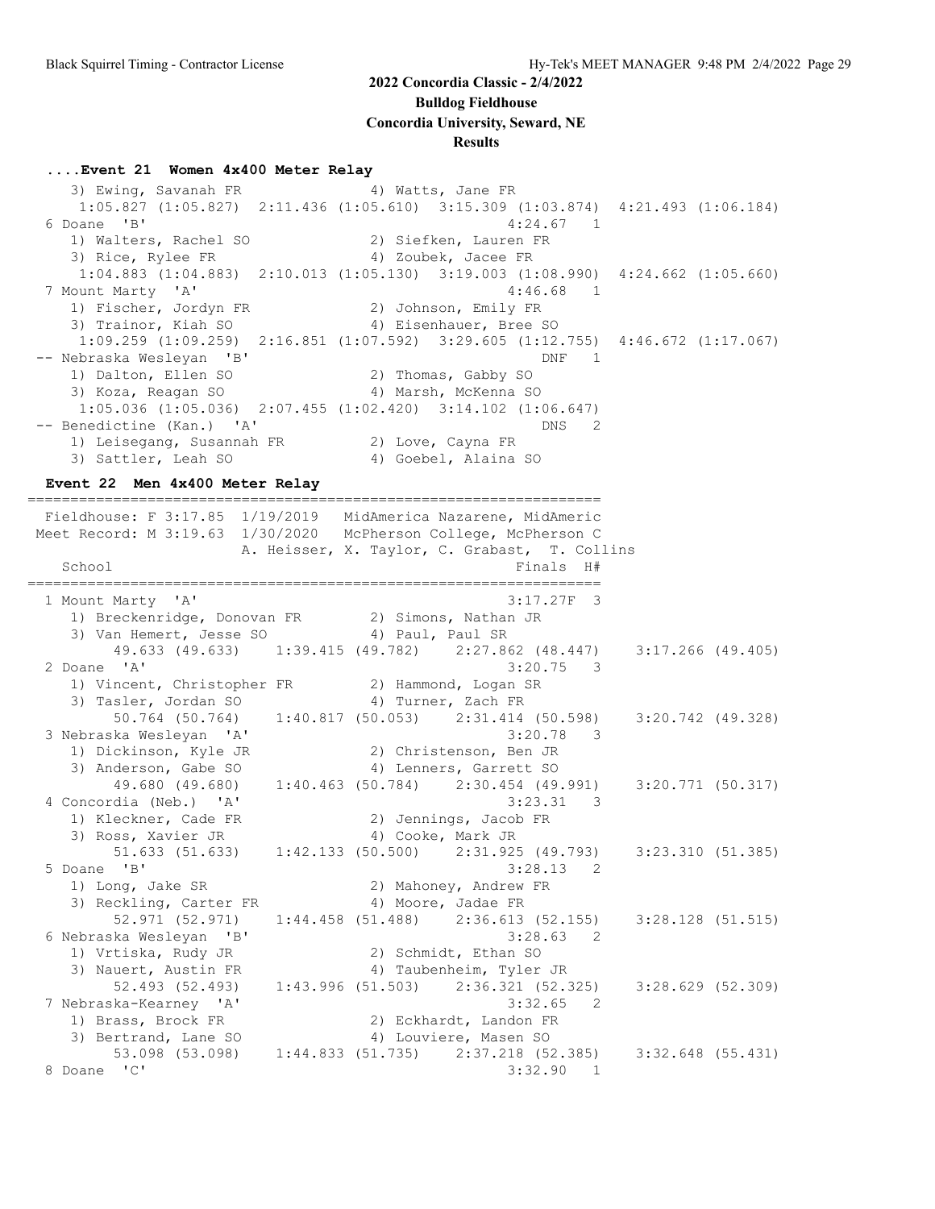## 2022 Concordia Classic - 2/4/2022
### Bulldog Fieldhouse
### Concordia University, Seward, NE
### Results

#### ....Event 21 Women 4x400 Meter Relay

```
    3) Ewing, Savanah FR               4) Watts, Jane FR
     1:05.827 (1:05.827)  2:11.436 (1:05.610)  3:15.309 (1:03.874)  4:21.493 (1:06.184)
  6 Doane  'B'                                           4:24.67   1
    1) Walters, Rachel SO              2) Siefken, Lauren FR
    3) Rice, Rylee FR                  4) Zoubek, Jacee FR
     1:04.883 (1:04.883)  2:10.013 (1:05.130)  3:19.003 (1:08.990)  4:24.662 (1:05.660)
  7 Mount Marty  'A'                                     4:46.68   1
    1) Fischer, Jordyn FR              2) Johnson, Emily FR
    3) Trainor, Kiah SO                4) Eisenhauer, Bree SO
     1:09.259 (1:09.259)  2:16.851 (1:07.592)  3:29.605 (1:12.755)  4:46.672 (1:17.067)
 -- Nebraska Wesleyan  'B'                                   DNF   1
    1) Dalton, Ellen SO                2) Thomas, Gabby SO
    3) Koza, Reagan SO                 4) Marsh, McKenna SO
     1:05.036 (1:05.036)  2:07.455 (1:02.420)  3:14.102 (1:06.647)
 -- Benedictine (Kan.)  'A'                                  DNS   2
    1) Leisegang, Susannah FR          2) Love, Cayna FR
    3) Sattler, Leah SO                4) Goebel, Alaina SO
```

#### Event 22 Men 4x400 Meter Relay

```
===================================================================
  Fieldhouse: F 3:17.85  1/19/2019   MidAmerica Nazarene, MidAmeric
 Meet Record: M 3:19.63  1/30/2020   McPherson College, McPherson C
                     A. Heisser, X. Taylor, C. Grabast,  T. Collins
    School                                               Finals  H#
===================================================================
  1 Mount Marty  'A'                                     3:17.27F  3
    1) Breckenridge, Donovan FR        2) Simons, Nathan JR
    3) Van Hemert, Jesse SO            4) Paul, Paul SR
        49.633 (49.633)    1:39.415 (49.782)    2:27.862 (48.447)    3:17.266 (49.405)
  2 Doane  'A'                                           3:20.75   3
    1) Vincent, Christopher FR         2) Hammond, Logan SR
    3) Tasler, Jordan SO               4) Turner, Zach FR
        50.764 (50.764)    1:40.817 (50.053)    2:31.414 (50.598)    3:20.742 (49.328)
  3 Nebraska Wesleyan  'A'                               3:20.78   3
    1) Dickinson, Kyle JR              2) Christenson, Ben JR
    3) Anderson, Gabe SO               4) Lenners, Garrett SO
        49.680 (49.680)    1:40.463 (50.784)    2:30.454 (49.991)    3:20.771 (50.317)
  4 Concordia (Neb.)  'A'                                3:23.31   3
    1) Kleckner, Cade FR               2) Jennings, Jacob FR
    3) Ross, Xavier JR                 4) Cooke, Mark JR
        51.633 (51.633)    1:42.133 (50.500)    2:31.925 (49.793)    3:23.310 (51.385)
  5 Doane  'B'                                           3:28.13   2
    1) Long, Jake SR                   2) Mahoney, Andrew FR
    3) Reckling, Carter FR             4) Moore, Jadae FR
        52.971 (52.971)    1:44.458 (51.488)    2:36.613 (52.155)    3:28.128 (51.515)
  6 Nebraska Wesleyan  'B'                               3:28.63   2
    1) Vrtiska, Rudy JR                2) Schmidt, Ethan SO
    3) Nauert, Austin FR               4) Taubenheim, Tyler JR
        52.493 (52.493)    1:43.996 (51.503)    2:36.321 (52.325)    3:28.629 (52.309)
  7 Nebraska-Kearney  'A'                                3:32.65   2
    1) Brass, Brock FR                 2) Eckhardt, Landon FR
    3) Bertrand, Lane SO               4) Louviere, Masen SO
        53.098 (53.098)    1:44.833 (51.735)    2:37.218 (52.385)    3:32.648 (55.431)
  8 Doane  'C'                                           3:32.90   1
```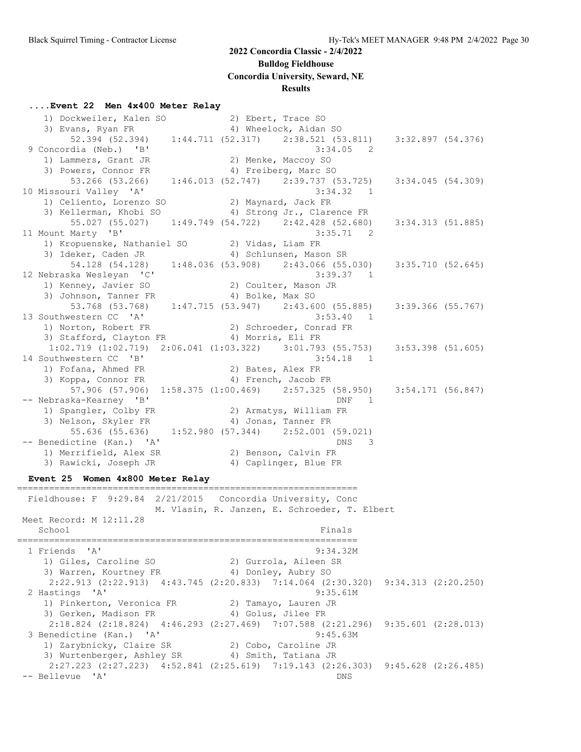**2022 Concordia Classic - 2/4/2022**
**Bulldog Fieldhouse**
**Concordia University, Seward, NE**
**Results**

### ....Event 22 Men 4x400 Meter Relay

```
    1) Dockweiler, Kalen SO            2) Ebert, Trace SO
    3) Evans, Ryan FR                  4) Wheelock, Aidan SO
         52.394 (52.394)    1:44.711 (52.317)    2:38.521 (53.811)    3:32.897 (54.376)
  9 Concordia (Neb.)  'B'                                3:34.05   2
    1) Lammers, Grant JR               2) Menke, Maccoy SO
    3) Powers, Connor FR               4) Freiberg, Marc SO
         53.266 (53.266)    1:46.013 (52.747)    2:39.737 (53.725)    3:34.045 (54.309)
 10 Missouri Valley  'A'                                 3:34.32   1
    1) Celiento, Lorenzo SO            2) Maynard, Jack FR
    3) Kellerman, Khobi SO             4) Strong Jr., Clarence FR
         55.027 (55.027)    1:49.749 (54.722)    2:42.428 (52.680)    3:34.313 (51.885)
 11 Mount Marty  'B'                                     3:35.71   2
    1) Kropuenske, Nathaniel SO        2) Vidas, Liam FR
    3) Ideker, Caden JR                4) Schlunsen, Mason SR
         54.128 (54.128)    1:48.036 (53.908)    2:43.066 (55.030)    3:35.710 (52.645)
 12 Nebraska Wesleyan  'C'                               3:39.37   1
    1) Kenney, Javier SO               2) Coulter, Mason JR
    3) Johnson, Tanner FR              4) Bolke, Max SO
         53.768 (53.768)    1:47.715 (53.947)    2:43.600 (55.885)    3:39.366 (55.767)
 13 Southwestern CC  'A'                                 3:53.40   1
    1) Norton, Robert FR               2) Schroeder, Conrad FR
    3) Stafford, Clayton FR            4) Morris, Eli FR
      1:02.719 (1:02.719)  2:06.041 (1:03.322)    3:01.793 (55.753)    3:53.398 (51.605)
 14 Southwestern CC  'B'                                 3:54.18   1
    1) Fofana, Ahmed FR                2) Bates, Alex FR
    3) Koppa, Connor FR                4) French, Jacob FR
         57.906 (57.906)  1:58.375 (1:00.469)    2:57.325 (58.950)    3:54.171 (56.847)
 -- Nebraska-Kearney  'B'                                    DNF   1
    1) Spangler, Colby FR              2) Armatys, William FR
    3) Nelson, Skyler FR               4) Jonas, Tanner FR
         55.636 (55.636)    1:52.980 (57.344)    2:52.001 (59.021)
 -- Benedictine (Kan.)  'A'                                  DNS   3
    1) Merrifield, Alex SR             2) Benson, Calvin FR
    3) Rawicki, Joseph JR              4) Caplinger, Blue FR
```

### Event 25 Women 4x800 Meter Relay

```
================================================================
  Fieldhouse: F  9:29.84  2/21/2015   Concordia University, Conc
                     M. Vlasin, R. Janzen, E. Schroeder, T. Elbert
 Meet Record: M 12:11.28
    School                                              Finals
================================================================
  1 Friends  'A'                                       9:34.32M
    1) Giles, Caroline SO              2) Gurrola, Aileen SR
    3) Warren, Kourtney FR             4) Donley, Aubry SO
     2:22.913 (2:22.913)  4:43.745 (2:20.833)  7:14.064 (2:30.320)  9:34.313 (2:20.250)
  2 Hastings  'A'                                      9:35.61M
    1) Pinkerton, Veronica FR          2) Tamayo, Lauren JR
    3) Gerken, Madison FR              4) Golus, Jilee FR
     2:18.824 (2:18.824)  4:46.293 (2:27.469)  7:07.588 (2:21.296)  9:35.601 (2:28.013)
  3 Benedictine (Kan.)  'A'                            9:45.63M
    1) Zarybnicky, Claire SR           2) Cobo, Caroline JR
    3) Wurtenberger, Ashley SR         4) Smith, Tatiana JR
     2:27.223 (2:27.223)  4:52.841 (2:25.619)  7:19.143 (2:26.303)  9:45.628 (2:26.485)
 -- Bellevue  'A'                                          DNS
```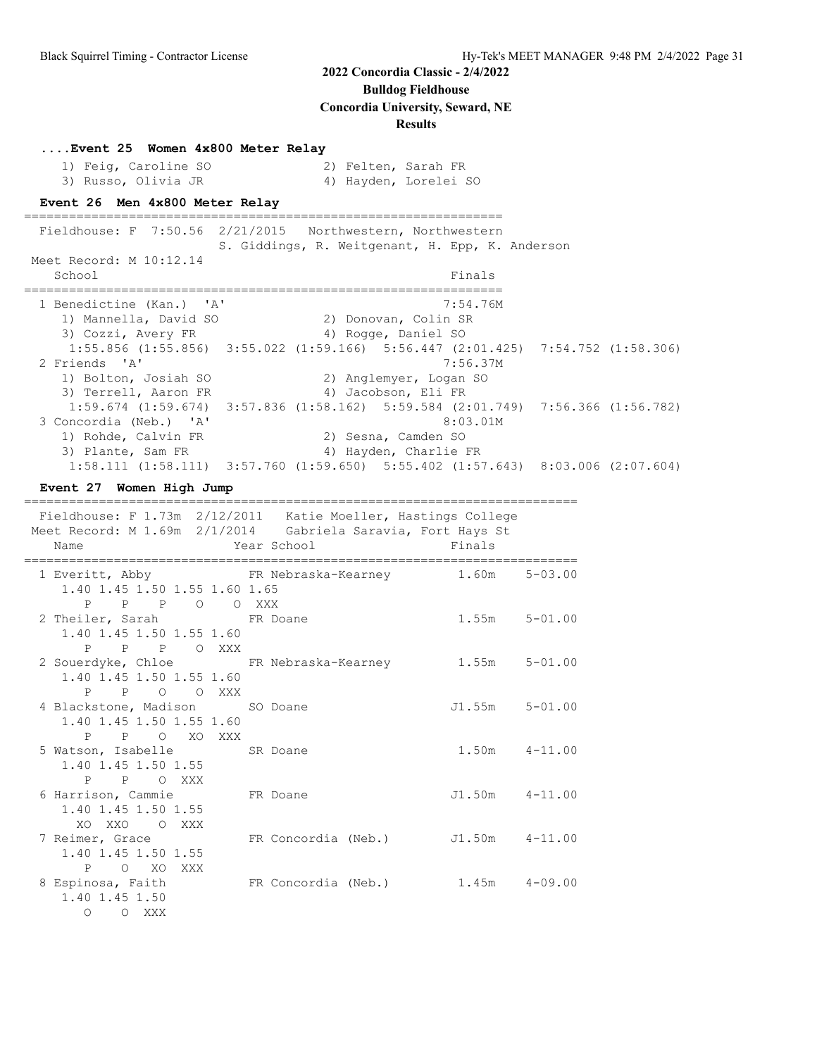## 2022 Concordia Classic - 2/4/2022

**Bulldog Fieldhouse**

**Concordia University, Seward, NE**

**Results**

### ....Event 25 Women 4x800 Meter Relay

```
    1) Feig, Caroline SO              2) Felten, Sarah FR
    3) Russo, Olivia JR               4) Hayden, Lorelei SO
```

### Event 26 Men 4x800 Meter Relay

```
================================================================
  Fieldhouse: F  7:50.56  2/21/2015   Northwestern, Northwestern
                        S. Giddings, R. Weitgenant, H. Epp, K. Anderson
 Meet Record: M 10:12.14
    School                                               Finals
================================================================
  1 Benedictine (Kan.)  'A'                             7:54.76M
     1) Mannella, David SO             2) Donovan, Colin SR
     3) Cozzi, Avery FR                4) Rogge, Daniel SO
      1:55.856 (1:55.856)  3:55.022 (1:59.166)  5:56.447 (2:01.425)  7:54.752 (1:58.306)
  2 Friends  'A'                                        7:56.37M
     1) Bolton, Josiah SO              2) Anglemyer, Logan SO
     3) Terrell, Aaron FR              4) Jacobson, Eli FR
      1:59.674 (1:59.674)  3:57.836 (1:58.162)  5:59.584 (2:01.749)  7:56.366 (1:56.782)
  3 Concordia (Neb.)  'A'                               8:03.01M
     1) Rohde, Calvin FR               2) Sesna, Camden SO
     3) Plante, Sam FR                 4) Hayden, Charlie FR
      1:58.111 (1:58.111)  3:57.760 (1:59.650)  5:55.402 (1:57.643)  8:03.006 (2:07.604)
```

### Event 27 Women High Jump

```
=========================================================================
  Fieldhouse: F 1.73m  2/12/2011   Katie Moeller, Hastings College
 Meet Record: M 1.69m  2/1/2014    Gabriela Saravia, Fort Hays St
    Name                    Year School                  Finals
=========================================================================
  1 Everitt, Abby            FR Nebraska-Kearney        1.60m    5-03.00
     1.40 1.45 1.50 1.55 1.60 1.65
        P    P    P    O    O  XXX
  2 Theiler, Sarah           FR Doane                   1.55m    5-01.00
     1.40 1.45 1.50 1.55 1.60
        P    P    P    O  XXX
  2 Souerdyke, Chloe         FR Nebraska-Kearney        1.55m    5-01.00
     1.40 1.45 1.50 1.55 1.60
        P    P    O    O  XXX
  4 Blackstone, Madison      SO Doane                  J1.55m    5-01.00
     1.40 1.45 1.50 1.55 1.60
        P    P    O   XO  XXX
  5 Watson, Isabelle         SR Doane                   1.50m    4-11.00
     1.40 1.45 1.50 1.55
        P    P    O  XXX
  6 Harrison, Cammie         FR Doane                  J1.50m    4-11.00
     1.40 1.45 1.50 1.55
       XO  XXO    O  XXX
  7 Reimer, Grace            FR Concordia (Neb.)       J1.50m    4-11.00
     1.40 1.45 1.50 1.55
        P    O   XO  XXX
  8 Espinosa, Faith          FR Concordia (Neb.)        1.45m    4-09.00
     1.40 1.45 1.50
        O    O  XXX
```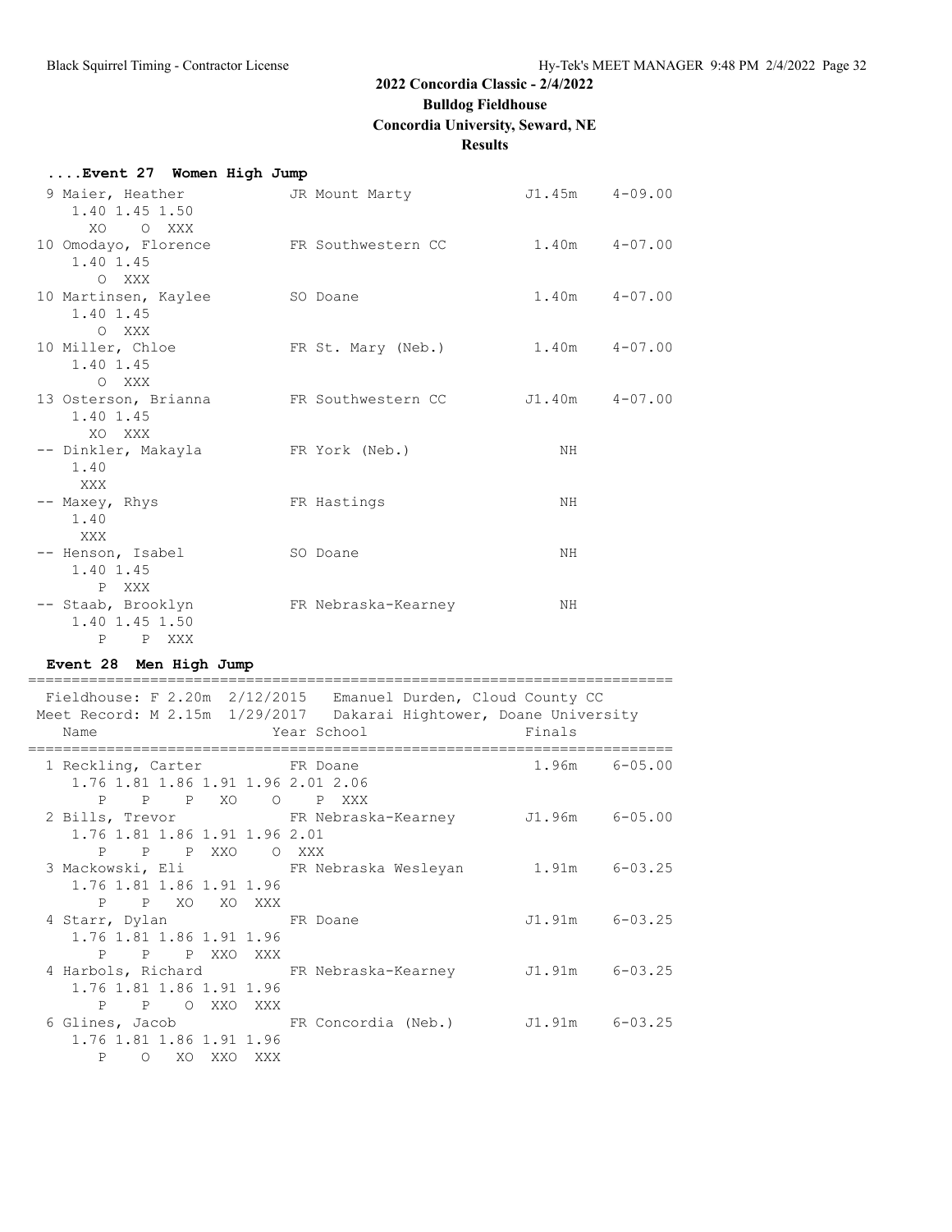# 2022 Concordia Classic - 2/4/2022

## Bulldog Fieldhouse

## Concordia University, Seward, NE

## Results

### ....Event 27 Women High Jump

```
 9 Maier, Heather            JR Mount Marty            J1.45m    4-09.00
     1.40 1.45 1.50
       XO    O  XXX
10 Omodayo, Florence         FR Southwestern CC         1.40m    4-07.00
     1.40 1.45
        O  XXX
10 Martinsen, Kaylee         SO Doane                   1.40m    4-07.00
     1.40 1.45
        O  XXX
10 Miller, Chloe             FR St. Mary (Neb.)         1.40m    4-07.00
     1.40 1.45
        O  XXX
13 Osterson, Brianna         FR Southwestern CC        J1.40m    4-07.00
     1.40 1.45
       XO  XXX
-- Dinkler, Makayla          FR York (Neb.)                NH
     1.40
      XXX
-- Maxey, Rhys               FR Hastings                   NH
     1.40
      XXX
-- Henson, Isabel            SO Doane                      NH
     1.40 1.45
        P  XXX
-- Staab, Brooklyn           FR Nebraska-Kearney           NH
     1.40 1.45 1.50
        P    P  XXX
```

### Event 28 Men High Jump

```
=========================================================================
  Fieldhouse: F 2.20m  2/12/2015   Emanuel Durden, Cloud County CC
  Meet Record: M 2.15m  1/29/2017   Dakarai Hightower, Doane University
    Name                    Year School                    Finals
=========================================================================
  1 Reckling, Carter         FR Doane                   1.96m    6-05.00
     1.76 1.81 1.86 1.91 1.96 2.01 2.06
        P    P    P   XO    O    P  XXX
  2 Bills, Trevor            FR Nebraska-Kearney       J1.96m    6-05.00
     1.76 1.81 1.86 1.91 1.96 2.01
        P    P    P  XXO    O  XXX
  3 Mackowski, Eli           FR Nebraska Wesleyan       1.91m    6-03.25
     1.76 1.81 1.86 1.91 1.96
        P    P   XO   XO  XXX
  4 Starr, Dylan             FR Doane                  J1.91m    6-03.25
     1.76 1.81 1.86 1.91 1.96
        P    P    P  XXO  XXX
  4 Harbols, Richard         FR Nebraska-Kearney       J1.91m    6-03.25
     1.76 1.81 1.86 1.91 1.96
        P    P    O  XXO  XXX
  6 Glines, Jacob            FR Concordia (Neb.)       J1.91m    6-03.25
     1.76 1.81 1.86 1.91 1.96
        P    O   XO  XXO  XXX
```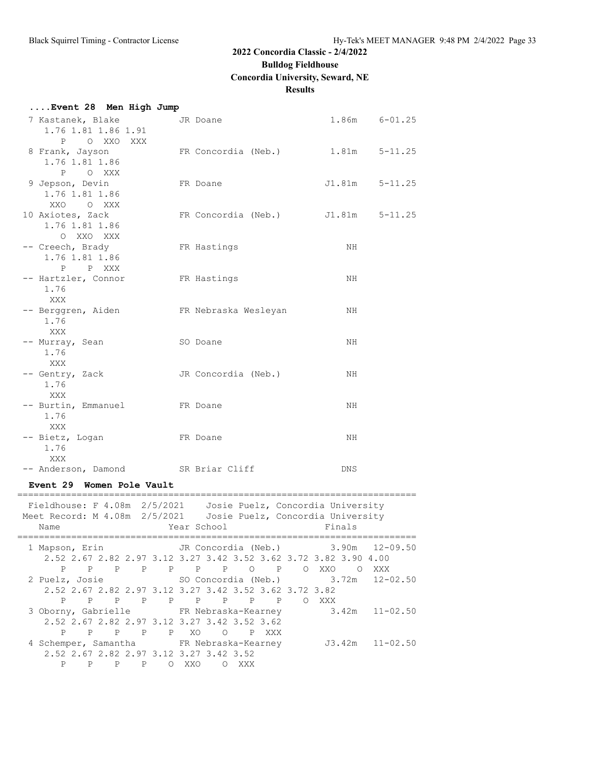## 2022 Concordia Classic - 2/4/2022

**Bulldog Fieldhouse**

**Concordia University, Seward, NE**

**Results**

### ....Event 28 Men High Jump

```
  7 Kastanek, Blake          JR Doane                    1.86m    6-01.25
     1.76 1.81 1.86 1.91
        P    O  XXO  XXX
  8 Frank, Jayson            FR Concordia (Neb.)         1.81m    5-11.25
     1.76 1.81 1.86
        P    O  XXX
  9 Jepson, Devin            FR Doane                   J1.81m    5-11.25
     1.76 1.81 1.86
      XXO    O  XXX
 10 Axiotes, Zack            FR Concordia (Neb.)        J1.81m    5-11.25
     1.76 1.81 1.86
        O  XXO  XXX
 -- Creech, Brady            FR Hastings                    NH
     1.76 1.81 1.86
        P    P  XXX
 -- Hartzler, Connor         FR Hastings                    NH
     1.76
      XXX
 -- Berggren, Aiden          FR Nebraska Wesleyan           NH
     1.76
      XXX
 -- Murray, Sean             SO Doane                       NH
     1.76
      XXX
 -- Gentry, Zack             JR Concordia (Neb.)            NH
     1.76
      XXX
 -- Burtin, Emmanuel         FR Doane                       NH
     1.76
      XXX
 -- Bietz, Logan             FR Doane                       NH
     1.76
      XXX
 -- Anderson, Damond         SR Briar Cliff                DNS
```

### Event 29 Women Pole Vault

```
==========================================================================
  Fieldhouse: F 4.08m  2/5/2021    Josie Puelz, Concordia University
 Meet Record: M 4.08m  2/5/2021    Josie Puelz, Concordia University
    Name                    Year School                  Finals
==========================================================================
  1 Mapson, Erin             JR Concordia (Neb.)         3.90m   12-09.50
     2.52 2.67 2.82 2.97 3.12 3.27 3.42 3.52 3.62 3.72 3.82 3.90 4.00
        P    P    P    P    P    P    P    O    P    O  XXO    O  XXX
  2 Puelz, Josie             SO Concordia (Neb.)         3.72m   12-02.50
     2.52 2.67 2.82 2.97 3.12 3.27 3.42 3.52 3.62 3.72 3.82
        P    P    P    P    P    P    P    P    P    O  XXX
  3 Oborny, Gabrielle        FR Nebraska-Kearney         3.42m   11-02.50
     2.52 2.67 2.82 2.97 3.12 3.27 3.42 3.52 3.62
        P    P    P    P    P   XO    O    P  XXX
  4 Schemper, Samantha       FR Nebraska-Kearney        J3.42m   11-02.50
     2.52 2.67 2.82 2.97 3.12 3.27 3.42 3.52
        P    P    P    P    O  XXO    O  XXX
```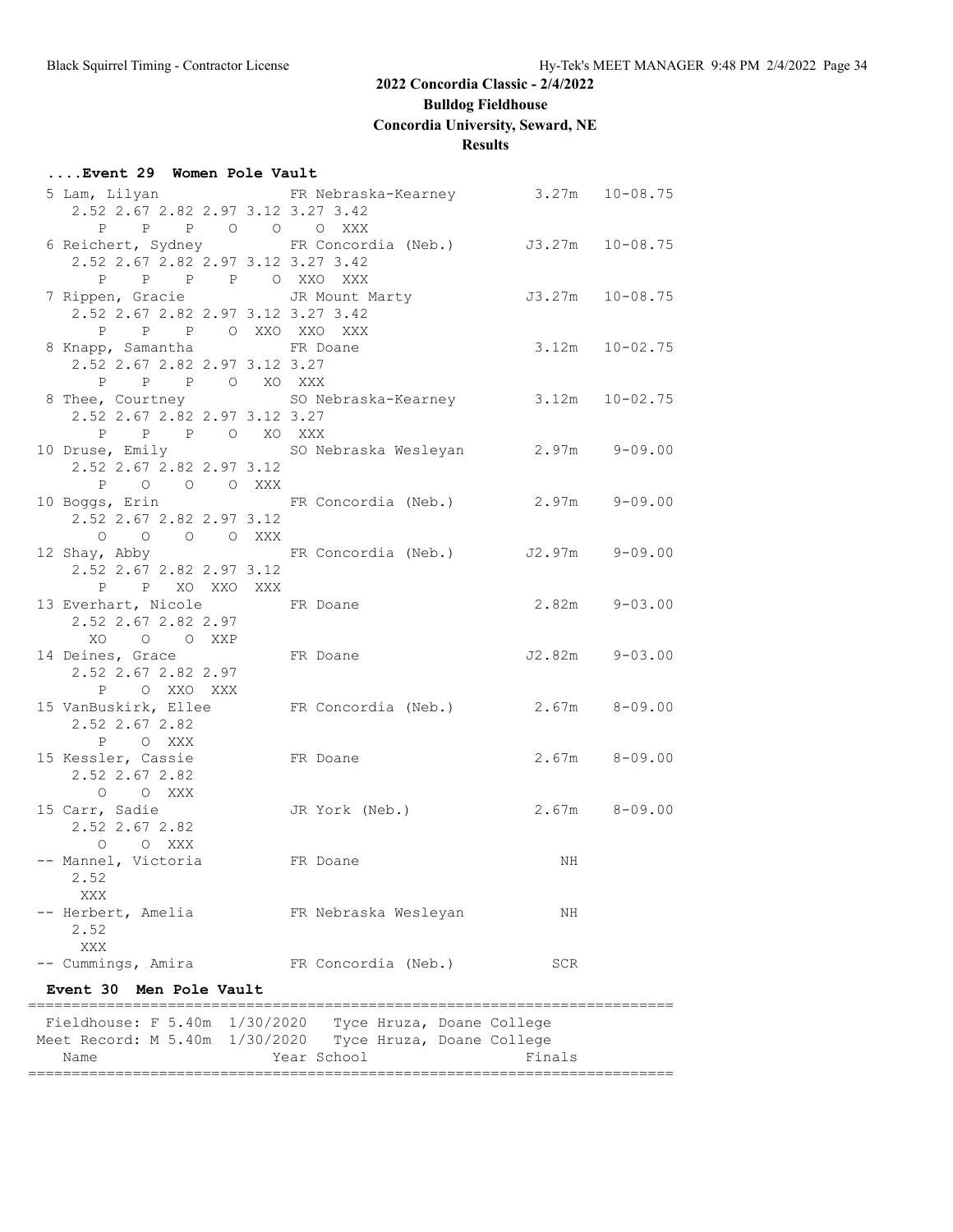## 2022 Concordia Classic - 2/4/2022

**Bulldog Fieldhouse**

**Concordia University, Seward, NE**

**Results**

### ....Event 29 Women Pole Vault

```
  5 Lam, Lilyan              FR Nebraska-Kearney          3.27m   10-08.75
     2.52 2.67 2.82 2.97 3.12 3.27 3.42
        P    P    P    O    O    O  XXX
  6 Reichert, Sydney         FR Concordia (Neb.)         J3.27m   10-08.75
     2.52 2.67 2.82 2.97 3.12 3.27 3.42
        P    P    P    P    O  XXO  XXX
  7 Rippen, Gracie           JR Mount Marty              J3.27m   10-08.75
     2.52 2.67 2.82 2.97 3.12 3.27 3.42
        P    P    P    O  XXO  XXO  XXX
  8 Knapp, Samantha          FR Doane                     3.12m   10-02.75
     2.52 2.67 2.82 2.97 3.12 3.27
        P    P    P    O   XO  XXX
  8 Thee, Courtney           SO Nebraska-Kearney          3.12m   10-02.75
     2.52 2.67 2.82 2.97 3.12 3.27
        P    P    P    O   XO  XXX
 10 Druse, Emily             SO Nebraska Wesleyan         2.97m    9-09.00
     2.52 2.67 2.82 2.97 3.12
        P    O    O    O  XXX
 10 Boggs, Erin              FR Concordia (Neb.)          2.97m    9-09.00
     2.52 2.67 2.82 2.97 3.12
        O    O    O    O  XXX
 12 Shay, Abby               FR Concordia (Neb.)         J2.97m    9-09.00
     2.52 2.67 2.82 2.97 3.12
        P    P   XO  XXO  XXX
 13 Everhart, Nicole         FR Doane                     2.82m    9-03.00
     2.52 2.67 2.82 2.97
       XO    O    O  XXP
 14 Deines, Grace            FR Doane                    J2.82m    9-03.00
     2.52 2.67 2.82 2.97
        P    O  XXO  XXX
 15 VanBuskirk, Ellee        FR Concordia (Neb.)          2.67m    8-09.00
     2.52 2.67 2.82
        P    O  XXX
 15 Kessler, Cassie          FR Doane                     2.67m    8-09.00
     2.52 2.67 2.82
        O    O  XXX
 15 Carr, Sadie              JR York (Neb.)               2.67m    8-09.00
     2.52 2.67 2.82
        O    O  XXX
 -- Mannel, Victoria         FR Doane                        NH
     2.52
      XXX
 -- Herbert, Amelia          FR Nebraska Wesleyan            NH
     2.52
      XXX
 -- Cummings, Amira          FR Concordia (Neb.)            SCR
```

### Event 30 Men Pole Vault

```
=========================================================================
  Fieldhouse: F 5.40m  1/30/2020   Tyce Hruza, Doane College
Meet Record: M 5.40m  1/30/2020   Tyce Hruza, Doane College
    Name                    Year School                  Finals
=========================================================================
```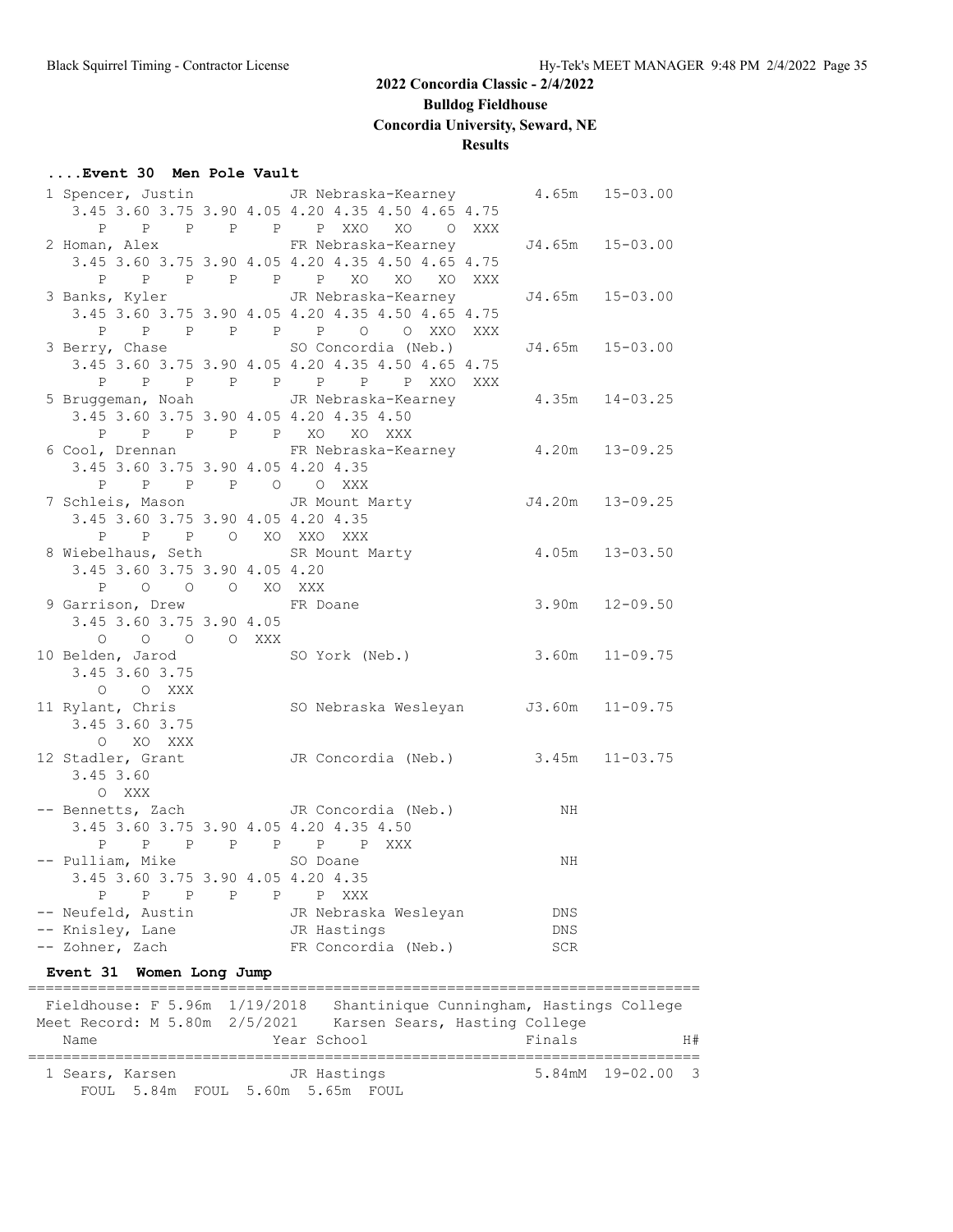2022 Concordia Classic - 2/4/2022
Bulldog Fieldhouse
Concordia University, Seward, NE
Results

**....Event 30 Men Pole Vault**

```
  1 Spencer, Justin          JR Nebraska-Kearney         4.65m   15-03.00
     3.45 3.60 3.75 3.90 4.05 4.20 4.35 4.50 4.65 4.75
        P    P    P    P    P    P  XXO   XO    O  XXX
  2 Homan, Alex              FR Nebraska-Kearney        J4.65m   15-03.00
     3.45 3.60 3.75 3.90 4.05 4.20 4.35 4.50 4.65 4.75
        P    P    P    P    P    P   XO   XO   XO  XXX
  3 Banks, Kyler             JR Nebraska-Kearney        J4.65m   15-03.00
     3.45 3.60 3.75 3.90 4.05 4.20 4.35 4.50 4.65 4.75
        P    P    P    P    P    P    O    O  XXO  XXX
  3 Berry, Chase             SO Concordia (Neb.)        J4.65m   15-03.00
     3.45 3.60 3.75 3.90 4.05 4.20 4.35 4.50 4.65 4.75
        P    P    P    P    P    P    P    P  XXO  XXX
  5 Bruggeman, Noah          JR Nebraska-Kearney         4.35m   14-03.25
     3.45 3.60 3.75 3.90 4.05 4.20 4.35 4.50
        P    P    P    P    P   XO   XO  XXX
  6 Cool, Drennan            FR Nebraska-Kearney         4.20m   13-09.25
     3.45 3.60 3.75 3.90 4.05 4.20 4.35
        P    P    P    P    O    O  XXX
  7 Schleis, Mason           JR Mount Marty             J4.20m   13-09.25
     3.45 3.60 3.75 3.90 4.05 4.20 4.35
        P    P    P    O   XO  XXO  XXX
  8 Wiebelhaus, Seth         SR Mount Marty              4.05m   13-03.50
     3.45 3.60 3.75 3.90 4.05 4.20
        P    O    O    O   XO  XXX
  9 Garrison, Drew           FR Doane                    3.90m   12-09.50
     3.45 3.60 3.75 3.90 4.05
        O    O    O    O  XXX
 10 Belden, Jarod            SO York (Neb.)              3.60m   11-09.75
     3.45 3.60 3.75
        O    O  XXX
 11 Rylant, Chris            SO Nebraska Wesleyan       J3.60m   11-09.75
     3.45 3.60 3.75
        O   XO  XXX
 12 Stadler, Grant           JR Concordia (Neb.)         3.45m   11-03.75
     3.45 3.60
        O  XXX
 -- Bennetts, Zach           JR Concordia (Neb.)            NH
     3.45 3.60 3.75 3.90 4.05 4.20 4.35 4.50
        P    P    P    P    P    P    P  XXX
 -- Pulliam, Mike            SO Doane                       NH
     3.45 3.60 3.75 3.90 4.05 4.20 4.35
        P    P    P    P    P    P  XXX
 -- Neufeld, Austin          JR Nebraska Wesleyan          DNS
 -- Knisley, Lane            JR Hastings                   DNS
 -- Zohner, Zach             FR Concordia (Neb.)           SCR
```

**Event 31 Women Long Jump**

```
==========================================================================
  Fieldhouse: F 5.96m  1/19/2018   Shantinique Cunningham, Hastings College
 Meet Record: M 5.80m  2/5/2021    Karsen Sears, Hasting College
    Name                    Year School                  Finals            H#
==========================================================================
  1 Sears, Karsen            JR Hastings                 5.84mM  19-02.00   3
      FOUL  5.84m  FOUL  5.60m  5.65m  FOUL
```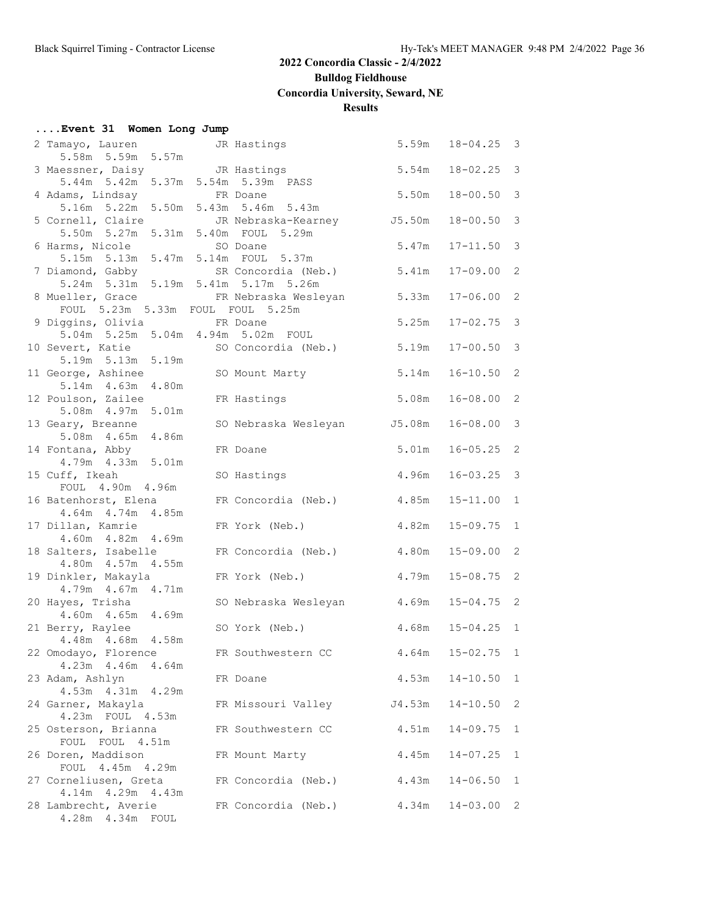## 2022 Concordia Classic - 2/4/2022

**Bulldog Fieldhouse**

**Concordia University, Seward, NE**

**Results**

### ....Event 31 Women Long Jump

```
  2 Tamayo, Lauren           JR Hastings                  5.59m   18-04.25  3 
      5.58m  5.59m  5.57m 
  3 Maessner, Daisy          JR Hastings                  5.54m   18-02.25  3 
      5.44m  5.42m  5.37m  5.54m  5.39m  PASS 
  4 Adams, Lindsay           FR Doane                     5.50m   18-00.50  3 
      5.16m  5.22m  5.50m  5.43m  5.46m  5.43m 
  5 Cornell, Claire          JR Nebraska-Kearney         J5.50m   18-00.50  3 
      5.50m  5.27m  5.31m  5.40m  FOUL  5.29m 
  6 Harms, Nicole            SO Doane                     5.47m   17-11.50  3 
      5.15m  5.13m  5.47m  5.14m  FOUL  5.37m 
  7 Diamond, Gabby           SR Concordia (Neb.)          5.41m   17-09.00  2 
      5.24m  5.31m  5.19m  5.41m  5.17m  5.26m 
  8 Mueller, Grace           FR Nebraska Wesleyan         5.33m   17-06.00  2 
      FOUL  5.23m  5.33m  FOUL  FOUL  5.25m 
  9 Diggins, Olivia          FR Doane                     5.25m   17-02.75  3 
      5.04m  5.25m  5.04m  4.94m  5.02m  FOUL 
 10 Severt, Katie            SO Concordia (Neb.)          5.19m   17-00.50  3 
      5.19m  5.13m  5.19m 
 11 George, Ashinee          SO Mount Marty               5.14m   16-10.50  2 
      5.14m  4.63m  4.80m 
 12 Poulson, Zailee          FR Hastings                  5.08m   16-08.00  2 
      5.08m  4.97m  5.01m 
 13 Geary, Breanne           SO Nebraska Wesleyan        J5.08m   16-08.00  3 
      5.08m  4.65m  4.86m 
 14 Fontana, Abby            FR Doane                     5.01m   16-05.25  2 
      4.79m  4.33m  5.01m 
 15 Cuff, Ikeah              SO Hastings                  4.96m   16-03.25  3 
      FOUL  4.90m  4.96m 
 16 Batenhorst, Elena        FR Concordia (Neb.)          4.85m   15-11.00  1 
      4.64m  4.74m  4.85m 
 17 Dillan, Kamrie           FR York (Neb.)               4.82m   15-09.75  1 
      4.60m  4.82m  4.69m 
 18 Salters, Isabelle        FR Concordia (Neb.)          4.80m   15-09.00  2 
      4.80m  4.57m  4.55m 
 19 Dinkler, Makayla         FR York (Neb.)               4.79m   15-08.75  2 
      4.79m  4.67m  4.71m 
 20 Hayes, Trisha            SO Nebraska Wesleyan         4.69m   15-04.75  2 
      4.60m  4.65m  4.69m 
 21 Berry, Raylee            SO York (Neb.)               4.68m   15-04.25  1 
      4.48m  4.68m  4.58m 
 22 Omodayo, Florence        FR Southwestern CC           4.64m   15-02.75  1 
      4.23m  4.46m  4.64m 
 23 Adam, Ashlyn             FR Doane                     4.53m   14-10.50  1 
      4.53m  4.31m  4.29m 
 24 Garner, Makayla          FR Missouri Valley          J4.53m   14-10.50  2 
      4.23m  FOUL  4.53m 
 25 Osterson, Brianna        FR Southwestern CC           4.51m   14-09.75  1 
      FOUL  FOUL  4.51m 
 26 Doren, Maddison          FR Mount Marty               4.45m   14-07.25  1 
      FOUL  4.45m  4.29m 
 27 Corneliusen, Greta       FR Concordia (Neb.)          4.43m   14-06.50  1 
      4.14m  4.29m  4.43m 
 28 Lambrecht, Averie        FR Concordia (Neb.)          4.34m   14-03.00  2 
      4.28m  4.34m  FOUL 
```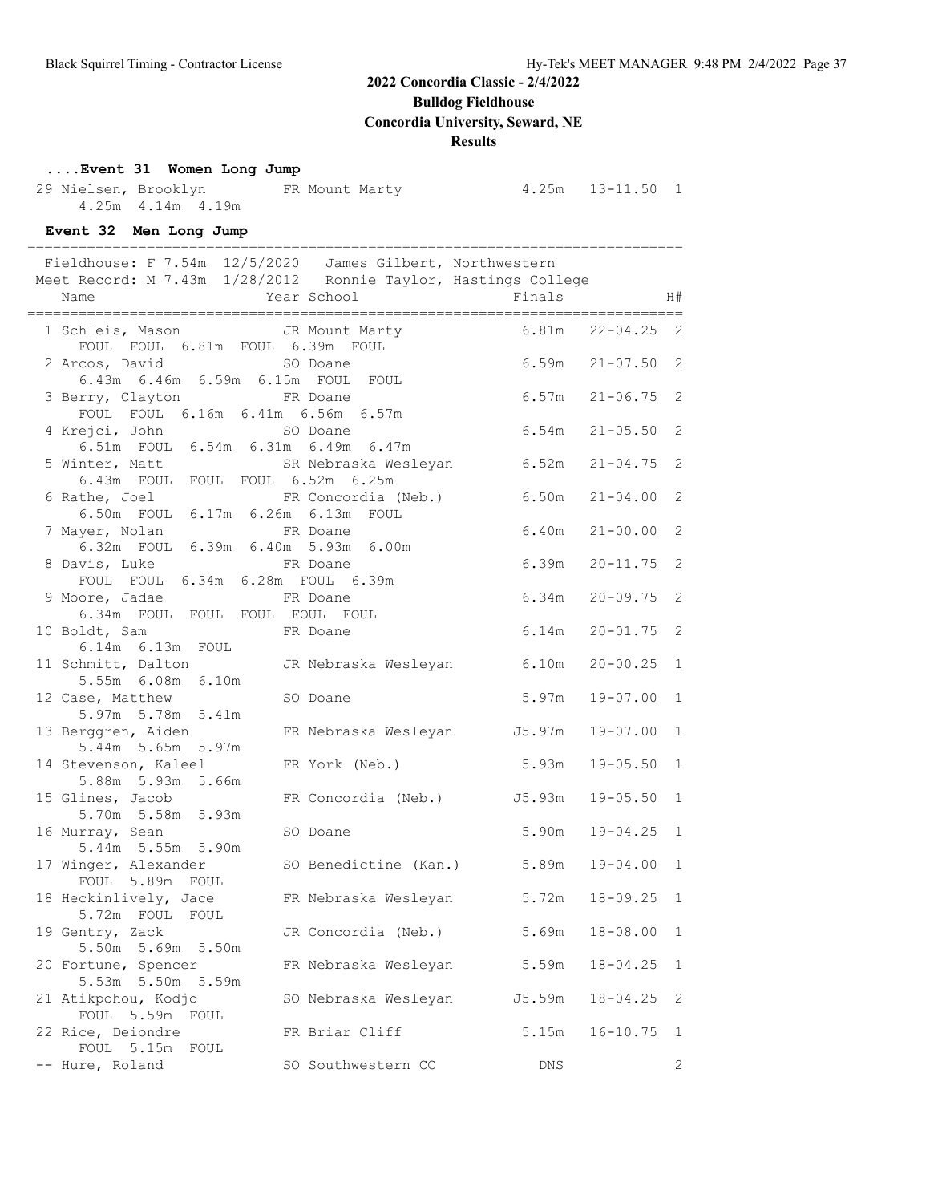## 2022 Concordia Classic - 2/4/2022
**Bulldog Fieldhouse**
**Concordia University, Seward, NE**
**Results**

### ....Event 31 Women Long Jump

```
 29 Nielsen, Brooklyn        FR Mount Marty            4.25m   13-11.50  1
      4.25m  4.14m  4.19m
```

### Event 32 Men Long Jump

```
============================================================================
  Fieldhouse: F 7.54m  12/5/2020   James Gilbert, Northwestern
 Meet Record: M 7.43m  1/28/2012   Ronnie Taylor, Hastings College
    Name                    Year School                  Finals            H#
============================================================================
  1 Schleis, Mason           JR Mount Marty             6.81m   22-04.25  2
      FOUL  FOUL  6.81m  FOUL  6.39m  FOUL
  2 Arcos, David             SO Doane                   6.59m   21-07.50  2
      6.43m  6.46m  6.59m  6.15m  FOUL  FOUL
  3 Berry, Clayton           FR Doane                   6.57m   21-06.75  2
      FOUL  FOUL  6.16m  6.41m  6.56m  6.57m
  4 Krejci, John             SO Doane                   6.54m   21-05.50  2
      6.51m  FOUL  6.54m  6.31m  6.49m  6.47m
  5 Winter, Matt             SR Nebraska Wesleyan       6.52m   21-04.75  2
      6.43m  FOUL  FOUL  FOUL  6.52m  6.25m
  6 Rathe, Joel              FR Concordia (Neb.)        6.50m   21-04.00  2
      6.50m  FOUL  6.17m  6.26m  6.13m  FOUL
  7 Mayer, Nolan             FR Doane                   6.40m   21-00.00  2
      6.32m  FOUL  6.39m  6.40m  5.93m  6.00m
  8 Davis, Luke              FR Doane                   6.39m   20-11.75  2
      FOUL  FOUL  6.34m  6.28m  FOUL  6.39m
  9 Moore, Jadae             FR Doane                   6.34m   20-09.75  2
      6.34m  FOUL  FOUL  FOUL  FOUL  FOUL
 10 Boldt, Sam               FR Doane                   6.14m   20-01.75  2
      6.14m  6.13m  FOUL
 11 Schmitt, Dalton          JR Nebraska Wesleyan       6.10m   20-00.25  1
      5.55m  6.08m  6.10m
 12 Case, Matthew            SO Doane                   5.97m   19-07.00  1
      5.97m  5.78m  5.41m
 13 Berggren, Aiden          FR Nebraska Wesleyan      J5.97m   19-07.00  1
      5.44m  5.65m  5.97m
 14 Stevenson, Kaleel        FR York (Neb.)             5.93m   19-05.50  1
      5.88m  5.93m  5.66m
 15 Glines, Jacob            FR Concordia (Neb.)       J5.93m   19-05.50  1
      5.70m  5.58m  5.93m
 16 Murray, Sean             SO Doane                   5.90m   19-04.25  1
      5.44m  5.55m  5.90m
 17 Winger, Alexander        SO Benedictine (Kan.)      5.89m   19-04.00  1
      FOUL  5.89m  FOUL
 18 Heckinlively, Jace       FR Nebraska Wesleyan       5.72m   18-09.25  1
      5.72m  FOUL  FOUL
 19 Gentry, Zack             JR Concordia (Neb.)        5.69m   18-08.00  1
      5.50m  5.69m  5.50m
 20 Fortune, Spencer         FR Nebraska Wesleyan       5.59m   18-04.25  1
      5.53m  5.50m  5.59m
 21 Atikpohou, Kodjo         SO Nebraska Wesleyan      J5.59m   18-04.25  2
      FOUL  5.59m  FOUL
 22 Rice, Deiondre           FR Briar Cliff             5.15m   16-10.75  1
      FOUL  5.15m  FOUL
 -- Hure, Roland             SO Southwestern CC           DNS              2
```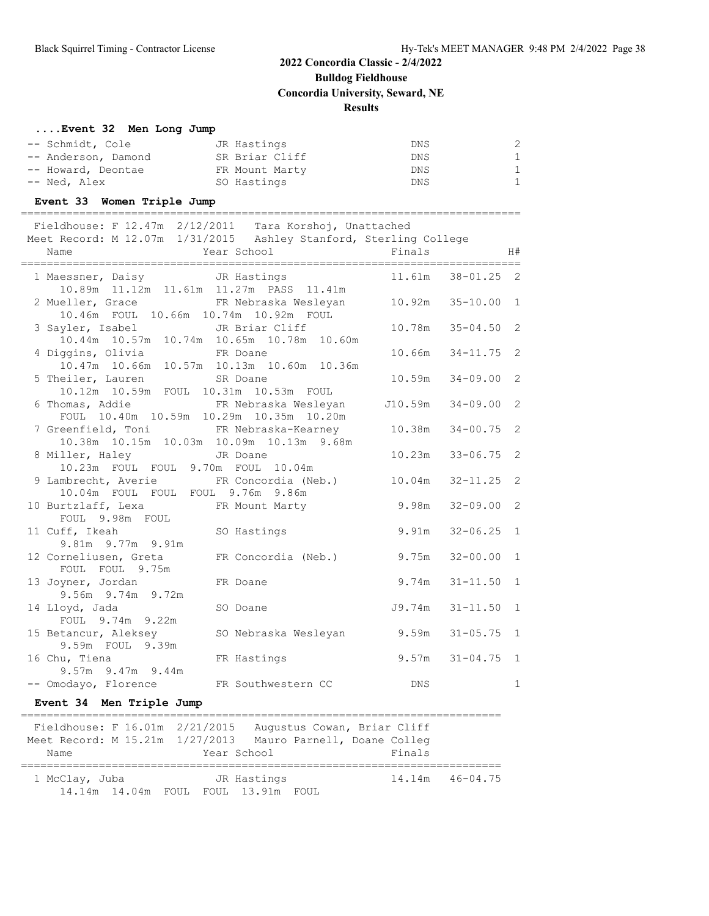**2022 Concordia Classic - 2/4/2022**
**Bulldog Fieldhouse**
**Concordia University, Seward, NE**
**Results**

### ....Event 32 Men Long Jump

| Place | Name | Year | School | Finals | H# |
|---|---|---|---|---|---|
| -- | Schmidt, Cole | JR | Hastings | DNS | 2 |
| -- | Anderson, Damond | SR | Briar Cliff | DNS | 1 |
| -- | Howard, Deontae | FR | Mount Marty | DNS | 1 |
| -- | Ned, Alex | SO | Hastings | DNS | 1 |

### Event 33 Women Triple Jump

Fieldhouse: F 12.47m 2/12/2011 Tara Korshoj, Unattached
Meet Record: M 12.07m 1/31/2015 Ashley Stanford, Sterling College

| Place | Name | Year | School | Finals | | H# |
|---|---|---|---|---|---|---|
| 1 | Maessner, Daisy | JR | Hastings | 11.61m | 38-01.25 | 2 |
| | 10.89m 11.12m 11.61m 11.27m PASS 11.41m | | | | | |
| 2 | Mueller, Grace | FR | Nebraska Wesleyan | 10.92m | 35-10.00 | 1 |
| | 10.46m FOUL 10.66m 10.74m 10.92m FOUL | | | | | |
| 3 | Sayler, Isabel | JR | Briar Cliff | 10.78m | 35-04.50 | 2 |
| | 10.44m 10.57m 10.74m 10.65m 10.78m 10.60m | | | | | |
| 4 | Diggins, Olivia | FR | Doane | 10.66m | 34-11.75 | 2 |
| | 10.47m 10.66m 10.57m 10.13m 10.60m 10.36m | | | | | |
| 5 | Theiler, Lauren | SR | Doane | 10.59m | 34-09.00 | 2 |
| | 10.12m 10.59m FOUL 10.31m 10.53m FOUL | | | | | |
| 6 | Thomas, Addie | FR | Nebraska Wesleyan | J10.59m | 34-09.00 | 2 |
| | FOUL 10.40m 10.59m 10.29m 10.35m 10.20m | | | | | |
| 7 | Greenfield, Toni | FR | Nebraska-Kearney | 10.38m | 34-00.75 | 2 |
| | 10.38m 10.15m 10.03m 10.09m 10.13m 9.68m | | | | | |
| 8 | Miller, Haley | JR | Doane | 10.23m | 33-06.75 | 2 |
| | 10.23m FOUL FOUL 9.70m FOUL 10.04m | | | | | |
| 9 | Lambrecht, Averie | FR | Concordia (Neb.) | 10.04m | 32-11.25 | 2 |
| | 10.04m FOUL FOUL FOUL 9.76m 9.86m | | | | | |
| 10 | Burtzlaff, Lexa | FR | Mount Marty | 9.98m | 32-09.00 | 2 |
| | FOUL 9.98m FOUL | | | | | |
| 11 | Cuff, Ikeah | SO | Hastings | 9.91m | 32-06.25 | 1 |
| | 9.81m 9.77m 9.91m | | | | | |
| 12 | Corneliusen, Greta | FR | Concordia (Neb.) | 9.75m | 32-00.00 | 1 |
| | FOUL FOUL 9.75m | | | | | |
| 13 | Joyner, Jordan | FR | Doane | 9.74m | 31-11.50 | 1 |
| | 9.56m 9.74m 9.72m | | | | | |
| 14 | Lloyd, Jada | SO | Doane | J9.74m | 31-11.50 | 1 |
| | FOUL 9.74m 9.22m | | | | | |
| 15 | Betancur, Aleksey | SO | Nebraska Wesleyan | 9.59m | 31-05.75 | 1 |
| | 9.59m FOUL 9.39m | | | | | |
| 16 | Chu, Tiena | FR | Hastings | 9.57m | 31-04.75 | 1 |
| | 9.57m 9.47m 9.44m | | | | | |
| -- | Omodayo, Florence | FR | Southwestern CC | DNS | | 1 |

### Event 34 Men Triple Jump

Fieldhouse: F 16.01m 2/21/2015 Augustus Cowan, Briar Cliff
Meet Record: M 15.21m 1/27/2013 Mauro Parnell, Doane Colleg

| Place | Name | Year | School | Finals | |
|---|---|---|---|---|---|
| 1 | McClay, Juba | JR | Hastings | 14.14m | 46-04.75 |
| | 14.14m 14.04m FOUL FOUL 13.91m FOUL | | | | |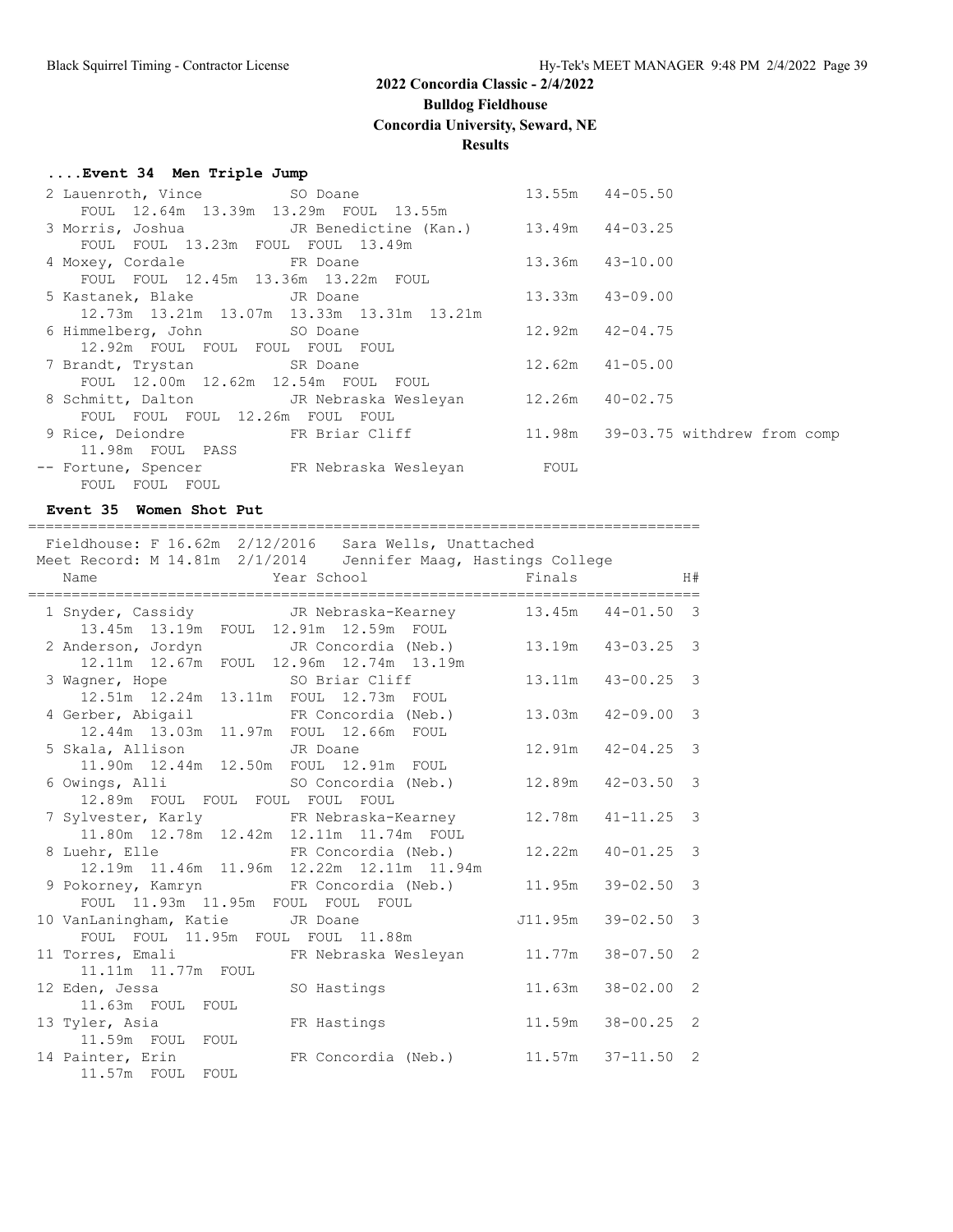# 2022 Concordia Classic - 2/4/2022

**Bulldog Fieldhouse**

**Concordia University, Seward, NE**

**Results**

### ....Event 34 Men Triple Jump

```
  2 Lauenroth, Vince         SO Doane                     13.55m   44-05.50
     FOUL  12.64m  13.39m  13.29m  FOUL  13.55m
  3 Morris, Joshua           JR Benedictine (Kan.)        13.49m   44-03.25
     FOUL  FOUL  13.23m  FOUL  FOUL  13.49m
  4 Moxey, Cordale           FR Doane                     13.36m   43-10.00
     FOUL  FOUL  12.45m  13.36m  13.22m  FOUL
  5 Kastanek, Blake          JR Doane                     13.33m   43-09.00
     12.73m  13.21m  13.07m  13.33m  13.31m  13.21m
  6 Himmelberg, John         SO Doane                     12.92m   42-04.75
     12.92m  FOUL  FOUL  FOUL  FOUL  FOUL
  7 Brandt, Trystan          SR Doane                     12.62m   41-05.00
     FOUL  12.00m  12.62m  12.54m  FOUL  FOUL
  8 Schmitt, Dalton          JR Nebraska Wesleyan         12.26m   40-02.75
     FOUL  FOUL  FOUL  12.26m  FOUL  FOUL
  9 Rice, Deiondre           FR Briar Cliff               11.98m   39-03.75 withdrew from comp
     11.98m  FOUL  PASS
 -- Fortune, Spencer         FR Nebraska Wesleyan          FOUL
     FOUL  FOUL  FOUL
```

### Event 35 Women Shot Put

```
===============================================================================
  Fieldhouse: F 16.62m  2/12/2016   Sara Wells, Unattached
 Meet Record: M 14.81m  2/1/2014    Jennifer Maag, Hastings College
    Name                    Year School                  Finals            H#
===============================================================================
  1 Snyder, Cassidy          JR Nebraska-Kearney          13.45m   44-01.50  3
     13.45m  13.19m  FOUL  12.91m  12.59m  FOUL
  2 Anderson, Jordyn         JR Concordia (Neb.)          13.19m   43-03.25  3
     12.11m  12.67m  FOUL  12.96m  12.74m  13.19m
  3 Wagner, Hope             SO Briar Cliff               13.11m   43-00.25  3
     12.51m  12.24m  13.11m  FOUL  12.73m  FOUL
  4 Gerber, Abigail          FR Concordia (Neb.)          13.03m   42-09.00  3
     12.44m  13.03m  11.97m  FOUL  12.66m  FOUL
  5 Skala, Allison           JR Doane                     12.91m   42-04.25  3
     11.90m  12.44m  12.50m  FOUL  12.91m  FOUL
  6 Owings, Alli             SO Concordia (Neb.)          12.89m   42-03.50  3
     12.89m  FOUL  FOUL  FOUL  FOUL  FOUL
  7 Sylvester, Karly         FR Nebraska-Kearney          12.78m   41-11.25  3
     11.80m  12.78m  12.42m  12.11m  11.74m  FOUL
  8 Luehr, Elle              FR Concordia (Neb.)          12.22m   40-01.25  3
     12.19m  11.46m  11.96m  12.22m  12.11m  11.94m
  9 Pokorney, Kamryn         FR Concordia (Neb.)          11.95m   39-02.50  3
     FOUL  11.93m  11.95m  FOUL  FOUL  FOUL
 10 VanLaningham, Katie      JR Doane                    J11.95m   39-02.50  3
     FOUL  FOUL  11.95m  FOUL  FOUL  11.88m
 11 Torres, Emali            FR Nebraska Wesleyan         11.77m   38-07.50  2
     11.11m  11.77m  FOUL
 12 Eden, Jessa              SO Hastings                  11.63m   38-02.00  2
     11.63m  FOUL  FOUL
 13 Tyler, Asia              FR Hastings                  11.59m   38-00.25  2
     11.59m  FOUL  FOUL
 14 Painter, Erin            FR Concordia (Neb.)          11.57m   37-11.50  2
     11.57m  FOUL  FOUL
```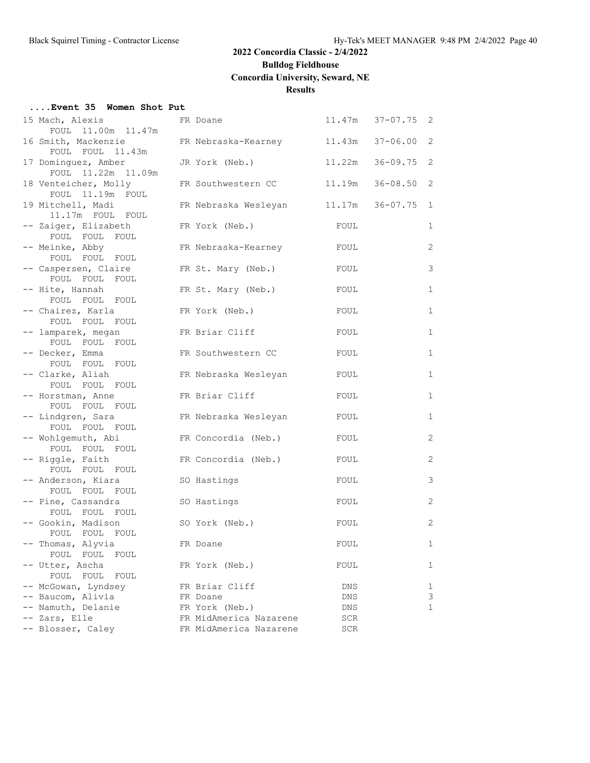## 2022 Concordia Classic - 2/4/2022

**Bulldog Fieldhouse**

**Concordia University, Seward, NE**

**Results**

### ....Event 35 Women Shot Put

| Place | Name | Yr | School | Mark | | Flight |
|---|---|---|---|---|---|---|
| 15 | Mach, Alexis | FR | Doane | 11.47m | 37-07.75 | 2 |
| | FOUL 11.00m 11.47m | | | | | |
| 16 | Smith, Mackenzie | FR | Nebraska-Kearney | 11.43m | 37-06.00 | 2 |
| | FOUL FOUL 11.43m | | | | | |
| 17 | Dominguez, Amber | JR | York (Neb.) | 11.22m | 36-09.75 | 2 |
| | FOUL 11.22m 11.09m | | | | | |
| 18 | Venteicher, Molly | FR | Southwestern CC | 11.19m | 36-08.50 | 2 |
| | FOUL 11.19m FOUL | | | | | |
| 19 | Mitchell, Madi | FR | Nebraska Wesleyan | 11.17m | 36-07.75 | 1 |
| | 11.17m FOUL FOUL | | | | | |
| -- | Zaiger, Elizabeth | FR | York (Neb.) | FOUL | | 1 |
| | FOUL FOUL FOUL | | | | | |
| -- | Meinke, Abby | FR | Nebraska-Kearney | FOUL | | 2 |
| | FOUL FOUL FOUL | | | | | |
| -- | Caspersen, Claire | FR | St. Mary (Neb.) | FOUL | | 3 |
| | FOUL FOUL FOUL | | | | | |
| -- | Hite, Hannah | FR | St. Mary (Neb.) | FOUL | | 1 |
| | FOUL FOUL FOUL | | | | | |
| -- | Chairez, Karla | FR | York (Neb.) | FOUL | | 1 |
| | FOUL FOUL FOUL | | | | | |
| -- | lamparek, megan | FR | Briar Cliff | FOUL | | 1 |
| | FOUL FOUL FOUL | | | | | |
| -- | Decker, Emma | FR | Southwestern CC | FOUL | | 1 |
| | FOUL FOUL FOUL | | | | | |
| -- | Clarke, Aliah | FR | Nebraska Wesleyan | FOUL | | 1 |
| | FOUL FOUL FOUL | | | | | |
| -- | Horstman, Anne | FR | Briar Cliff | FOUL | | 1 |
| | FOUL FOUL FOUL | | | | | |
| -- | Lindgren, Sara | FR | Nebraska Wesleyan | FOUL | | 1 |
| | FOUL FOUL FOUL | | | | | |
| -- | Wohlgemuth, Abi | FR | Concordia (Neb.) | FOUL | | 2 |
| | FOUL FOUL FOUL | | | | | |
| -- | Riggle, Faith | FR | Concordia (Neb.) | FOUL | | 2 |
| | FOUL FOUL FOUL | | | | | |
| -- | Anderson, Kiara | SO | Hastings | FOUL | | 3 |
| | FOUL FOUL FOUL | | | | | |
| -- | Pine, Cassandra | SO | Hastings | FOUL | | 2 |
| | FOUL FOUL FOUL | | | | | |
| -- | Gookin, Madison | SO | York (Neb.) | FOUL | | 2 |
| | FOUL FOUL FOUL | | | | | |
| -- | Thomas, Alyvia | FR | Doane | FOUL | | 1 |
| | FOUL FOUL FOUL | | | | | |
| -- | Utter, Ascha | FR | York (Neb.) | FOUL | | 1 |
| | FOUL FOUL FOUL | | | | | |
| -- | McGowan, Lyndsey | FR | Briar Cliff | DNS | | 1 |
| -- | Baucom, Alivia | FR | Doane | DNS | | 3 |
| -- | Namuth, Delanie | FR | York (Neb.) | DNS | | 1 |
| -- | Zars, Elle | FR | MidAmerica Nazarene | SCR | | |
| -- | Blosser, Caley | FR | MidAmerica Nazarene | SCR | | |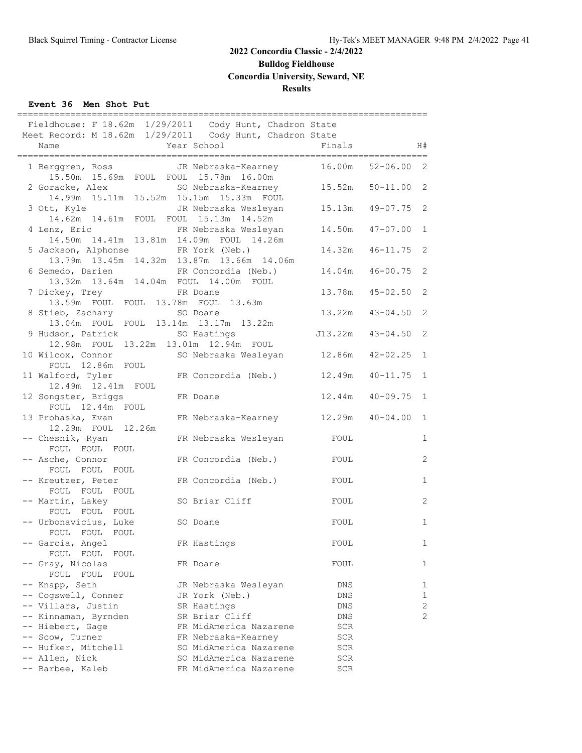# 2022 Concordia Classic - 2/4/2022

## Bulldog Fieldhouse

## Concordia University, Seward, NE

## Results

### Event 36 Men Shot Put

Fieldhouse: F 18.62m 1/29/2011 Cody Hunt, Chadron State
Meet Record: M 18.62m 1/29/2011 Cody Hunt, Chadron State

| Place | Name | Year | School | Finals | | H# |
|---|---|---|---|---|---|---|
| 1 | Berggren, Ross | JR | Nebraska-Kearney | 16.00m | 52-06.00 | 2 |
| | 15.50m 15.69m FOUL FOUL 15.78m 16.00m | | | | | |
| 2 | Goracke, Alex | SO | Nebraska-Kearney | 15.52m | 50-11.00 | 2 |
| | 14.99m 15.11m 15.52m 15.15m 15.33m FOUL | | | | | |
| 3 | Ott, Kyle | JR | Nebraska Wesleyan | 15.13m | 49-07.75 | 2 |
| | 14.62m 14.61m FOUL FOUL 15.13m 14.52m | | | | | |
| 4 | Lenz, Eric | FR | Nebraska Wesleyan | 14.50m | 47-07.00 | 1 |
| | 14.50m 14.41m 13.81m 14.09m FOUL 14.26m | | | | | |
| 5 | Jackson, Alphonse | FR | York (Neb.) | 14.32m | 46-11.75 | 2 |
| | 13.79m 13.45m 14.32m 13.87m 13.66m 14.06m | | | | | |
| 6 | Semedo, Darien | FR | Concordia (Neb.) | 14.04m | 46-00.75 | 2 |
| | 13.32m 13.64m 14.04m FOUL 14.00m FOUL | | | | | |
| 7 | Dickey, Trey | FR | Doane | 13.78m | 45-02.50 | 2 |
| | 13.59m FOUL FOUL 13.78m FOUL 13.63m | | | | | |
| 8 | Stieb, Zachary | SO | Doane | 13.22m | 43-04.50 | 2 |
| | 13.04m FOUL FOUL 13.14m 13.17m 13.22m | | | | | |
| 9 | Hudson, Patrick | SO | Hastings | J13.22m | 43-04.50 | 2 |
| | 12.98m FOUL 13.22m 13.01m 12.94m FOUL | | | | | |
| 10 | Wilcox, Connor | SO | Nebraska Wesleyan | 12.86m | 42-02.25 | 1 |
| | FOUL 12.86m FOUL | | | | | |
| 11 | Walford, Tyler | FR | Concordia (Neb.) | 12.49m | 40-11.75 | 1 |
| | 12.49m 12.41m FOUL | | | | | |
| 12 | Songster, Briggs | FR | Doane | 12.44m | 40-09.75 | 1 |
| | FOUL 12.44m FOUL | | | | | |
| 13 | Prohaska, Evan | FR | Nebraska-Kearney | 12.29m | 40-04.00 | 1 |
| | 12.29m FOUL 12.26m | | | | | |
| -- | Chesnik, Ryan | FR | Nebraska Wesleyan | FOUL | | 1 |
| | FOUL FOUL FOUL | | | | | |
| -- | Asche, Connor | FR | Concordia (Neb.) | FOUL | | 2 |
| | FOUL FOUL FOUL | | | | | |
| -- | Kreutzer, Peter | FR | Concordia (Neb.) | FOUL | | 1 |
| | FOUL FOUL FOUL | | | | | |
| -- | Martin, Lakey | SO | Briar Cliff | FOUL | | 2 |
| | FOUL FOUL FOUL | | | | | |
| -- | Urbonavicius, Luke | SO | Doane | FOUL | | 1 |
| | FOUL FOUL FOUL | | | | | |
| -- | Garcia, Angel | FR | Hastings | FOUL | | 1 |
| | FOUL FOUL FOUL | | | | | |
| -- | Gray, Nicolas | FR | Doane | FOUL | | 1 |
| | FOUL FOUL FOUL | | | | | |
| -- | Knapp, Seth | JR | Nebraska Wesleyan | DNS | | 1 |
| -- | Cogswell, Conner | JR | York (Neb.) | DNS | | 1 |
| -- | Villars, Justin | SR | Hastings | DNS | | 2 |
| -- | Kinnaman, Byrnden | SR | Briar Cliff | DNS | | 2 |
| -- | Hiebert, Gage | FR | MidAmerica Nazarene | SCR | | |
| -- | Scow, Turner | FR | Nebraska-Kearney | SCR | | |
| -- | Hufker, Mitchell | SO | MidAmerica Nazarene | SCR | | |
| -- | Allen, Nick | SO | MidAmerica Nazarene | SCR | | |
| -- | Barbee, Kaleb | FR | MidAmerica Nazarene | SCR | | |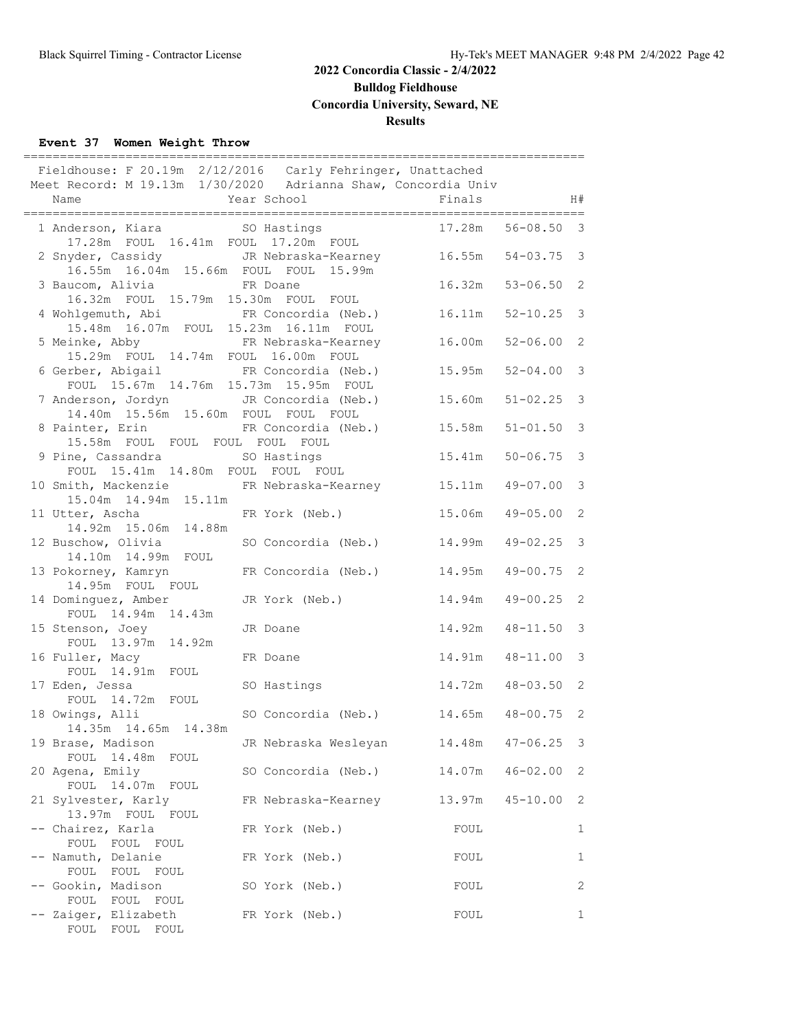## 2022 Concordia Classic - 2/4/2022
## Bulldog Fieldhouse
## Concordia University, Seward, NE
## Results

### Event 37 Women Weight Throw

Fieldhouse: F 20.19m 2/12/2016 Carly Fehringer, Unattached
Meet Record: M 19.13m 1/30/2020 Adrianna Shaw, Concordia Univ

| Place | Name | Year | School | Finals | | H# |
|---|---|---|---|---|---|---|
| 1 | Anderson, Kiara | SO | Hastings | 17.28m | 56-08.50 | 3 |
| | 17.28m FOUL 16.41m FOUL 17.20m FOUL | | | | | |
| 2 | Snyder, Cassidy | JR | Nebraska-Kearney | 16.55m | 54-03.75 | 3 |
| | 16.55m 16.04m 15.66m FOUL FOUL 15.99m | | | | | |
| 3 | Baucom, Alivia | FR | Doane | 16.32m | 53-06.50 | 2 |
| | 16.32m FOUL 15.79m 15.30m FOUL FOUL | | | | | |
| 4 | Wohlgemuth, Abi | FR | Concordia (Neb.) | 16.11m | 52-10.25 | 3 |
| | 15.48m 16.07m FOUL 15.23m 16.11m FOUL | | | | | |
| 5 | Meinke, Abby | FR | Nebraska-Kearney | 16.00m | 52-06.00 | 2 |
| | 15.29m FOUL 14.74m FOUL 16.00m FOUL | | | | | |
| 6 | Gerber, Abigail | FR | Concordia (Neb.) | 15.95m | 52-04.00 | 3 |
| | FOUL 15.67m 14.76m 15.73m 15.95m FOUL | | | | | |
| 7 | Anderson, Jordyn | JR | Concordia (Neb.) | 15.60m | 51-02.25 | 3 |
| | 14.40m 15.56m 15.60m FOUL FOUL FOUL | | | | | |
| 8 | Painter, Erin | FR | Concordia (Neb.) | 15.58m | 51-01.50 | 3 |
| | 15.58m FOUL FOUL FOUL FOUL FOUL | | | | | |
| 9 | Pine, Cassandra | SO | Hastings | 15.41m | 50-06.75 | 3 |
| | FOUL 15.41m 14.80m FOUL FOUL FOUL | | | | | |
| 10 | Smith, Mackenzie | FR | Nebraska-Kearney | 15.11m | 49-07.00 | 3 |
| | 15.04m 14.94m 15.11m | | | | | |
| 11 | Utter, Ascha | FR | York (Neb.) | 15.06m | 49-05.00 | 2 |
| | 14.92m 15.06m 14.88m | | | | | |
| 12 | Buschow, Olivia | SO | Concordia (Neb.) | 14.99m | 49-02.25 | 3 |
| | 14.10m 14.99m FOUL | | | | | |
| 13 | Pokorney, Kamryn | FR | Concordia (Neb.) | 14.95m | 49-00.75 | 2 |
| | 14.95m FOUL FOUL | | | | | |
| 14 | Dominguez, Amber | JR | York (Neb.) | 14.94m | 49-00.25 | 2 |
| | FOUL 14.94m 14.43m | | | | | |
| 15 | Stenson, Joey | JR | Doane | 14.92m | 48-11.50 | 3 |
| | FOUL 13.97m 14.92m | | | | | |
| 16 | Fuller, Macy | FR | Doane | 14.91m | 48-11.00 | 3 |
| | FOUL 14.91m FOUL | | | | | |
| 17 | Eden, Jessa | SO | Hastings | 14.72m | 48-03.50 | 2 |
| | FOUL 14.72m FOUL | | | | | |
| 18 | Owings, Alli | SO | Concordia (Neb.) | 14.65m | 48-00.75 | 2 |
| | 14.35m 14.65m 14.38m | | | | | |
| 19 | Brase, Madison | JR | Nebraska Wesleyan | 14.48m | 47-06.25 | 3 |
| | FOUL 14.48m FOUL | | | | | |
| 20 | Agena, Emily | SO | Concordia (Neb.) | 14.07m | 46-02.00 | 2 |
| | FOUL 14.07m FOUL | | | | | |
| 21 | Sylvester, Karly | FR | Nebraska-Kearney | 13.97m | 45-10.00 | 2 |
| | 13.97m FOUL FOUL | | | | | |
| -- | Chairez, Karla | FR | York (Neb.) | FOUL | | 1 |
| | FOUL FOUL FOUL | | | | | |
| -- | Namuth, Delanie | FR | York (Neb.) | FOUL | | 1 |
| | FOUL FOUL FOUL | | | | | |
| -- | Gookin, Madison | SO | York (Neb.) | FOUL | | 2 |
| | FOUL FOUL FOUL | | | | | |
| -- | Zaiger, Elizabeth | FR | York (Neb.) | FOUL | | 1 |
| | FOUL FOUL FOUL | | | | | |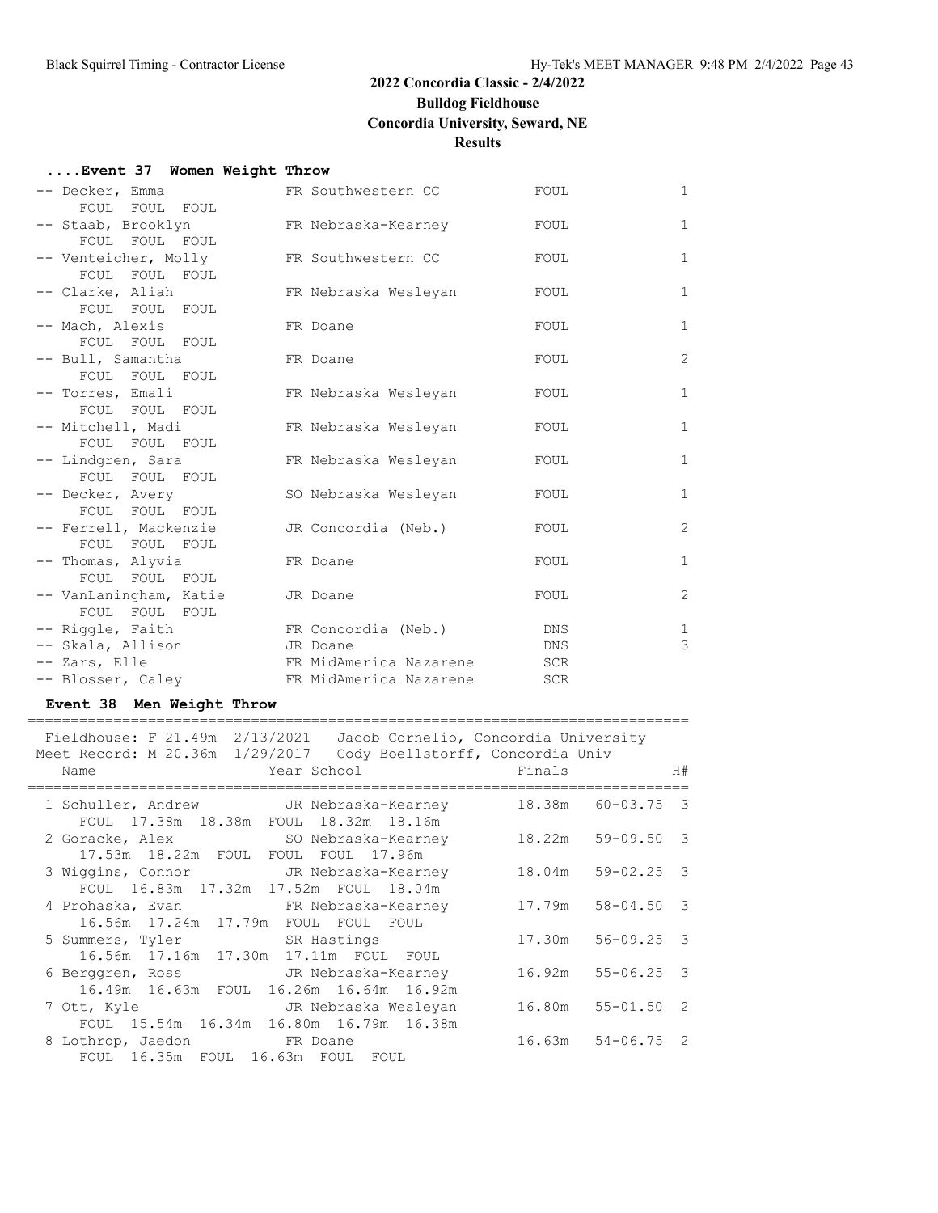# 2022 Concordia Classic - 2/4/2022

**Bulldog Fieldhouse**

**Concordia University, Seward, NE**

**Results**

### ....Event 37 Women Weight Throw

```
-- Decker, Emma               FR Southwestern CC           FOUL             1
      FOUL  FOUL  FOUL
-- Staab, Brooklyn            FR Nebraska-Kearney          FOUL             1
      FOUL  FOUL  FOUL
-- Venteicher, Molly          FR Southwestern CC           FOUL             1
      FOUL  FOUL  FOUL
-- Clarke, Aliah              FR Nebraska Wesleyan         FOUL             1
      FOUL  FOUL  FOUL
-- Mach, Alexis               FR Doane                     FOUL             1
      FOUL  FOUL  FOUL
-- Bull, Samantha             FR Doane                     FOUL             2
      FOUL  FOUL  FOUL
-- Torres, Emali              FR Nebraska Wesleyan         FOUL             1
      FOUL  FOUL  FOUL
-- Mitchell, Madi             FR Nebraska Wesleyan         FOUL             1
      FOUL  FOUL  FOUL
-- Lindgren, Sara             FR Nebraska Wesleyan         FOUL             1
      FOUL  FOUL  FOUL
-- Decker, Avery              SO Nebraska Wesleyan         FOUL             1
      FOUL  FOUL  FOUL
-- Ferrell, Mackenzie         JR Concordia (Neb.)          FOUL             2
      FOUL  FOUL  FOUL
-- Thomas, Alyvia             FR Doane                     FOUL             1
      FOUL  FOUL  FOUL
-- VanLaningham, Katie        JR Doane                     FOUL             2
      FOUL  FOUL  FOUL
-- Riggle, Faith              FR Concordia (Neb.)           DNS             1
-- Skala, Allison             JR Doane                      DNS             3
-- Zars, Elle                 FR MidAmerica Nazarene        SCR
-- Blosser, Caley             FR MidAmerica Nazarene        SCR
```

### Event 38 Men Weight Throw

```
============================================================================
  Fieldhouse: F 21.49m  2/13/2021   Jacob Cornelio, Concordia University
 Meet Record: M 20.36m  1/29/2017   Cody Boellstorff, Concordia Univ
    Name                    Year School                  Finals            H#
============================================================================
  1 Schuller, Andrew          JR Nebraska-Kearney       18.38m   60-03.75   3
      FOUL  17.38m  18.38m  FOUL  18.32m  18.16m
  2 Goracke, Alex             SO Nebraska-Kearney       18.22m   59-09.50   3
      17.53m  18.22m  FOUL  FOUL  FOUL  17.96m
  3 Wiggins, Connor           JR Nebraska-Kearney       18.04m   59-02.25   3
      FOUL  16.83m  17.32m  17.52m  FOUL  18.04m
  4 Prohaska, Evan            FR Nebraska-Kearney       17.79m   58-04.50   3
      16.56m  17.24m  17.79m  FOUL  FOUL  FOUL
  5 Summers, Tyler            SR Hastings               17.30m   56-09.25   3
      16.56m  17.16m  17.30m  17.11m  FOUL  FOUL
  6 Berggren, Ross            JR Nebraska-Kearney       16.92m   55-06.25   3
      16.49m  16.63m  FOUL  16.26m  16.64m  16.92m
  7 Ott, Kyle                 JR Nebraska Wesleyan      16.80m   55-01.50   2
      FOUL  15.54m  16.34m  16.80m  16.79m  16.38m
  8 Lothrop, Jaedon           FR Doane                  16.63m   54-06.75   2
      FOUL  16.35m  FOUL  16.63m  FOUL  FOUL
```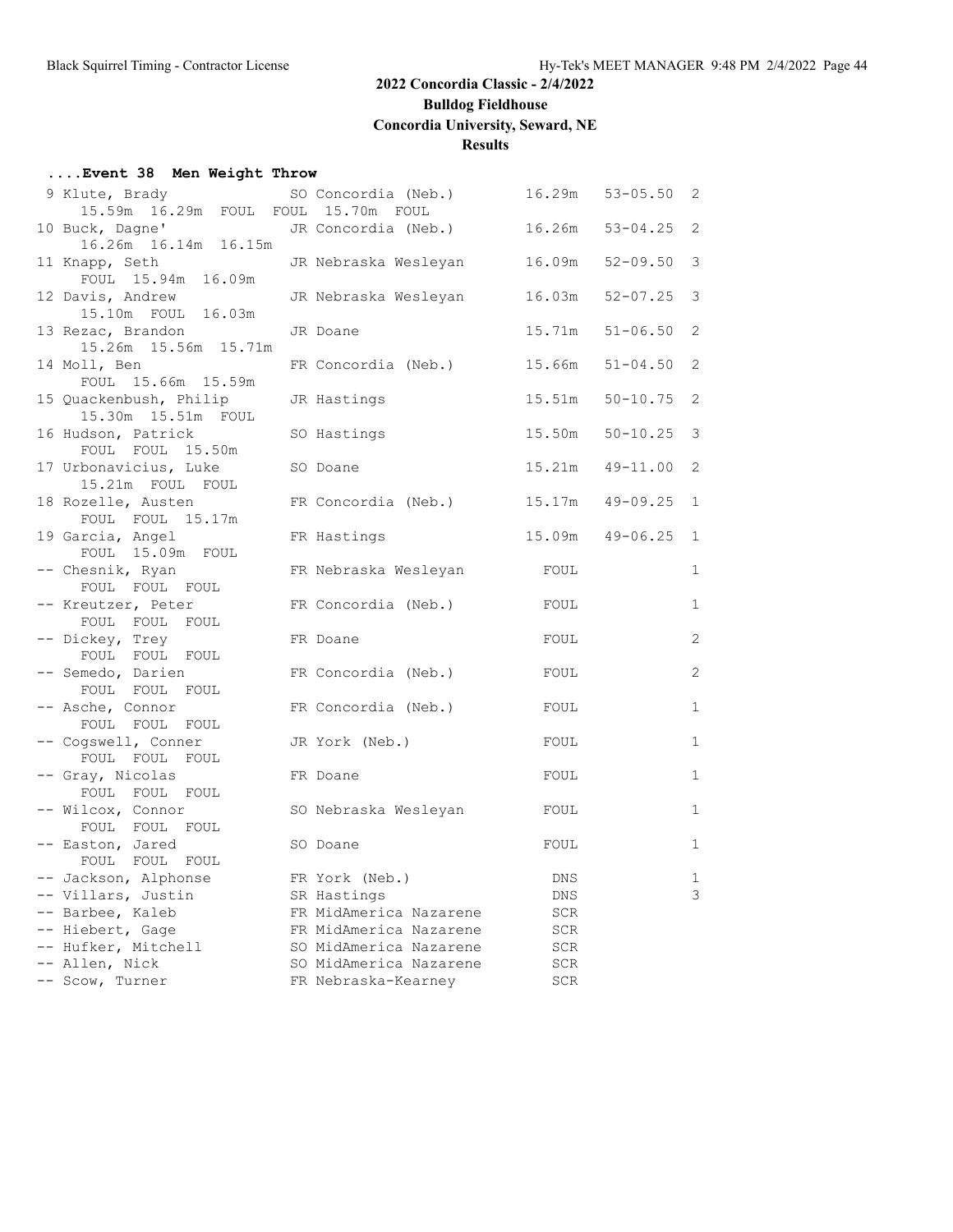## 2022 Concordia Classic - 2/4/2022

**Bulldog Fieldhouse**

**Concordia University, Seward, NE**

**Results**

### ....Event 38 Men Weight Throw

| Place | Name | Yr | School | Mark | Imperial | Flight |
|---|---|---|---|---|---|---|
| 9 | Klute, Brady | SO | Concordia (Neb.) | 16.29m | 53-05.50 | 2 |
| | 15.59m 16.29m FOUL FOUL 15.70m FOUL | | | | | |
| 10 | Buck, Dagne' | JR | Concordia (Neb.) | 16.26m | 53-04.25 | 2 |
| | 16.26m 16.14m 16.15m | | | | | |
| 11 | Knapp, Seth | JR | Nebraska Wesleyan | 16.09m | 52-09.50 | 3 |
| | FOUL 15.94m 16.09m | | | | | |
| 12 | Davis, Andrew | JR | Nebraska Wesleyan | 16.03m | 52-07.25 | 3 |
| | 15.10m FOUL 16.03m | | | | | |
| 13 | Rezac, Brandon | JR | Doane | 15.71m | 51-06.50 | 2 |
| | 15.26m 15.56m 15.71m | | | | | |
| 14 | Moll, Ben | FR | Concordia (Neb.) | 15.66m | 51-04.50 | 2 |
| | FOUL 15.66m 15.59m | | | | | |
| 15 | Quackenbush, Philip | JR | Hastings | 15.51m | 50-10.75 | 2 |
| | 15.30m 15.51m FOUL | | | | | |
| 16 | Hudson, Patrick | SO | Hastings | 15.50m | 50-10.25 | 3 |
| | FOUL FOUL 15.50m | | | | | |
| 17 | Urbonavicius, Luke | SO | Doane | 15.21m | 49-11.00 | 2 |
| | 15.21m FOUL FOUL | | | | | |
| 18 | Rozelle, Austen | FR | Concordia (Neb.) | 15.17m | 49-09.25 | 1 |
| | FOUL FOUL 15.17m | | | | | |
| 19 | Garcia, Angel | FR | Hastings | 15.09m | 49-06.25 | 1 |
| | FOUL 15.09m FOUL | | | | | |
| -- | Chesnik, Ryan | FR | Nebraska Wesleyan | FOUL | | 1 |
| | FOUL FOUL FOUL | | | | | |
| -- | Kreutzer, Peter | FR | Concordia (Neb.) | FOUL | | 1 |
| | FOUL FOUL FOUL | | | | | |
| -- | Dickey, Trey | FR | Doane | FOUL | | 2 |
| | FOUL FOUL FOUL | | | | | |
| -- | Semedo, Darien | FR | Concordia (Neb.) | FOUL | | 2 |
| | FOUL FOUL FOUL | | | | | |
| -- | Asche, Connor | FR | Concordia (Neb.) | FOUL | | 1 |
| | FOUL FOUL FOUL | | | | | |
| -- | Cogswell, Conner | JR | York (Neb.) | FOUL | | 1 |
| | FOUL FOUL FOUL | | | | | |
| -- | Gray, Nicolas | FR | Doane | FOUL | | 1 |
| | FOUL FOUL FOUL | | | | | |
| -- | Wilcox, Connor | SO | Nebraska Wesleyan | FOUL | | 1 |
| | FOUL FOUL FOUL | | | | | |
| -- | Easton, Jared | SO | Doane | FOUL | | 1 |
| | FOUL FOUL FOUL | | | | | |
| -- | Jackson, Alphonse | FR | York (Neb.) | DNS | | 1 |
| -- | Villars, Justin | SR | Hastings | DNS | | 3 |
| -- | Barbee, Kaleb | FR | MidAmerica Nazarene | SCR | | |
| -- | Hiebert, Gage | FR | MidAmerica Nazarene | SCR | | |
| -- | Hufker, Mitchell | SO | MidAmerica Nazarene | SCR | | |
| -- | Allen, Nick | SO | MidAmerica Nazarene | SCR | | |
| -- | Scow, Turner | FR | Nebraska-Kearney | SCR | | |